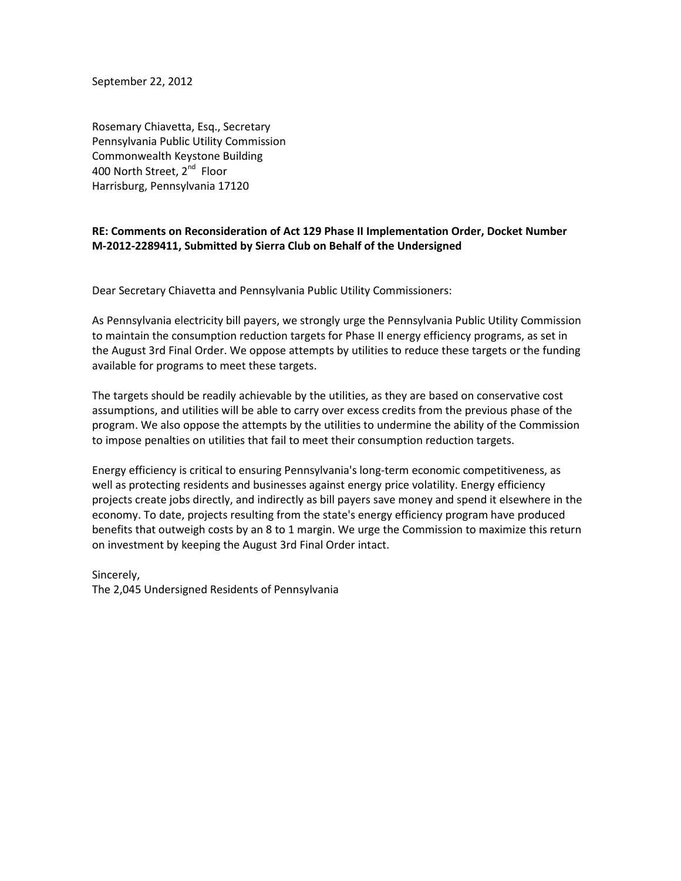September 22, 2012

Rosemary Chiavetta, Esq., Secretary
Pennsylvania Public Utility Commission
Commonwealth Keystone Building
400 North Street, 2nd Floor
Harrisburg, Pennsylvania 17120

**RE: Comments on Reconsideration of Act 129 Phase II Implementation Order, Docket Number M-2012-2289411, Submitted by Sierra Club on Behalf of the Undersigned**

Dear Secretary Chiavetta and Pennsylvania Public Utility Commissioners:

As Pennsylvania electricity bill payers, we strongly urge the Pennsylvania Public Utility Commission to maintain the consumption reduction targets for Phase II energy efficiency programs, as set in the August 3rd Final Order. We oppose attempts by utilities to reduce these targets or the funding available for programs to meet these targets.

The targets should be readily achievable by the utilities, as they are based on conservative cost assumptions, and utilities will be able to carry over excess credits from the previous phase of the program. We also oppose the attempts by the utilities to undermine the ability of the Commission to impose penalties on utilities that fail to meet their consumption reduction targets.

Energy efficiency is critical to ensuring Pennsylvania's long-term economic competitiveness, as well as protecting residents and businesses against energy price volatility. Energy efficiency projects create jobs directly, and indirectly as bill payers save money and spend it elsewhere in the economy. To date, projects resulting from the state's energy efficiency program have produced benefits that outweigh costs by an 8 to 1 margin. We urge the Commission to maximize this return on investment by keeping the August 3rd Final Order intact.

Sincerely,
The 2,045 Undersigned Residents of Pennsylvania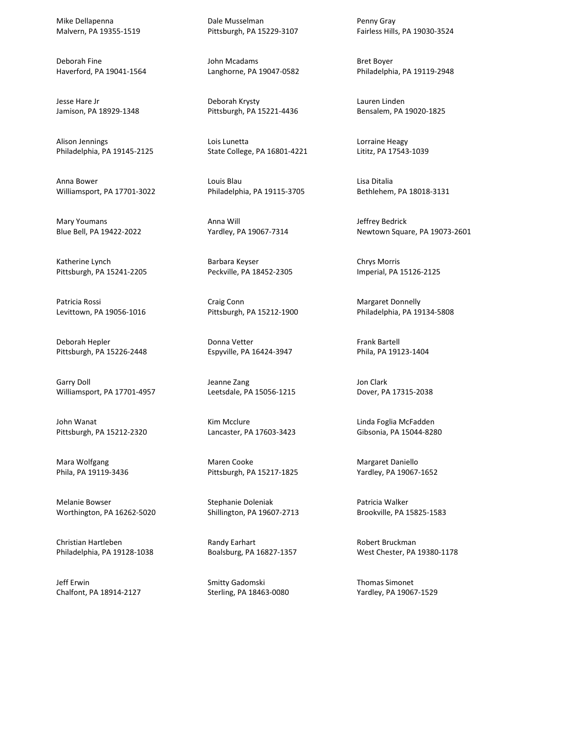Mike Dellapenna
Malvern, PA 19355-1519

Deborah Fine
Haverford, PA 19041-1564

Jesse Hare Jr
Jamison, PA 18929-1348

Alison Jennings
Philadelphia, PA 19145-2125

Anna Bower
Williamsport, PA 17701-3022

Mary Youmans
Blue Bell, PA 19422-2022

Katherine Lynch
Pittsburgh, PA 15241-2205

Patricia Rossi
Levittown, PA 19056-1016

Deborah Hepler
Pittsburgh, PA 15226-2448

Garry Doll
Williamsport, PA 17701-4957

John Wanat
Pittsburgh, PA 15212-2320

Mara Wolfgang
Phila, PA 19119-3436

Melanie Bowser
Worthington, PA 16262-5020

Christian Hartleben
Philadelphia, PA 19128-1038

Jeff Erwin
Chalfont, PA 18914-2127

Dale Musselman
Pittsburgh, PA 15229-3107

John Mcadams
Langhorne, PA 19047-0582

Deborah Krysty
Pittsburgh, PA 15221-4436

Lois Lunetta
State College, PA 16801-4221

Louis Blau
Philadelphia, PA 19115-3705

Anna Will
Yardley, PA 19067-7314

Barbara Keyser
Peckville, PA 18452-2305

Craig Conn
Pittsburgh, PA 15212-1900

Donna Vetter
Espyville, PA 16424-3947

Jeanne Zang
Leetsdale, PA 15056-1215

Kim Mcclure
Lancaster, PA 17603-3423

Maren Cooke
Pittsburgh, PA 15217-1825

Stephanie Doleniak
Shillington, PA 19607-2713

Randy Earhart
Boalsburg, PA 16827-1357

Smitty Gadomski
Sterling, PA 18463-0080

Penny Gray
Fairless Hills, PA 19030-3524

Bret Boyer
Philadelphia, PA 19119-2948

Lauren Linden
Bensalem, PA 19020-1825

Lorraine Heagy
Lititz, PA 17543-1039

Lisa Ditalia
Bethlehem, PA 18018-3131

Jeffrey Bedrick
Newtown Square, PA 19073-2601

Chrys Morris
Imperial, PA 15126-2125

Margaret Donnelly
Philadelphia, PA 19134-5808

Frank Bartell
Phila, PA 19123-1404

Jon Clark
Dover, PA 17315-2038

Linda Foglia McFadden
Gibsonia, PA 15044-8280

Margaret Daniello
Yardley, PA 19067-1652

Patricia Walker
Brookville, PA 15825-1583

Robert Bruckman
West Chester, PA 19380-1178

Thomas Simonet
Yardley, PA 19067-1529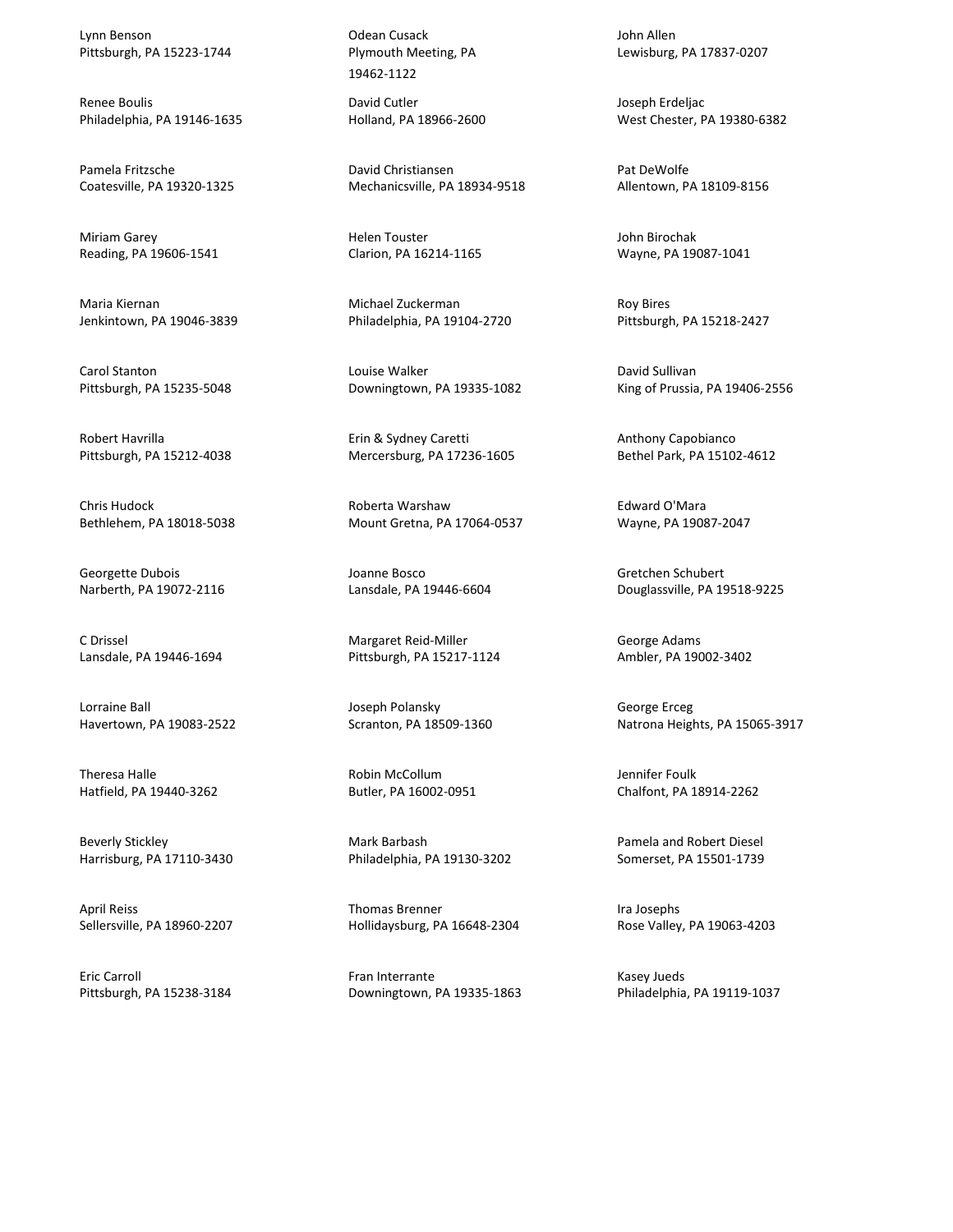Lynn Benson
Pittsburgh, PA 15223-1744

Renee Boulis
Philadelphia, PA 19146-1635

Pamela Fritzsche
Coatesville, PA 19320-1325

Miriam Garey
Reading, PA 19606-1541

Maria Kiernan
Jenkintown, PA 19046-3839

Carol Stanton
Pittsburgh, PA 15235-5048

Robert Havrilla
Pittsburgh, PA 15212-4038

Chris Hudock
Bethlehem, PA 18018-5038

Georgette Dubois
Narberth, PA 19072-2116

C Drissel
Lansdale, PA 19446-1694

Lorraine Ball
Havertown, PA 19083-2522

Theresa Halle
Hatfield, PA 19440-3262

Beverly Stickley
Harrisburg, PA 17110-3430

April Reiss
Sellersville, PA 18960-2207

Eric Carroll
Pittsburgh, PA 15238-3184

Odean Cusack
Plymouth Meeting, PA
19462-1122

David Cutler
Holland, PA 18966-2600

David Christiansen
Mechanicsville, PA 18934-9518

Helen Touster
Clarion, PA 16214-1165

Michael Zuckerman
Philadelphia, PA 19104-2720

Louise Walker
Downingtown, PA 19335-1082

Erin & Sydney Caretti
Mercersburg, PA 17236-1605

Roberta Warshaw
Mount Gretna, PA 17064-0537

Joanne Bosco
Lansdale, PA 19446-6604

Margaret Reid-Miller
Pittsburgh, PA 15217-1124

Joseph Polansky
Scranton, PA 18509-1360

Robin McCollum
Butler, PA 16002-0951

Mark Barbash
Philadelphia, PA 19130-3202

Thomas Brenner
Hollidaysburg, PA 16648-2304

Fran Interrante
Downingtown, PA 19335-1863

John Allen
Lewisburg, PA 17837-0207

Joseph Erdeljac
West Chester, PA 19380-6382

Pat DeWolfe
Allentown, PA 18109-8156

John Birochak
Wayne, PA 19087-1041

Roy Bires
Pittsburgh, PA 15218-2427

David Sullivan
King of Prussia, PA 19406-2556

Anthony Capobianco
Bethel Park, PA 15102-4612

Edward O'Mara
Wayne, PA 19087-2047

Gretchen Schubert
Douglassville, PA 19518-9225

George Adams
Ambler, PA 19002-3402

George Erceg
Natrona Heights, PA 15065-3917

Jennifer Foulk
Chalfont, PA 18914-2262

Pamela and Robert Diesel
Somerset, PA 15501-1739

Ira Josephs
Rose Valley, PA 19063-4203

Kasey Jueds
Philadelphia, PA 19119-1037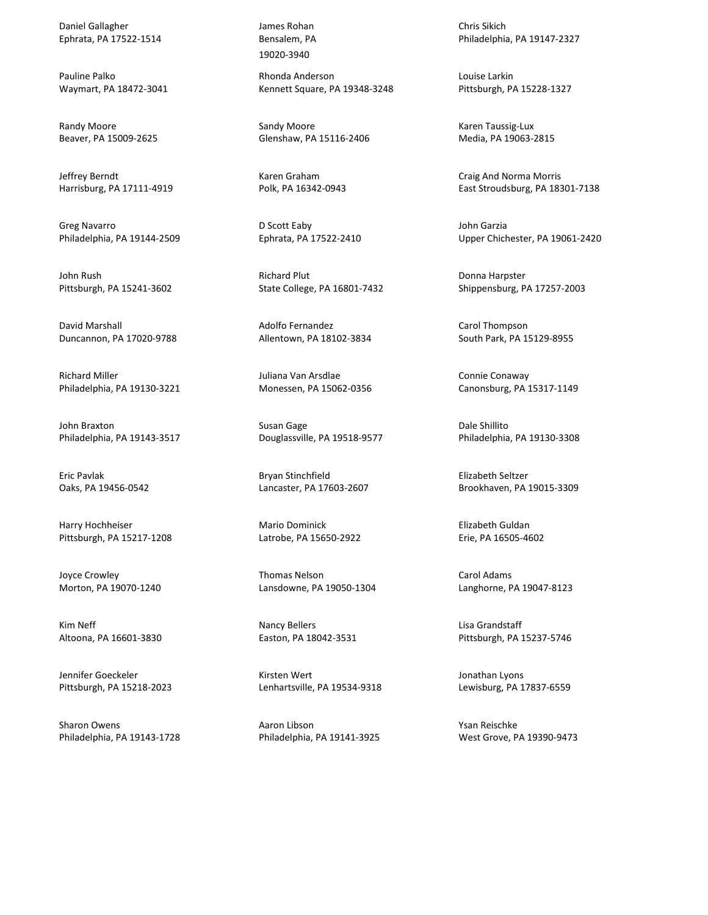Daniel Gallagher
Ephrata, PA 17522-1514

Pauline Palko
Waymart, PA 18472-3041

Randy Moore
Beaver, PA 15009-2625

Jeffrey Berndt
Harrisburg, PA 17111-4919

Greg Navarro
Philadelphia, PA 19144-2509

John Rush
Pittsburgh, PA 15241-3602

David Marshall
Duncannon, PA 17020-9788

Richard Miller
Philadelphia, PA 19130-3221

John Braxton
Philadelphia, PA 19143-3517

Eric Pavlak
Oaks, PA 19456-0542

Harry Hochheiser
Pittsburgh, PA 15217-1208

Joyce Crowley
Morton, PA 19070-1240

Kim Neff
Altoona, PA 16601-3830

Jennifer Goeckeler
Pittsburgh, PA 15218-2023

Sharon Owens
Philadelphia, PA 19143-1728

James Rohan
Bensalem, PA
19020-3940

Rhonda Anderson
Kennett Square, PA 19348-3248

Sandy Moore
Glenshaw, PA 15116-2406

Karen Graham
Polk, PA 16342-0943

D Scott Eaby
Ephrata, PA 17522-2410

Richard Plut
State College, PA 16801-7432

Adolfo Fernandez
Allentown, PA 18102-3834

Juliana Van Arsdlae
Monessen, PA 15062-0356

Susan Gage
Douglassville, PA 19518-9577

Bryan Stinchfield
Lancaster, PA 17603-2607

Mario Dominick
Latrobe, PA 15650-2922

Thomas Nelson
Lansdowne, PA 19050-1304

Nancy Bellers
Easton, PA 18042-3531

Kirsten Wert
Lenhartsville, PA 19534-9318

Aaron Libson
Philadelphia, PA 19141-3925

Chris Sikich
Philadelphia, PA 19147-2327

Louise Larkin
Pittsburgh, PA 15228-1327

Karen Taussig-Lux
Media, PA 19063-2815

Craig And Norma Morris
East Stroudsburg, PA 18301-7138

John Garzia
Upper Chichester, PA 19061-2420

Donna Harpster
Shippensburg, PA 17257-2003

Carol Thompson
South Park, PA 15129-8955

Connie Conaway
Canonsburg, PA 15317-1149

Dale Shillito
Philadelphia, PA 19130-3308

Elizabeth Seltzer
Brookhaven, PA 19015-3309

Elizabeth Guldan
Erie, PA 16505-4602

Carol Adams
Langhorne, PA 19047-8123

Lisa Grandstaff
Pittsburgh, PA 15237-5746

Jonathan Lyons
Lewisburg, PA 17837-6559

Ysan Reischke
West Grove, PA 19390-9473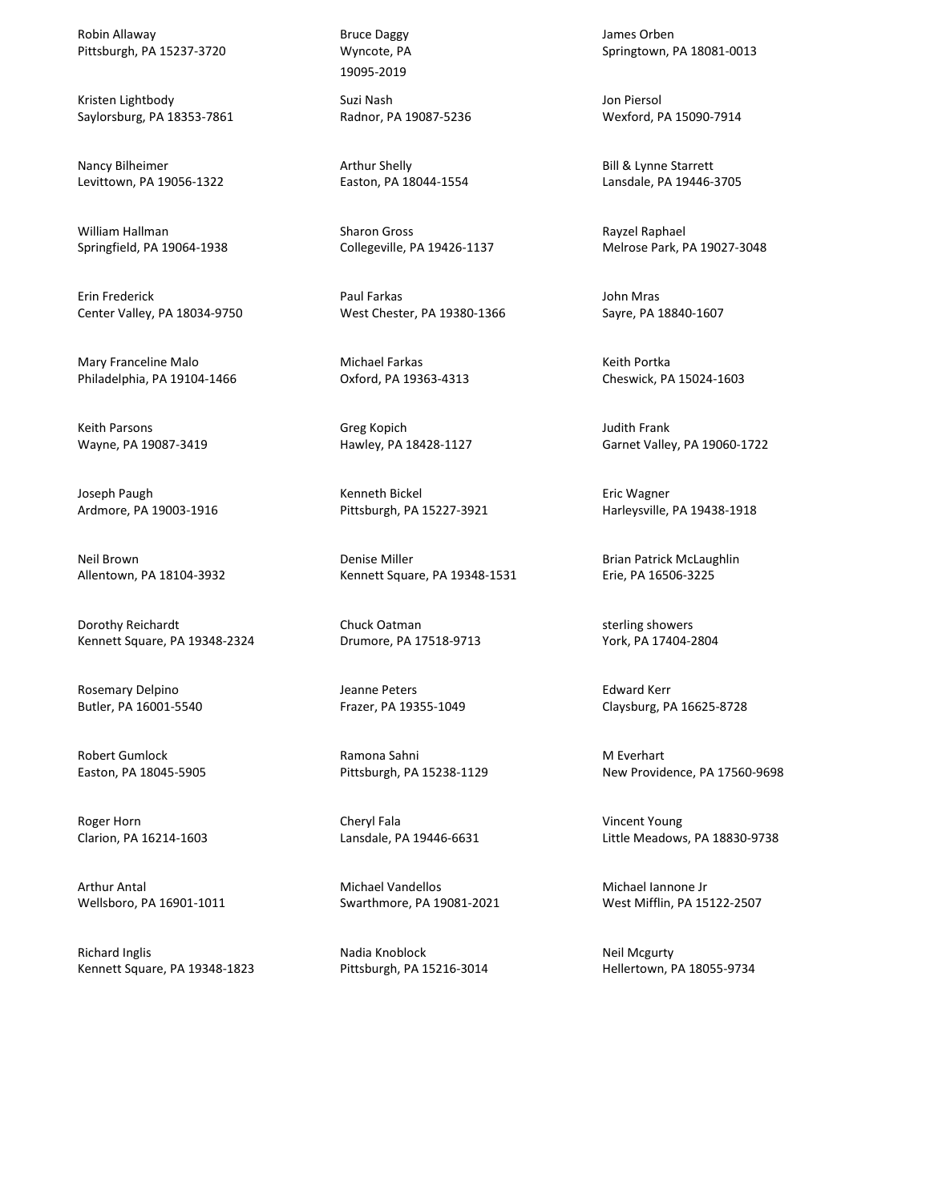Robin Allaway
Pittsburgh, PA 15237-3720

Kristen Lightbody
Saylorsburg, PA 18353-7861

Nancy Bilheimer
Levittown, PA 19056-1322

William Hallman
Springfield, PA 19064-1938

Erin Frederick
Center Valley, PA 18034-9750

Mary Franceline Malo
Philadelphia, PA 19104-1466

Keith Parsons
Wayne, PA 19087-3419

Joseph Paugh
Ardmore, PA 19003-1916

Neil Brown
Allentown, PA 18104-3932

Dorothy Reichardt
Kennett Square, PA 19348-2324

Rosemary Delpino
Butler, PA 16001-5540

Robert Gumlock
Easton, PA 18045-5905

Roger Horn
Clarion, PA 16214-1603

Arthur Antal
Wellsboro, PA 16901-1011

Richard Inglis
Kennett Square, PA 19348-1823

Bruce Daggy
Wyncote, PA
19095-2019

Suzi Nash
Radnor, PA 19087-5236

Arthur Shelly
Easton, PA 18044-1554

Sharon Gross
Collegeville, PA 19426-1137

Paul Farkas
West Chester, PA 19380-1366

Michael Farkas
Oxford, PA 19363-4313

Greg Kopich
Hawley, PA 18428-1127

Kenneth Bickel
Pittsburgh, PA 15227-3921

Denise Miller
Kennett Square, PA 19348-1531

Chuck Oatman
Drumore, PA 17518-9713

Jeanne Peters
Frazer, PA 19355-1049

Ramona Sahni
Pittsburgh, PA 15238-1129

Cheryl Fala
Lansdale, PA 19446-6631

Michael Vandellos
Swarthmore, PA 19081-2021

Nadia Knoblock
Pittsburgh, PA 15216-3014

James Orben
Springtown, PA 18081-0013

Jon Piersol
Wexford, PA 15090-7914

Bill & Lynne Starrett
Lansdale, PA 19446-3705

Rayzel Raphael
Melrose Park, PA 19027-3048

John Mras
Sayre, PA 18840-1607

Keith Portka
Cheswick, PA 15024-1603

Judith Frank
Garnet Valley, PA 19060-1722

Eric Wagner
Harleysville, PA 19438-1918

Brian Patrick McLaughlin
Erie, PA 16506-3225

sterling showers
York, PA 17404-2804

Edward Kerr
Claysburg, PA 16625-8728

M Everhart
New Providence, PA 17560-9698

Vincent Young
Little Meadows, PA 18830-9738

Michael Iannone Jr
West Mifflin, PA 15122-2507

Neil Mcgurty
Hellertown, PA 18055-9734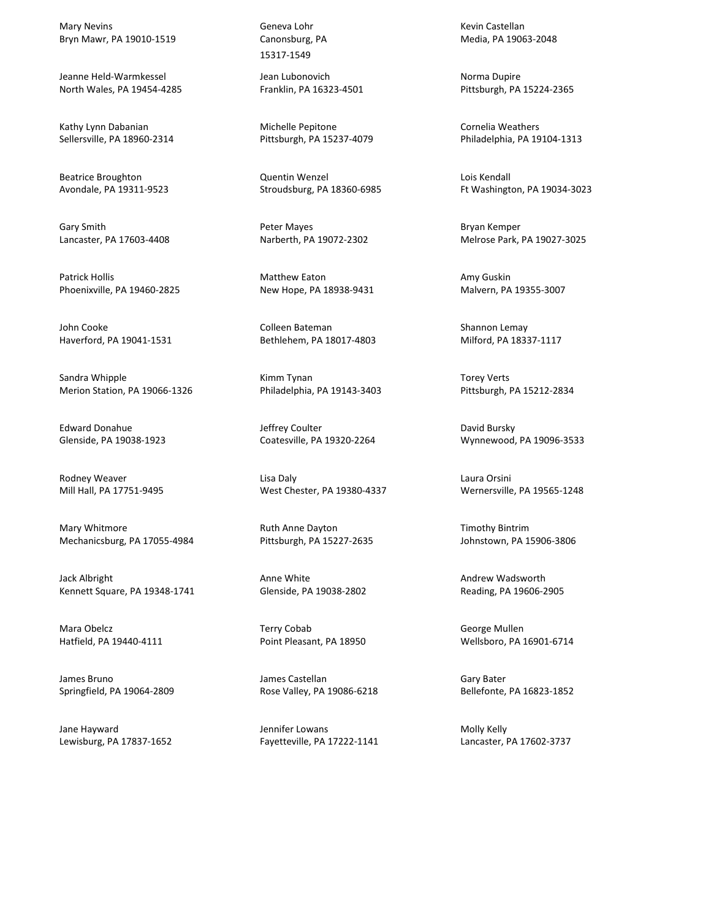Mary Nevins
Bryn Mawr, PA 19010-1519

Jeanne Held-Warmkessel
North Wales, PA 19454-4285

Kathy Lynn Dabanian
Sellersville, PA 18960-2314

Beatrice Broughton
Avondale, PA 19311-9523

Gary Smith
Lancaster, PA 17603-4408

Patrick Hollis
Phoenixville, PA 19460-2825

John Cooke
Haverford, PA 19041-1531

Sandra Whipple
Merion Station, PA 19066-1326

Edward Donahue
Glenside, PA 19038-1923

Rodney Weaver
Mill Hall, PA 17751-9495

Mary Whitmore
Mechanicsburg, PA 17055-4984

Jack Albright
Kennett Square, PA 19348-1741

Mara Obelcz
Hatfield, PA 19440-4111

James Bruno
Springfield, PA 19064-2809

Jane Hayward
Lewisburg, PA 17837-1652

Geneva Lohr
Canonsburg, PA
15317-1549

Jean Lubonovich
Franklin, PA 16323-4501

Michelle Pepitone
Pittsburgh, PA 15237-4079

Quentin Wenzel
Stroudsburg, PA 18360-6985

Peter Mayes
Narberth, PA 19072-2302

Matthew Eaton
New Hope, PA 18938-9431

Colleen Bateman
Bethlehem, PA 18017-4803

Kimm Tynan
Philadelphia, PA 19143-3403

Jeffrey Coulter
Coatesville, PA 19320-2264

Lisa Daly
West Chester, PA 19380-4337

Ruth Anne Dayton
Pittsburgh, PA 15227-2635

Anne White
Glenside, PA 19038-2802

Terry Cobab
Point Pleasant, PA 18950

James Castellan
Rose Valley, PA 19086-6218

Jennifer Lowans
Fayetteville, PA 17222-1141

Kevin Castellan
Media, PA 19063-2048

Norma Dupire
Pittsburgh, PA 15224-2365

Cornelia Weathers
Philadelphia, PA 19104-1313

Lois Kendall
Ft Washington, PA 19034-3023

Bryan Kemper
Melrose Park, PA 19027-3025

Amy Guskin
Malvern, PA 19355-3007

Shannon Lemay
Milford, PA 18337-1117

Torey Verts
Pittsburgh, PA 15212-2834

David Bursky
Wynnewood, PA 19096-3533

Laura Orsini
Wernersville, PA 19565-1248

Timothy Bintrim
Johnstown, PA 15906-3806

Andrew Wadsworth
Reading, PA 19606-2905

George Mullen
Wellsboro, PA 16901-6714

Gary Bater
Bellefonte, PA 16823-1852

Molly Kelly
Lancaster, PA 17602-3737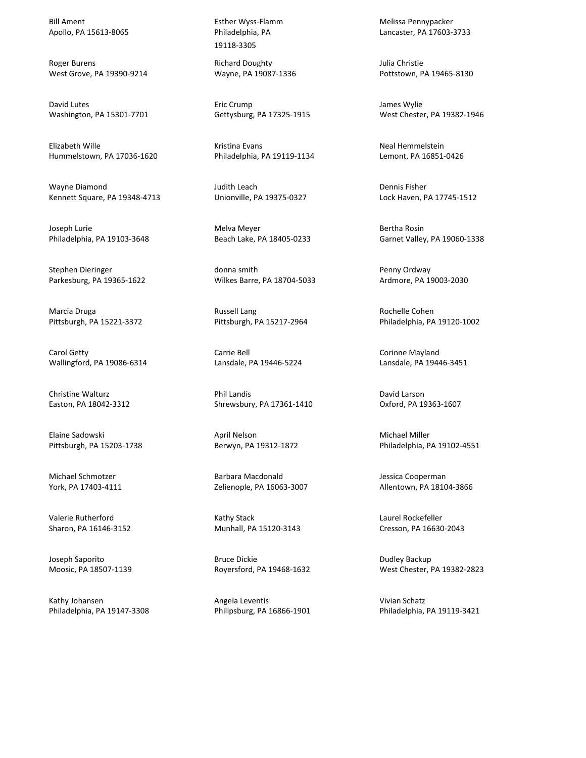Bill Ament
Apollo, PA 15613-8065

Roger Burens
West Grove, PA 19390-9214

David Lutes
Washington, PA 15301-7701

Elizabeth Wille
Hummelstown, PA 17036-1620

Wayne Diamond
Kennett Square, PA 19348-4713

Joseph Lurie
Philadelphia, PA 19103-3648

Stephen Dieringer
Parkesburg, PA 19365-1622

Marcia Druga
Pittsburgh, PA 15221-3372

Carol Getty
Wallingford, PA 19086-6314

Christine Walturz
Easton, PA 18042-3312

Elaine Sadowski
Pittsburgh, PA 15203-1738

Michael Schmotzer
York, PA 17403-4111

Valerie Rutherford
Sharon, PA 16146-3152

Joseph Saporito
Moosic, PA 18507-1139

Kathy Johansen
Philadelphia, PA 19147-3308

Esther Wyss-Flamm
Philadelphia, PA
19118-3305

Richard Doughty
Wayne, PA 19087-1336

Eric Crump
Gettysburg, PA 17325-1915

Kristina Evans
Philadelphia, PA 19119-1134

Judith Leach
Unionville, PA 19375-0327

Melva Meyer
Beach Lake, PA 18405-0233

donna smith
Wilkes Barre, PA 18704-5033

Russell Lang
Pittsburgh, PA 15217-2964

Carrie Bell
Lansdale, PA 19446-5224

Phil Landis
Shrewsbury, PA 17361-1410

April Nelson
Berwyn, PA 19312-1872

Barbara Macdonald
Zelienople, PA 16063-3007

Kathy Stack
Munhall, PA 15120-3143

Bruce Dickie
Royersford, PA 19468-1632

Angela Leventis
Philipsburg, PA 16866-1901

Melissa Pennypacker
Lancaster, PA 17603-3733

Julia Christie
Pottstown, PA 19465-8130

James Wylie
West Chester, PA 19382-1946

Neal Hemmelstein
Lemont, PA 16851-0426

Dennis Fisher
Lock Haven, PA 17745-1512

Bertha Rosin
Garnet Valley, PA 19060-1338

Penny Ordway
Ardmore, PA 19003-2030

Rochelle Cohen
Philadelphia, PA 19120-1002

Corinne Mayland
Lansdale, PA 19446-3451

David Larson
Oxford, PA 19363-1607

Michael Miller
Philadelphia, PA 19102-4551

Jessica Cooperman
Allentown, PA 18104-3866

Laurel Rockefeller
Cresson, PA 16630-2043

Dudley Backup
West Chester, PA 19382-2823

Vivian Schatz
Philadelphia, PA 19119-3421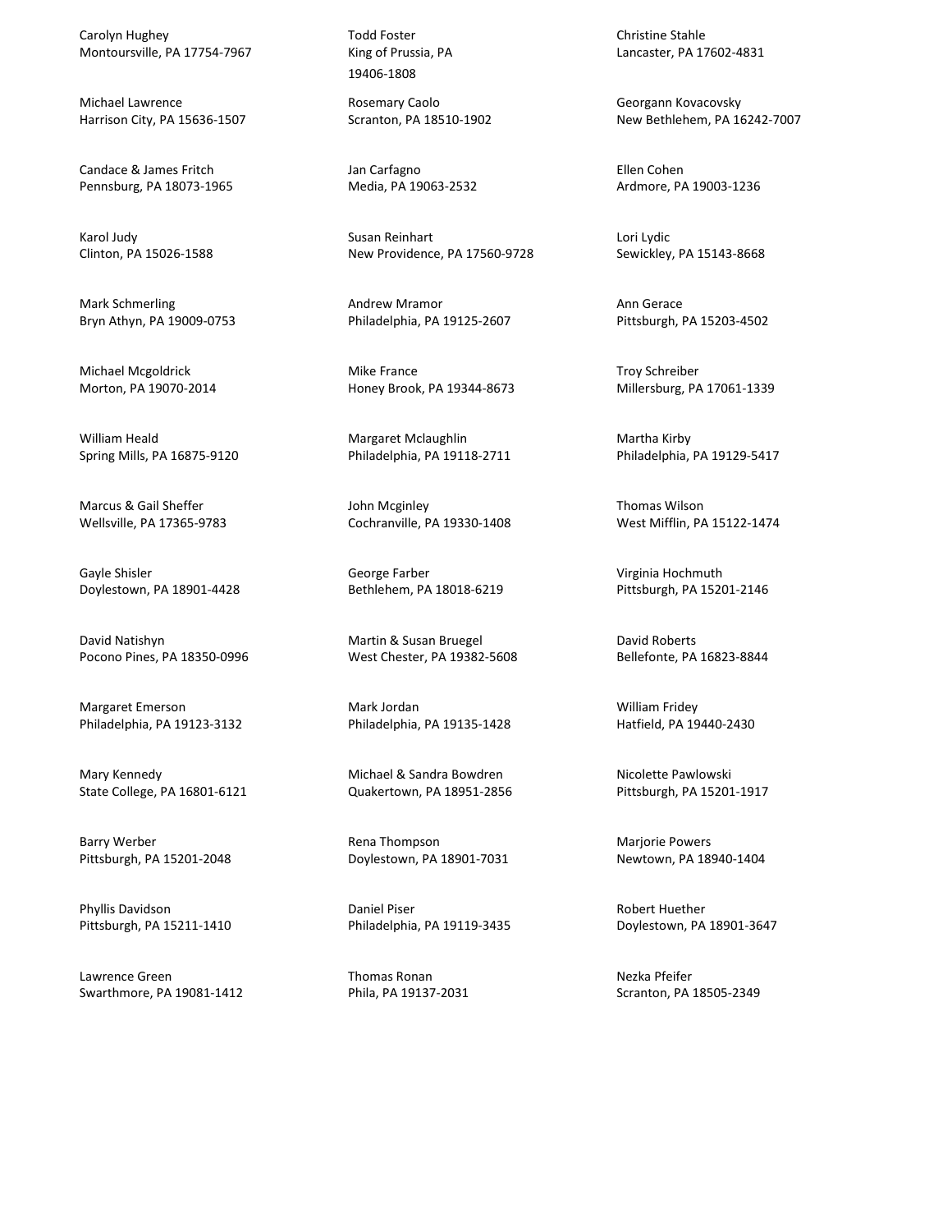Carolyn Hughey
Montoursville, PA 17754-7967

Michael Lawrence
Harrison City, PA 15636-1507

Candace & James Fritch
Pennsburg, PA 18073-1965

Karol Judy
Clinton, PA 15026-1588

Mark Schmerling
Bryn Athyn, PA 19009-0753

Michael Mcgoldrick
Morton, PA 19070-2014

William Heald
Spring Mills, PA 16875-9120

Marcus & Gail Sheffer
Wellsville, PA 17365-9783

Gayle Shisler
Doylestown, PA 18901-4428

David Natishyn
Pocono Pines, PA 18350-0996

Margaret Emerson
Philadelphia, PA 19123-3132

Mary Kennedy
State College, PA 16801-6121

Barry Werber
Pittsburgh, PA 15201-2048

Phyllis Davidson
Pittsburgh, PA 15211-1410

Lawrence Green
Swarthmore, PA 19081-1412

Todd Foster
King of Prussia, PA
19406-1808

Rosemary Caolo
Scranton, PA 18510-1902

Jan Carfagno
Media, PA 19063-2532

Susan Reinhart
New Providence, PA 17560-9728

Andrew Mramor
Philadelphia, PA 19125-2607

Mike France
Honey Brook, PA 19344-8673

Margaret Mclaughlin
Philadelphia, PA 19118-2711

John Mcginley
Cochranville, PA 19330-1408

George Farber
Bethlehem, PA 18018-6219

Martin & Susan Bruegel
West Chester, PA 19382-5608

Mark Jordan
Philadelphia, PA 19135-1428

Michael & Sandra Bowdren
Quakertown, PA 18951-2856

Rena Thompson
Doylestown, PA 18901-7031

Daniel Piser
Philadelphia, PA 19119-3435

Thomas Ronan
Phila, PA 19137-2031

Christine Stahle
Lancaster, PA 17602-4831

Georgann Kovacovsky
New Bethlehem, PA 16242-7007

Ellen Cohen
Ardmore, PA 19003-1236

Lori Lydic
Sewickley, PA 15143-8668

Ann Gerace
Pittsburgh, PA 15203-4502

Troy Schreiber
Millersburg, PA 17061-1339

Martha Kirby
Philadelphia, PA 19129-5417

Thomas Wilson
West Mifflin, PA 15122-1474

Virginia Hochmuth
Pittsburgh, PA 15201-2146

David Roberts
Bellefonte, PA 16823-8844

William Fridey
Hatfield, PA 19440-2430

Nicolette Pawlowski
Pittsburgh, PA 15201-1917

Marjorie Powers
Newtown, PA 18940-1404

Robert Huether
Doylestown, PA 18901-3647

Nezka Pfeifer
Scranton, PA 18505-2349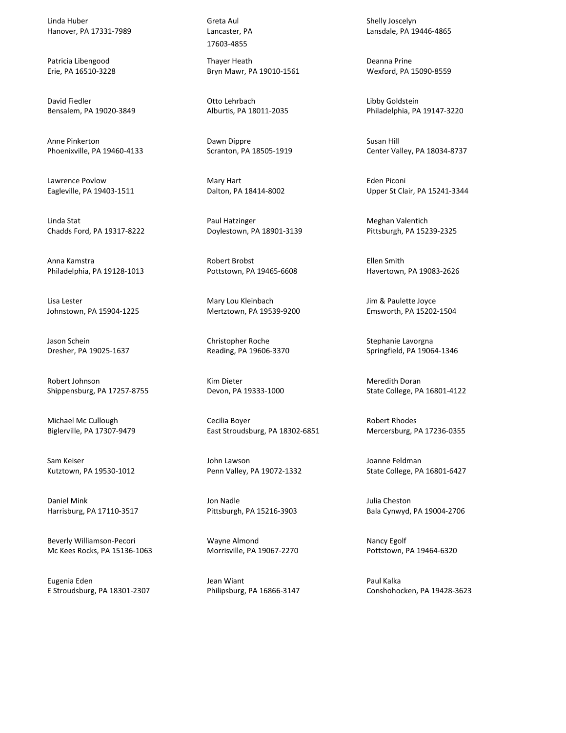Linda Huber
Hanover, PA 17331-7989

Patricia Libengood
Erie, PA 16510-3228

David Fiedler
Bensalem, PA 19020-3849

Anne Pinkerton
Phoenixville, PA 19460-4133

Lawrence Povlow
Eagleville, PA 19403-1511

Linda Stat
Chadds Ford, PA 19317-8222

Anna Kamstra
Philadelphia, PA 19128-1013

Lisa Lester
Johnstown, PA 15904-1225

Jason Schein
Dresher, PA 19025-1637

Robert Johnson
Shippensburg, PA 17257-8755

Michael Mc Cullough
Biglerville, PA 17307-9479

Sam Keiser
Kutztown, PA 19530-1012

Daniel Mink
Harrisburg, PA 17110-3517

Beverly Williamson-Pecori
Mc Kees Rocks, PA 15136-1063

Eugenia Eden
E Stroudsburg, PA 18301-2307

Greta Aul
Lancaster, PA
17603-4855

Thayer Heath
Bryn Mawr, PA 19010-1561

Otto Lehrbach
Alburtis, PA 18011-2035

Dawn Dippre
Scranton, PA 18505-1919

Mary Hart
Dalton, PA 18414-8002

Paul Hatzinger
Doylestown, PA 18901-3139

Robert Brobst
Pottstown, PA 19465-6608

Mary Lou Kleinbach
Mertztown, PA 19539-9200

Christopher Roche
Reading, PA 19606-3370

Kim Dieter
Devon, PA 19333-1000

Cecilia Boyer
East Stroudsburg, PA 18302-6851

John Lawson
Penn Valley, PA 19072-1332

Jon Nadle
Pittsburgh, PA 15216-3903

Wayne Almond
Morrisville, PA 19067-2270

Jean Wiant
Philipsburg, PA 16866-3147

Shelly Joscelyn
Lansdale, PA 19446-4865

Deanna Prine
Wexford, PA 15090-8559

Libby Goldstein
Philadelphia, PA 19147-3220

Susan Hill
Center Valley, PA 18034-8737

Eden Piconi
Upper St Clair, PA 15241-3344

Meghan Valentich
Pittsburgh, PA 15239-2325

Ellen Smith
Havertown, PA 19083-2626

Jim & Paulette Joyce
Emsworth, PA 15202-1504

Stephanie Lavorgna
Springfield, PA 19064-1346

Meredith Doran
State College, PA 16801-4122

Robert Rhodes
Mercersburg, PA 17236-0355

Joanne Feldman
State College, PA 16801-6427

Julia Cheston
Bala Cynwyd, PA 19004-2706

Nancy Egolf
Pottstown, PA 19464-6320

Paul Kalka
Conshohocken, PA 19428-3623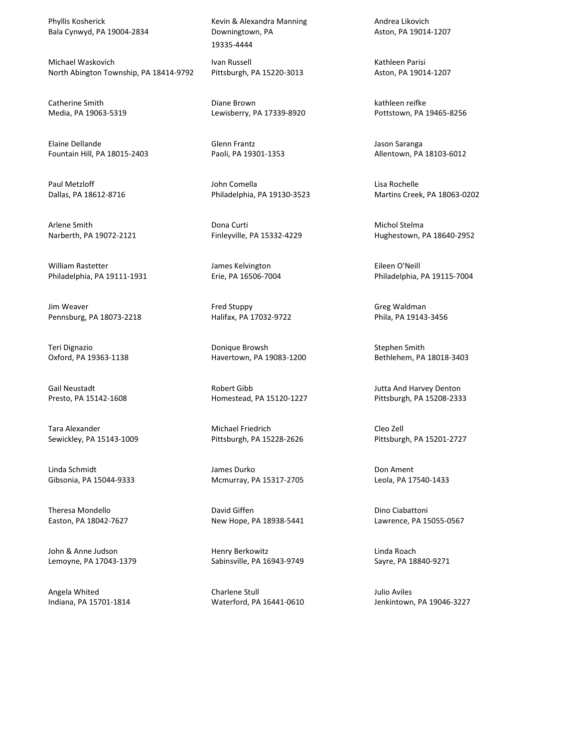Phyllis Kosherick
Bala Cynwyd, PA 19004-2834

Michael Waskovich
North Abington Township, PA 18414-9792

Catherine Smith
Media, PA 19063-5319

Elaine Dellande
Fountain Hill, PA 18015-2403

Paul Metzloff
Dallas, PA 18612-8716

Arlene Smith
Narberth, PA 19072-2121

William Rastetter
Philadelphia, PA 19111-1931

Jim Weaver
Pennsburg, PA 18073-2218

Teri Dignazio
Oxford, PA 19363-1138

Gail Neustadt
Presto, PA 15142-1608

Tara Alexander
Sewickley, PA 15143-1009

Linda Schmidt
Gibsonia, PA 15044-9333

Theresa Mondello
Easton, PA 18042-7627

John & Anne Judson
Lemoyne, PA 17043-1379

Angela Whited
Indiana, PA 15701-1814

Kevin & Alexandra Manning
Downingtown, PA
19335-4444

Ivan Russell
Pittsburgh, PA 15220-3013

Diane Brown
Lewisberry, PA 17339-8920

Glenn Frantz
Paoli, PA 19301-1353

John Comella
Philadelphia, PA 19130-3523

Dona Curti
Finleyville, PA 15332-4229

James Kelvington
Erie, PA 16506-7004

Fred Stuppy
Halifax, PA 17032-9722

Donique Browsh
Havertown, PA 19083-1200

Robert Gibb
Homestead, PA 15120-1227

Michael Friedrich
Pittsburgh, PA 15228-2626

James Durko
Mcmurray, PA 15317-2705

David Giffen
New Hope, PA 18938-5441

Henry Berkowitz
Sabinsville, PA 16943-9749

Charlene Stull
Waterford, PA 16441-0610

Andrea Likovich
Aston, PA 19014-1207

Kathleen Parisi
Aston, PA 19014-1207

kathleen reifke
Pottstown, PA 19465-8256

Jason Saranga
Allentown, PA 18103-6012

Lisa Rochelle
Martins Creek, PA 18063-0202

Michol Stelma
Hughestown, PA 18640-2952

Eileen O'Neill
Philadelphia, PA 19115-7004

Greg Waldman
Phila, PA 19143-3456

Stephen Smith
Bethlehem, PA 18018-3403

Jutta And Harvey Denton
Pittsburgh, PA 15208-2333

Cleo Zell
Pittsburgh, PA 15201-2727

Don Ament
Leola, PA 17540-1433

Dino Ciabattoni
Lawrence, PA 15055-0567

Linda Roach
Sayre, PA 18840-9271

Julio Aviles
Jenkintown, PA 19046-3227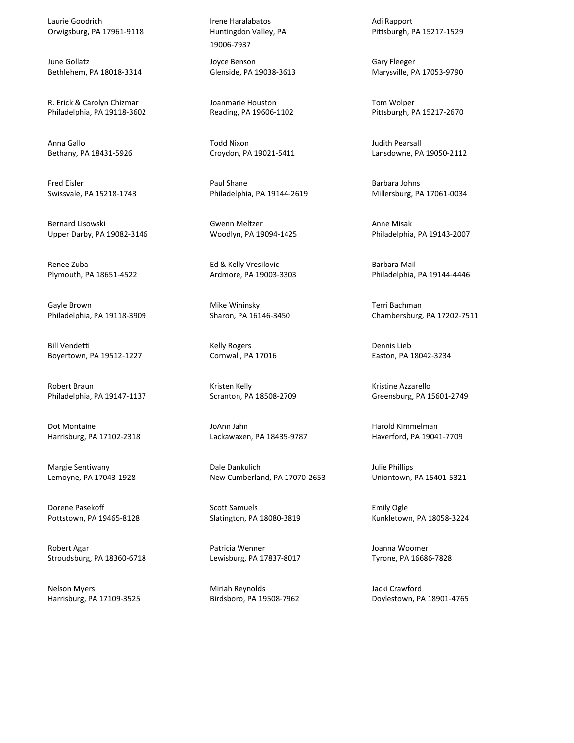Laurie Goodrich
Orwigsburg, PA 17961-9118

June Gollatz
Bethlehem, PA 18018-3314

R. Erick & Carolyn Chizmar
Philadelphia, PA 19118-3602

Anna Gallo
Bethany, PA 18431-5926

Fred Eisler
Swissvale, PA 15218-1743

Bernard Lisowski
Upper Darby, PA 19082-3146

Renee Zuba
Plymouth, PA 18651-4522

Gayle Brown
Philadelphia, PA 19118-3909

Bill Vendetti
Boyertown, PA 19512-1227

Robert Braun
Philadelphia, PA 19147-1137

Dot Montaine
Harrisburg, PA 17102-2318

Margie Sentiwany
Lemoyne, PA 17043-1928

Dorene Pasekoff
Pottstown, PA 19465-8128

Robert Agar
Stroudsburg, PA 18360-6718

Nelson Myers
Harrisburg, PA 17109-3525

Irene Haralabatos
Huntingdon Valley, PA
19006-7937

Joyce Benson
Glenside, PA 19038-3613

Joanmarie Houston
Reading, PA 19606-1102

Todd Nixon
Croydon, PA 19021-5411

Paul Shane
Philadelphia, PA 19144-2619

Gwenn Meltzer
Woodlyn, PA 19094-1425

Ed & Kelly Vresilovic
Ardmore, PA 19003-3303

Mike Wininsky
Sharon, PA 16146-3450

Kelly Rogers
Cornwall, PA 17016

Kristen Kelly
Scranton, PA 18508-2709

JoAnn Jahn
Lackawaxen, PA 18435-9787

Dale Dankulich
New Cumberland, PA 17070-2653

Scott Samuels
Slatington, PA 18080-3819

Patricia Wenner
Lewisburg, PA 17837-8017

Miriah Reynolds
Birdsboro, PA 19508-7962

Adi Rapport
Pittsburgh, PA 15217-1529

Gary Fleeger
Marysville, PA 17053-9790

Tom Wolper
Pittsburgh, PA 15217-2670

Judith Pearsall
Lansdowne, PA 19050-2112

Barbara Johns
Millersburg, PA 17061-0034

Anne Misak
Philadelphia, PA 19143-2007

Barbara Mail
Philadelphia, PA 19144-4446

Terri Bachman
Chambersburg, PA 17202-7511

Dennis Lieb
Easton, PA 18042-3234

Kristine Azzarello
Greensburg, PA 15601-2749

Harold Kimmelman
Haverford, PA 19041-7709

Julie Phillips
Uniontown, PA 15401-5321

Emily Ogle
Kunkletown, PA 18058-3224

Joanna Woomer
Tyrone, PA 16686-7828

Jacki Crawford
Doylestown, PA 18901-4765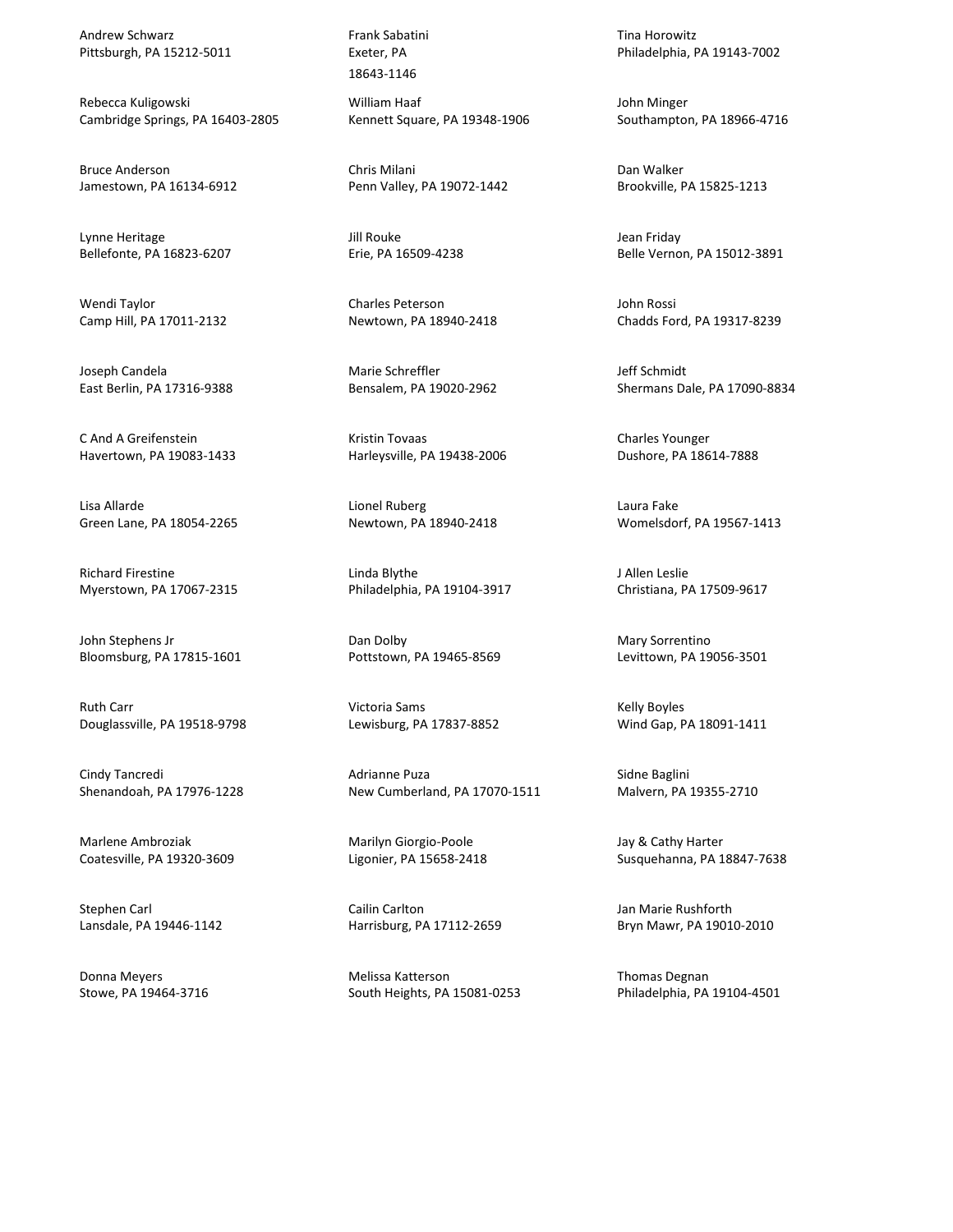Andrew Schwarz
Pittsburgh, PA 15212-5011

Rebecca Kuligowski
Cambridge Springs, PA 16403-2805

Bruce Anderson
Jamestown, PA 16134-6912

Lynne Heritage
Bellefonte, PA 16823-6207

Wendi Taylor
Camp Hill, PA 17011-2132

Joseph Candela
East Berlin, PA 17316-9388

C And A Greifenstein
Havertown, PA 19083-1433

Lisa Allarde
Green Lane, PA 18054-2265

Richard Firestine
Myerstown, PA 17067-2315

John Stephens Jr
Bloomsburg, PA 17815-1601

Ruth Carr
Douglassville, PA 19518-9798

Cindy Tancredi
Shenandoah, PA 17976-1228

Marlene Ambroziak
Coatesville, PA 19320-3609

Stephen Carl
Lansdale, PA 19446-1142

Donna Meyers
Stowe, PA 19464-3716

Frank Sabatini
Exeter, PA
18643-1146

William Haaf
Kennett Square, PA 19348-1906

Chris Milani
Penn Valley, PA 19072-1442

Jill Rouke
Erie, PA 16509-4238

Charles Peterson
Newtown, PA 18940-2418

Marie Schreffler
Bensalem, PA 19020-2962

Kristin Tovaas
Harleysville, PA 19438-2006

Lionel Ruberg
Newtown, PA 18940-2418

Linda Blythe
Philadelphia, PA 19104-3917

Dan Dolby
Pottstown, PA 19465-8569

Victoria Sams
Lewisburg, PA 17837-8852

Adrianne Puza
New Cumberland, PA 17070-1511

Marilyn Giorgio-Poole
Ligonier, PA 15658-2418

Cailin Carlton
Harrisburg, PA 17112-2659

Melissa Katterson
South Heights, PA 15081-0253

Tina Horowitz
Philadelphia, PA 19143-7002

John Minger
Southampton, PA 18966-4716

Dan Walker
Brookville, PA 15825-1213

Jean Friday
Belle Vernon, PA 15012-3891

John Rossi
Chadds Ford, PA 19317-8239

Jeff Schmidt
Shermans Dale, PA 17090-8834

Charles Younger
Dushore, PA 18614-7888

Laura Fake
Womelsdorf, PA 19567-1413

J Allen Leslie
Christiana, PA 17509-9617

Mary Sorrentino
Levittown, PA 19056-3501

Kelly Boyles
Wind Gap, PA 18091-1411

Sidne Baglini
Malvern, PA 19355-2710

Jay & Cathy Harter
Susquehanna, PA 18847-7638

Jan Marie Rushforth
Bryn Mawr, PA 19010-2010

Thomas Degnan
Philadelphia, PA 19104-4501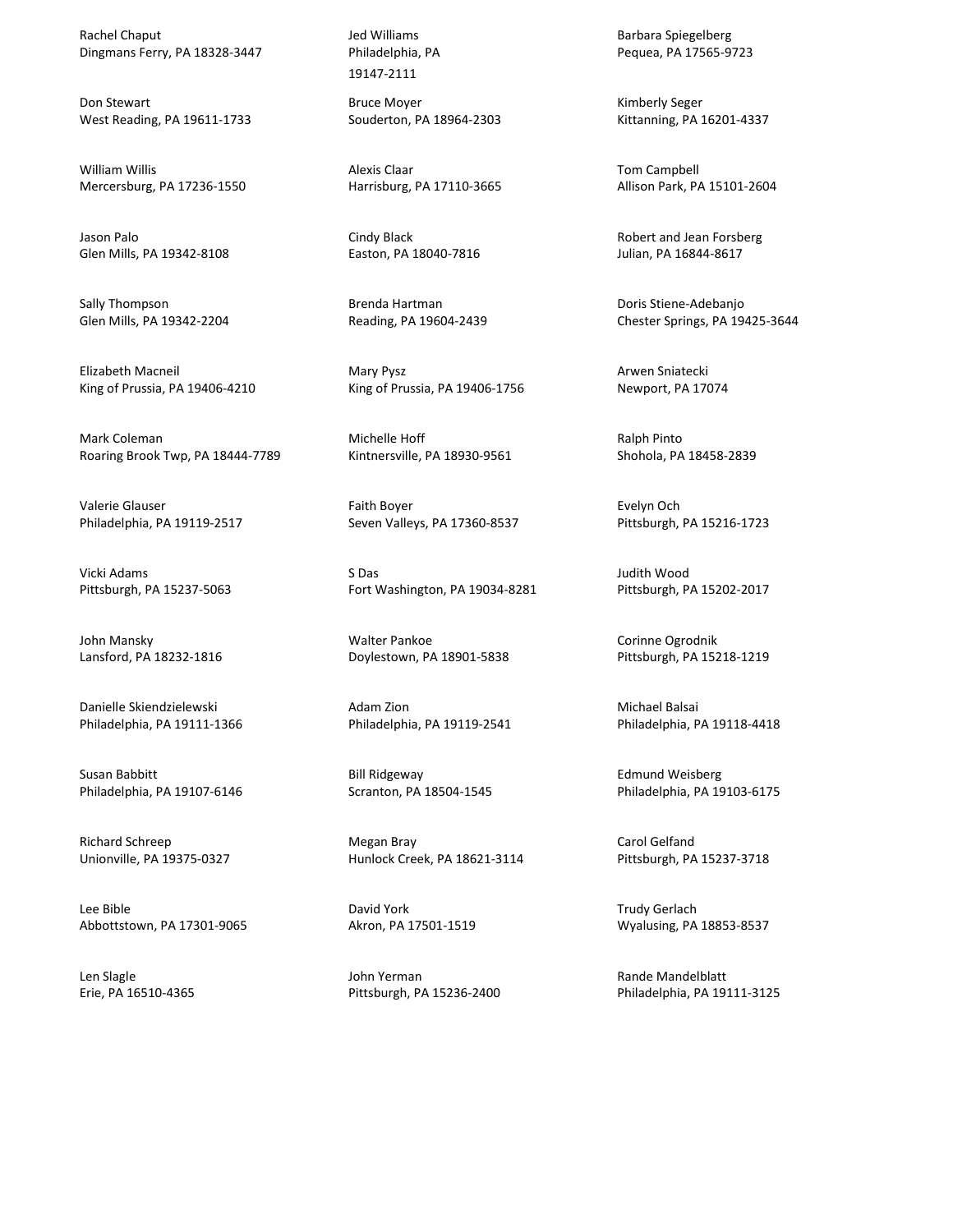Rachel Chaput
Dingmans Ferry, PA 18328-3447

Don Stewart
West Reading, PA 19611-1733

William Willis
Mercersburg, PA 17236-1550

Jason Palo
Glen Mills, PA 19342-8108

Sally Thompson
Glen Mills, PA 19342-2204

Elizabeth Macneil
King of Prussia, PA 19406-4210

Mark Coleman
Roaring Brook Twp, PA 18444-7789

Valerie Glauser
Philadelphia, PA 19119-2517

Vicki Adams
Pittsburgh, PA 15237-5063

John Mansky
Lansford, PA 18232-1816

Danielle Skiendzielewski
Philadelphia, PA 19111-1366

Susan Babbitt
Philadelphia, PA 19107-6146

Richard Schreep
Unionville, PA 19375-0327

Lee Bible
Abbottstown, PA 17301-9065

Len Slagle
Erie, PA 16510-4365

Jed Williams
Philadelphia, PA
19147-2111

Bruce Moyer
Souderton, PA 18964-2303

Alexis Claar
Harrisburg, PA 17110-3665

Cindy Black
Easton, PA 18040-7816

Brenda Hartman
Reading, PA 19604-2439

Mary Pysz
King of Prussia, PA 19406-1756

Michelle Hoff
Kintnersville, PA 18930-9561

Faith Boyer
Seven Valleys, PA 17360-8537

S Das
Fort Washington, PA 19034-8281

Walter Pankoe
Doylestown, PA 18901-5838

Adam Zion
Philadelphia, PA 19119-2541

Bill Ridgeway
Scranton, PA 18504-1545

Megan Bray
Hunlock Creek, PA 18621-3114

David York
Akron, PA 17501-1519

John Yerman
Pittsburgh, PA 15236-2400

Barbara Spiegelberg
Pequea, PA 17565-9723

Kimberly Seger
Kittanning, PA 16201-4337

Tom Campbell
Allison Park, PA 15101-2604

Robert and Jean Forsberg
Julian, PA 16844-8617

Doris Stiene-Adebanjo
Chester Springs, PA 19425-3644

Arwen Sniatecki
Newport, PA 17074

Ralph Pinto
Shohola, PA 18458-2839

Evelyn Och
Pittsburgh, PA 15216-1723

Judith Wood
Pittsburgh, PA 15202-2017

Corinne Ogrodnik
Pittsburgh, PA 15218-1219

Michael Balsai
Philadelphia, PA 19118-4418

Edmund Weisberg
Philadelphia, PA 19103-6175

Carol Gelfand
Pittsburgh, PA 15237-3718

Trudy Gerlach
Wyalusing, PA 18853-8537

Rande Mandelblatt
Philadelphia, PA 19111-3125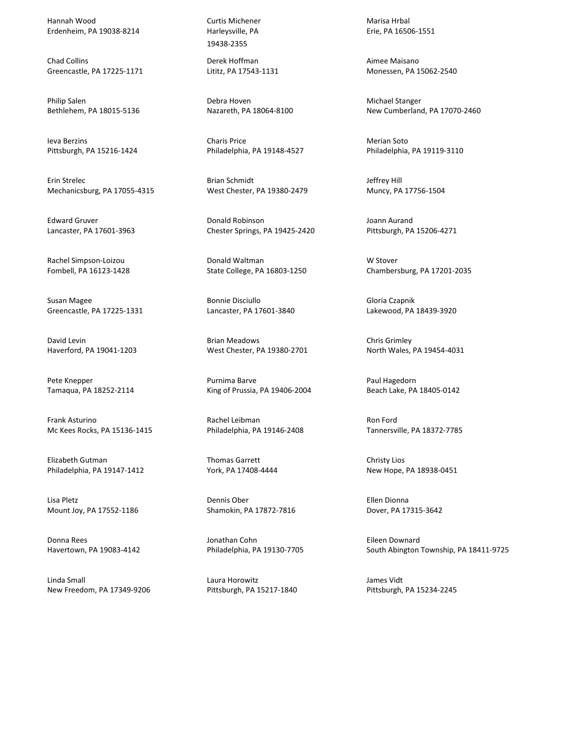Hannah Wood
Erdenheim, PA 19038-8214

Chad Collins
Greencastle, PA 17225-1171

Philip Salen
Bethlehem, PA 18015-5136

Ieva Berzins
Pittsburgh, PA 15216-1424

Erin Strelec
Mechanicsburg, PA 17055-4315

Edward Gruver
Lancaster, PA 17601-3963

Rachel Simpson-Loizou
Fombell, PA 16123-1428

Susan Magee
Greencastle, PA 17225-1331

David Levin
Haverford, PA 19041-1203

Pete Knepper
Tamaqua, PA 18252-2114

Frank Asturino
Mc Kees Rocks, PA 15136-1415

Elizabeth Gutman
Philadelphia, PA 19147-1412

Lisa Pletz
Mount Joy, PA 17552-1186

Donna Rees
Havertown, PA 19083-4142

Linda Small
New Freedom, PA 17349-9206

Curtis Michener
Harleysville, PA
19438-2355

Derek Hoffman
Lititz, PA 17543-1131

Debra Hoven
Nazareth, PA 18064-8100

Charis Price
Philadelphia, PA 19148-4527

Brian Schmidt
West Chester, PA 19380-2479

Donald Robinson
Chester Springs, PA 19425-2420

Donald Waltman
State College, PA 16803-1250

Bonnie Disciullo
Lancaster, PA 17601-3840

Brian Meadows
West Chester, PA 19380-2701

Purnima Barve
King of Prussia, PA 19406-2004

Rachel Leibman
Philadelphia, PA 19146-2408

Thomas Garrett
York, PA 17408-4444

Dennis Ober
Shamokin, PA 17872-7816

Jonathan Cohn
Philadelphia, PA 19130-7705

Laura Horowitz
Pittsburgh, PA 15217-1840

Marisa Hrbal
Erie, PA 16506-1551

Aimee Maisano
Monessen, PA 15062-2540

Michael Stanger
New Cumberland, PA 17070-2460

Merian Soto
Philadelphia, PA 19119-3110

Jeffrey Hill
Muncy, PA 17756-1504

Joann Aurand
Pittsburgh, PA 15206-4271

W Stover
Chambersburg, PA 17201-2035

Gloria Czapnik
Lakewood, PA 18439-3920

Chris Grimley
North Wales, PA 19454-4031

Paul Hagedorn
Beach Lake, PA 18405-0142

Ron Ford
Tannersville, PA 18372-7785

Christy Lios
New Hope, PA 18938-0451

Ellen Dionna
Dover, PA 17315-3642

Eileen Downard
South Abington Township, PA 18411-9725

James Vidt
Pittsburgh, PA 15234-2245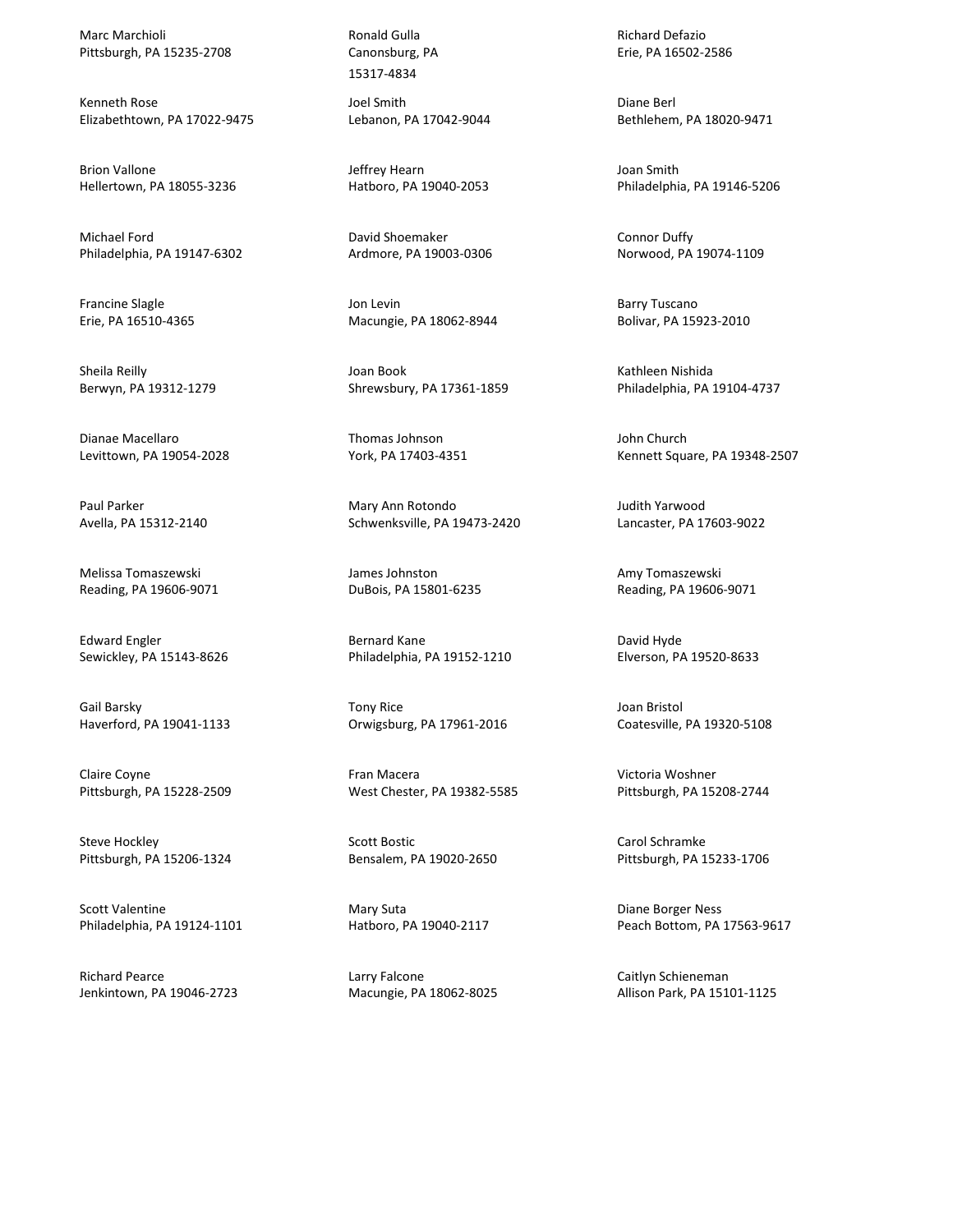Marc Marchioli
Pittsburgh, PA 15235-2708

Kenneth Rose
Elizabethtown, PA 17022-9475

Brion Vallone
Hellertown, PA 18055-3236

Michael Ford
Philadelphia, PA 19147-6302

Francine Slagle
Erie, PA 16510-4365

Sheila Reilly
Berwyn, PA 19312-1279

Dianae Macellaro
Levittown, PA 19054-2028

Paul Parker
Avella, PA 15312-2140

Melissa Tomaszewski
Reading, PA 19606-9071

Edward Engler
Sewickley, PA 15143-8626

Gail Barsky
Haverford, PA 19041-1133

Claire Coyne
Pittsburgh, PA 15228-2509

Steve Hockley
Pittsburgh, PA 15206-1324

Scott Valentine
Philadelphia, PA 19124-1101

Richard Pearce
Jenkintown, PA 19046-2723

Ronald Gulla
Canonsburg, PA
15317-4834

Joel Smith
Lebanon, PA 17042-9044

Jeffrey Hearn
Hatboro, PA 19040-2053

David Shoemaker
Ardmore, PA 19003-0306

Jon Levin
Macungie, PA 18062-8944

Joan Book
Shrewsbury, PA 17361-1859

Thomas Johnson
York, PA 17403-4351

Mary Ann Rotondo
Schwenksville, PA 19473-2420

James Johnston
DuBois, PA 15801-6235

Bernard Kane
Philadelphia, PA 19152-1210

Tony Rice
Orwigsburg, PA 17961-2016

Fran Macera
West Chester, PA 19382-5585

Scott Bostic
Bensalem, PA 19020-2650

Mary Suta
Hatboro, PA 19040-2117

Larry Falcone
Macungie, PA 18062-8025

Richard Defazio
Erie, PA 16502-2586

Diane Berl
Bethlehem, PA 18020-9471

Joan Smith
Philadelphia, PA 19146-5206

Connor Duffy
Norwood, PA 19074-1109

Barry Tuscano
Bolivar, PA 15923-2010

Kathleen Nishida
Philadelphia, PA 19104-4737

John Church
Kennett Square, PA 19348-2507

Judith Yarwood
Lancaster, PA 17603-9022

Amy Tomaszewski
Reading, PA 19606-9071

David Hyde
Elverson, PA 19520-8633

Joan Bristol
Coatesville, PA 19320-5108

Victoria Woshner
Pittsburgh, PA 15208-2744

Carol Schramke
Pittsburgh, PA 15233-1706

Diane Borger Ness
Peach Bottom, PA 17563-9617

Caitlyn Schieneman
Allison Park, PA 15101-1125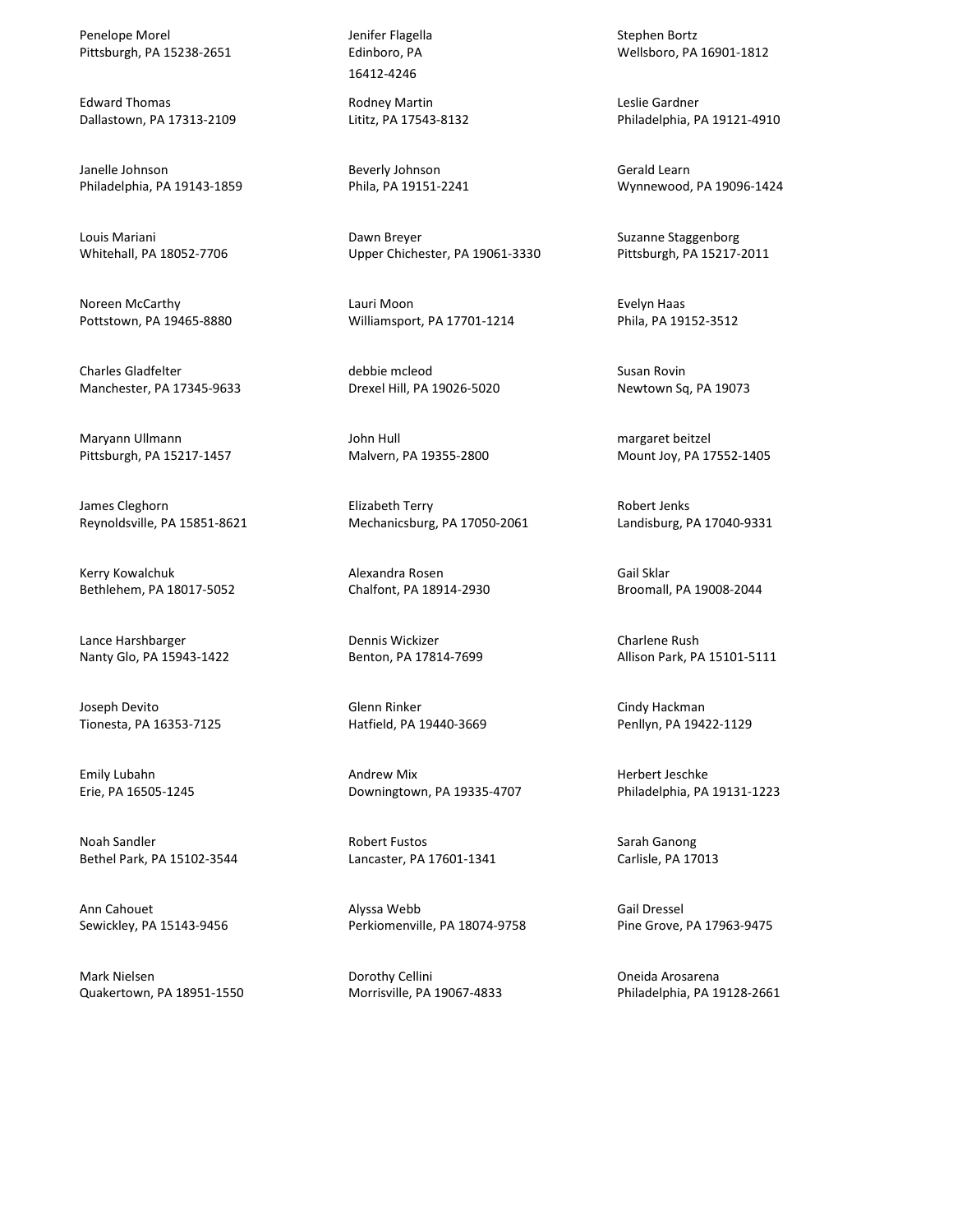Penelope Morel
Pittsburgh, PA 15238-2651

Edward Thomas
Dallastown, PA 17313-2109

Janelle Johnson
Philadelphia, PA 19143-1859

Louis Mariani
Whitehall, PA 18052-7706

Noreen McCarthy
Pottstown, PA 19465-8880

Charles Gladfelter
Manchester, PA 17345-9633

Maryann Ullmann
Pittsburgh, PA 15217-1457

James Cleghorn
Reynoldsville, PA 15851-8621

Kerry Kowalchuk
Bethlehem, PA 18017-5052

Lance Harshbarger
Nanty Glo, PA 15943-1422

Joseph Devito
Tionesta, PA 16353-7125

Emily Lubahn
Erie, PA 16505-1245

Noah Sandler
Bethel Park, PA 15102-3544

Ann Cahouet
Sewickley, PA 15143-9456

Mark Nielsen
Quakertown, PA 18951-1550

Jenifer Flagella
Edinboro, PA
16412-4246

Rodney Martin
Lititz, PA 17543-8132

Beverly Johnson
Phila, PA 19151-2241

Dawn Breyer
Upper Chichester, PA 19061-3330

Lauri Moon
Williamsport, PA 17701-1214

debbie mcleod
Drexel Hill, PA 19026-5020

John Hull
Malvern, PA 19355-2800

Elizabeth Terry
Mechanicsburg, PA 17050-2061

Alexandra Rosen
Chalfont, PA 18914-2930

Dennis Wickizer
Benton, PA 17814-7699

Glenn Rinker
Hatfield, PA 19440-3669

Andrew Mix
Downingtown, PA 19335-4707

Robert Fustos
Lancaster, PA 17601-1341

Alyssa Webb
Perkiomenville, PA 18074-9758

Dorothy Cellini
Morrisville, PA 19067-4833

Stephen Bortz
Wellsboro, PA 16901-1812

Leslie Gardner
Philadelphia, PA 19121-4910

Gerald Learn
Wynnewood, PA 19096-1424

Suzanne Staggenborg
Pittsburgh, PA 15217-2011

Evelyn Haas
Phila, PA 19152-3512

Susan Rovin
Newtown Sq, PA 19073

margaret beitzel
Mount Joy, PA 17552-1405

Robert Jenks
Landisburg, PA 17040-9331

Gail Sklar
Broomall, PA 19008-2044

Charlene Rush
Allison Park, PA 15101-5111

Cindy Hackman
Penllyn, PA 19422-1129

Herbert Jeschke
Philadelphia, PA 19131-1223

Sarah Ganong
Carlisle, PA 17013

Gail Dressel
Pine Grove, PA 17963-9475

Oneida Arosarena
Philadelphia, PA 19128-2661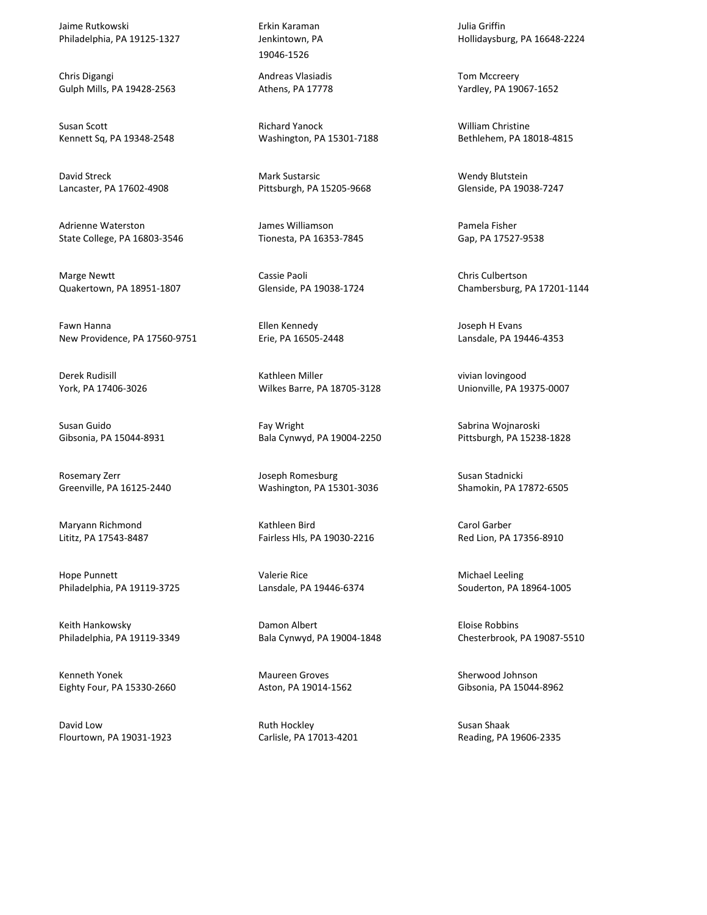Jaime Rutkowski
Philadelphia, PA 19125-1327

Chris Digangi
Gulph Mills, PA 19428-2563

Susan Scott
Kennett Sq, PA 19348-2548

David Streck
Lancaster, PA 17602-4908

Adrienne Waterston
State College, PA 16803-3546

Marge Newtt
Quakertown, PA 18951-1807

Fawn Hanna
New Providence, PA 17560-9751

Derek Rudisill
York, PA 17406-3026

Susan Guido
Gibsonia, PA 15044-8931

Rosemary Zerr
Greenville, PA 16125-2440

Maryann Richmond
Lititz, PA 17543-8487

Hope Punnett
Philadelphia, PA 19119-3725

Keith Hankowsky
Philadelphia, PA 19119-3349

Kenneth Yonek
Eighty Four, PA 15330-2660

David Low
Flourtown, PA 19031-1923

Erkin Karaman
Jenkintown, PA
19046-1526

Andreas Vlasiadis
Athens, PA 17778

Richard Yanock
Washington, PA 15301-7188

Mark Sustarsic
Pittsburgh, PA 15205-9668

James Williamson
Tionesta, PA 16353-7845

Cassie Paoli
Glenside, PA 19038-1724

Ellen Kennedy
Erie, PA 16505-2448

Kathleen Miller
Wilkes Barre, PA 18705-3128

Fay Wright
Bala Cynwyd, PA 19004-2250

Joseph Romesburg
Washington, PA 15301-3036

Kathleen Bird
Fairless Hls, PA 19030-2216

Valerie Rice
Lansdale, PA 19446-6374

Damon Albert
Bala Cynwyd, PA 19004-1848

Maureen Groves
Aston, PA 19014-1562

Ruth Hockley
Carlisle, PA 17013-4201

Julia Griffin
Hollidaysburg, PA 16648-2224

Tom Mccreery
Yardley, PA 19067-1652

William Christine
Bethlehem, PA 18018-4815

Wendy Blutstein
Glenside, PA 19038-7247

Pamela Fisher
Gap, PA 17527-9538

Chris Culbertson
Chambersburg, PA 17201-1144

Joseph H Evans
Lansdale, PA 19446-4353

vivian lovingood
Unionville, PA 19375-0007

Sabrina Wojnaroski
Pittsburgh, PA 15238-1828

Susan Stadnicki
Shamokin, PA 17872-6505

Carol Garber
Red Lion, PA 17356-8910

Michael Leeling
Souderton, PA 18964-1005

Eloise Robbins
Chesterbrook, PA 19087-5510

Sherwood Johnson
Gibsonia, PA 15044-8962

Susan Shaak
Reading, PA 19606-2335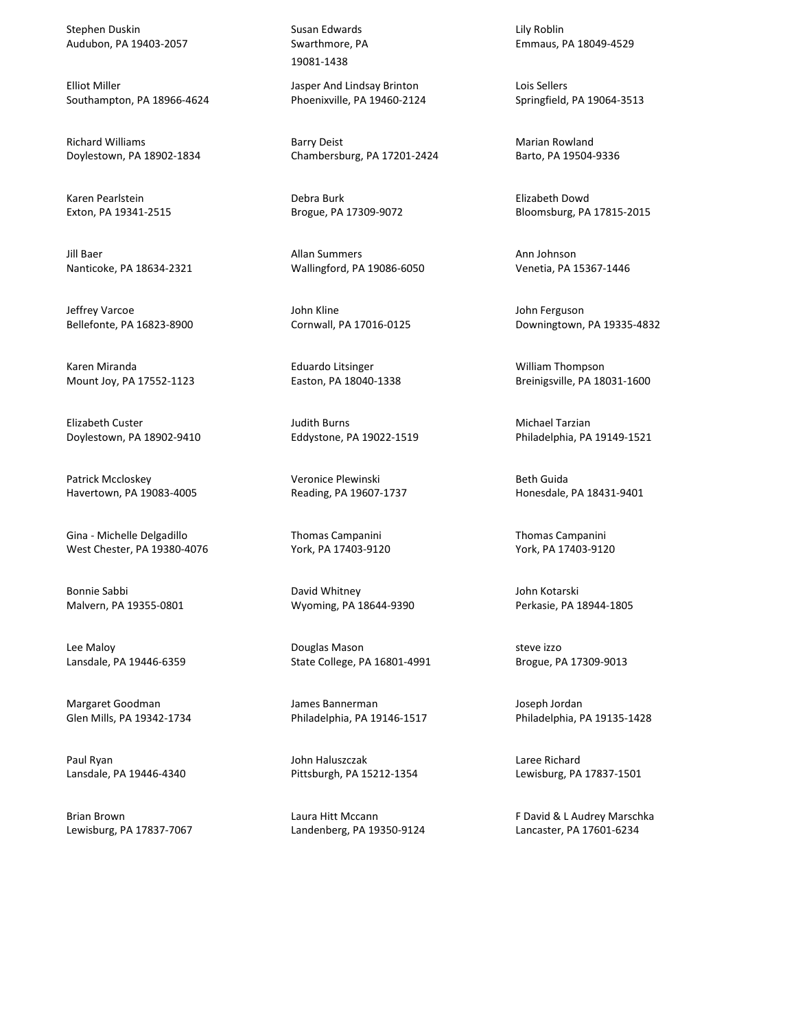Stephen Duskin
Audubon, PA 19403-2057

Elliot Miller
Southampton, PA 18966-4624

Richard Williams
Doylestown, PA 18902-1834

Karen Pearlstein
Exton, PA 19341-2515

Jill Baer
Nanticoke, PA 18634-2321

Jeffrey Varcoe
Bellefonte, PA 16823-8900

Karen Miranda
Mount Joy, PA 17552-1123

Elizabeth Custer
Doylestown, PA 18902-9410

Patrick Mccloskey
Havertown, PA 19083-4005

Gina - Michelle Delgadillo
West Chester, PA 19380-4076

Bonnie Sabbi
Malvern, PA 19355-0801

Lee Maloy
Lansdale, PA 19446-6359

Margaret Goodman
Glen Mills, PA 19342-1734

Paul Ryan
Lansdale, PA 19446-4340

Brian Brown
Lewisburg, PA 17837-7067

Susan Edwards
Swarthmore, PA
19081-1438

Jasper And Lindsay Brinton
Phoenixville, PA 19460-2124

Barry Deist
Chambersburg, PA 17201-2424

Debra Burk
Brogue, PA 17309-9072

Allan Summers
Wallingford, PA 19086-6050

John Kline
Cornwall, PA 17016-0125

Eduardo Litsinger
Easton, PA 18040-1338

Judith Burns
Eddystone, PA 19022-1519

Veronice Plewinski
Reading, PA 19607-1737

Thomas Campanini
York, PA 17403-9120

David Whitney
Wyoming, PA 18644-9390

Douglas Mason
State College, PA 16801-4991

James Bannerman
Philadelphia, PA 19146-1517

John Haluszczak
Pittsburgh, PA 15212-1354

Laura Hitt Mccann
Landenberg, PA 19350-9124

Lily Roblin
Emmaus, PA 18049-4529

Lois Sellers
Springfield, PA 19064-3513

Marian Rowland
Barto, PA 19504-9336

Elizabeth Dowd
Bloomsburg, PA 17815-2015

Ann Johnson
Venetia, PA 15367-1446

John Ferguson
Downingtown, PA 19335-4832

William Thompson
Breinigsville, PA 18031-1600

Michael Tarzian
Philadelphia, PA 19149-1521

Beth Guida
Honesdale, PA 18431-9401

Thomas Campanini
York, PA 17403-9120

John Kotarski
Perkasie, PA 18944-1805

steve izzo
Brogue, PA 17309-9013

Joseph Jordan
Philadelphia, PA 19135-1428

Laree Richard
Lewisburg, PA 17837-1501

F David & L Audrey Marschka
Lancaster, PA 17601-6234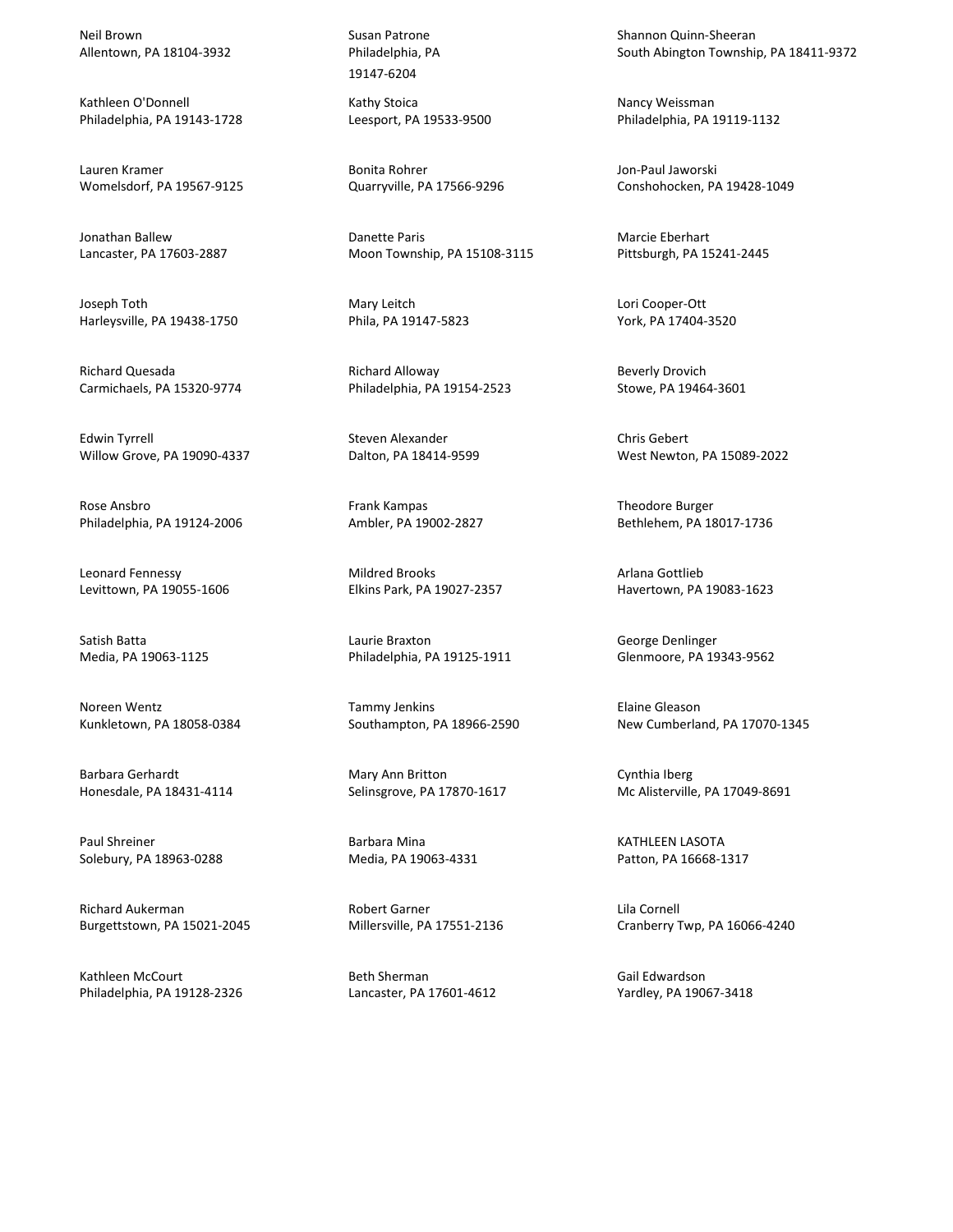Neil Brown
Allentown, PA 18104-3932

Kathleen O'Donnell
Philadelphia, PA 19143-1728

Lauren Kramer
Womelsdorf, PA 19567-9125

Jonathan Ballew
Lancaster, PA 17603-2887

Joseph Toth
Harleysville, PA 19438-1750

Richard Quesada
Carmichaels, PA 15320-9774

Edwin Tyrrell
Willow Grove, PA 19090-4337

Rose Ansbro
Philadelphia, PA 19124-2006

Leonard Fennessy
Levittown, PA 19055-1606

Satish Batta
Media, PA 19063-1125

Noreen Wentz
Kunkletown, PA 18058-0384

Barbara Gerhardt
Honesdale, PA 18431-4114

Paul Shreiner
Solebury, PA 18963-0288

Richard Aukerman
Burgettstown, PA 15021-2045

Kathleen McCourt
Philadelphia, PA 19128-2326

Susan Patrone
Philadelphia, PA
19147-6204

Kathy Stoica
Leesport, PA 19533-9500

Bonita Rohrer
Quarryville, PA 17566-9296

Danette Paris
Moon Township, PA 15108-3115

Mary Leitch
Phila, PA 19147-5823

Richard Alloway
Philadelphia, PA 19154-2523

Steven Alexander
Dalton, PA 18414-9599

Frank Kampas
Ambler, PA 19002-2827

Mildred Brooks
Elkins Park, PA 19027-2357

Laurie Braxton
Philadelphia, PA 19125-1911

Tammy Jenkins
Southampton, PA 18966-2590

Mary Ann Britton
Selinsgrove, PA 17870-1617

Barbara Mina
Media, PA 19063-4331

Robert Garner
Millersville, PA 17551-2136

Beth Sherman
Lancaster, PA 17601-4612

Shannon Quinn-Sheeran
South Abington Township, PA 18411-9372

Nancy Weissman
Philadelphia, PA 19119-1132

Jon-Paul Jaworski
Conshohocken, PA 19428-1049

Marcie Eberhart
Pittsburgh, PA 15241-2445

Lori Cooper-Ott
York, PA 17404-3520

Beverly Drovich
Stowe, PA 19464-3601

Chris Gebert
West Newton, PA 15089-2022

Theodore Burger
Bethlehem, PA 18017-1736

Arlana Gottlieb
Havertown, PA 19083-1623

George Denlinger
Glenmoore, PA 19343-9562

Elaine Gleason
New Cumberland, PA 17070-1345

Cynthia Iberg
Mc Alisterville, PA 17049-8691

KATHLEEN LASOTA
Patton, PA 16668-1317

Lila Cornell
Cranberry Twp, PA 16066-4240

Gail Edwardson
Yardley, PA 19067-3418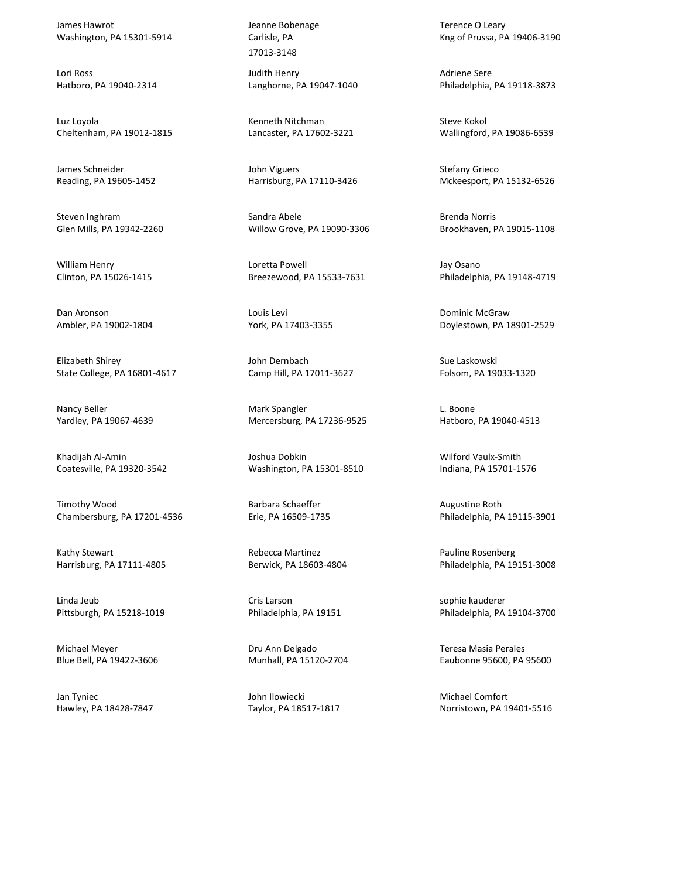James Hawrot
Washington, PA 15301-5914

Lori Ross
Hatboro, PA 19040-2314

Luz Loyola
Cheltenham, PA 19012-1815

James Schneider
Reading, PA 19605-1452

Steven Inghram
Glen Mills, PA 19342-2260

William Henry
Clinton, PA 15026-1415

Dan Aronson
Ambler, PA 19002-1804

Elizabeth Shirey
State College, PA 16801-4617

Nancy Beller
Yardley, PA 19067-4639

Khadijah Al-Amin
Coatesville, PA 19320-3542

Timothy Wood
Chambersburg, PA 17201-4536

Kathy Stewart
Harrisburg, PA 17111-4805

Linda Jeub
Pittsburgh, PA 15218-1019

Michael Meyer
Blue Bell, PA 19422-3606

Jan Tyniec
Hawley, PA 18428-7847

Jeanne Bobenage
Carlisle, PA
17013-3148

Judith Henry
Langhorne, PA 19047-1040

Kenneth Nitchman
Lancaster, PA 17602-3221

John Viguers
Harrisburg, PA 17110-3426

Sandra Abele
Willow Grove, PA 19090-3306

Loretta Powell
Breezewood, PA 15533-7631

Louis Levi
York, PA 17403-3355

John Dernbach
Camp Hill, PA 17011-3627

Mark Spangler
Mercersburg, PA 17236-9525

Joshua Dobkin
Washington, PA 15301-8510

Barbara Schaeffer
Erie, PA 16509-1735

Rebecca Martinez
Berwick, PA 18603-4804

Cris Larson
Philadelphia, PA 19151

Dru Ann Delgado
Munhall, PA 15120-2704

John Ilowiecki
Taylor, PA 18517-1817

Terence O Leary
Kng of Prussa, PA 19406-3190

Adriene Sere
Philadelphia, PA 19118-3873

Steve Kokol
Wallingford, PA 19086-6539

Stefany Grieco
Mckeesport, PA 15132-6526

Brenda Norris
Brookhaven, PA 19015-1108

Jay Osano
Philadelphia, PA 19148-4719

Dominic McGraw
Doylestown, PA 18901-2529

Sue Laskowski
Folsom, PA 19033-1320

L. Boone
Hatboro, PA 19040-4513

Wilford Vaulx-Smith
Indiana, PA 15701-1576

Augustine Roth
Philadelphia, PA 19115-3901

Pauline Rosenberg
Philadelphia, PA 19151-3008

sophie kauderer
Philadelphia, PA 19104-3700

Teresa Masia Perales
Eaubonne 95600, PA 95600

Michael Comfort
Norristown, PA 19401-5516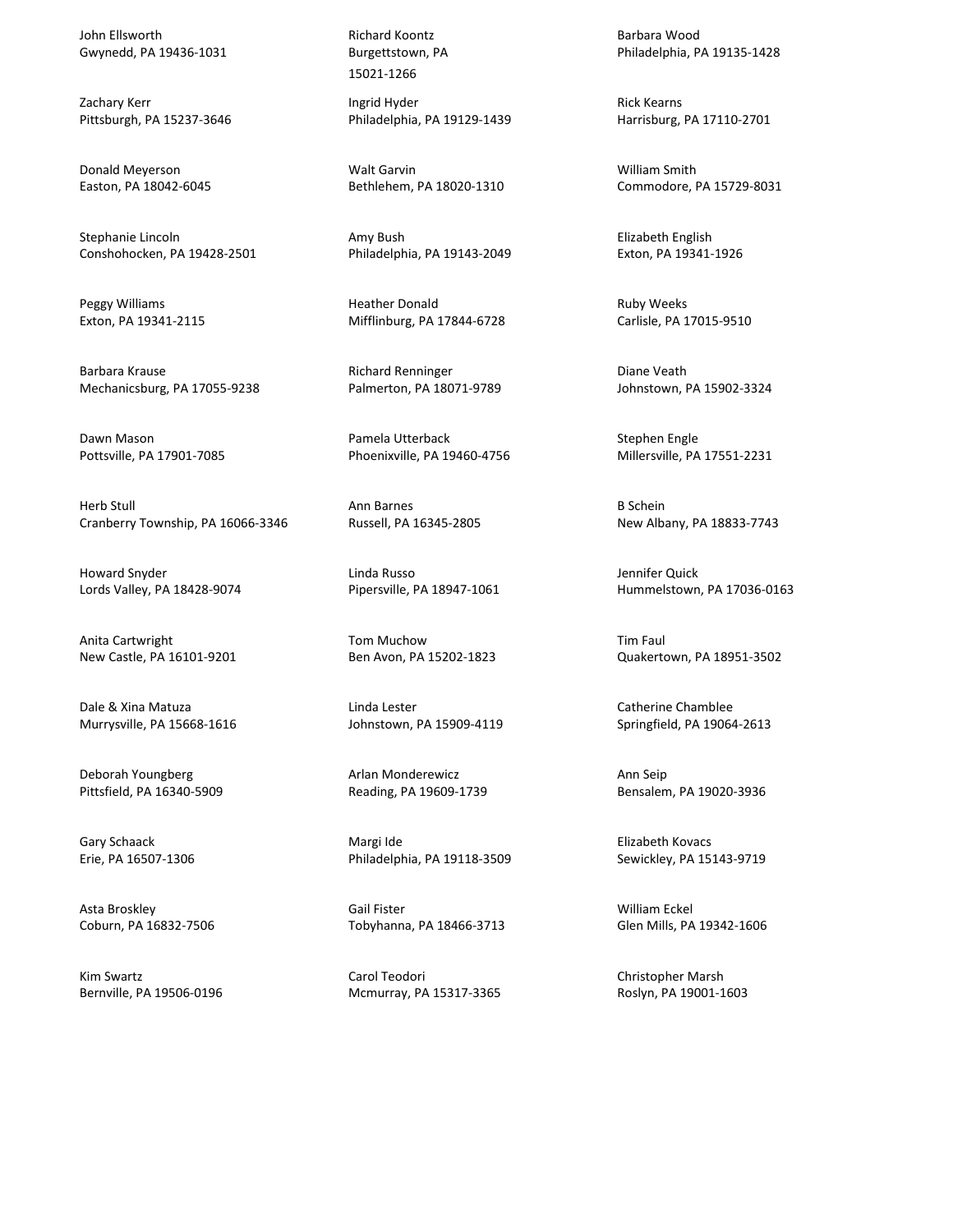John Ellsworth
Gwynedd, PA 19436-1031

Zachary Kerr
Pittsburgh, PA 15237-3646

Donald Meyerson
Easton, PA 18042-6045

Stephanie Lincoln
Conshohocken, PA 19428-2501

Peggy Williams
Exton, PA 19341-2115

Barbara Krause
Mechanicsburg, PA 17055-9238

Dawn Mason
Pottsville, PA 17901-7085

Herb Stull
Cranberry Township, PA 16066-3346

Howard Snyder
Lords Valley, PA 18428-9074

Anita Cartwright
New Castle, PA 16101-9201

Dale & Xina Matuza
Murrysville, PA 15668-1616

Deborah Youngberg
Pittsfield, PA 16340-5909

Gary Schaack
Erie, PA 16507-1306

Asta Broskley
Coburn, PA 16832-7506

Kim Swartz
Bernville, PA 19506-0196

Richard Koontz
Burgettstown, PA
15021-1266

Ingrid Hyder
Philadelphia, PA 19129-1439

Walt Garvin
Bethlehem, PA 18020-1310

Amy Bush
Philadelphia, PA 19143-2049

Heather Donald
Mifflinburg, PA 17844-6728

Richard Renninger
Palmerton, PA 18071-9789

Pamela Utterback
Phoenixville, PA 19460-4756

Ann Barnes
Russell, PA 16345-2805

Linda Russo
Pipersville, PA 18947-1061

Tom Muchow
Ben Avon, PA 15202-1823

Linda Lester
Johnstown, PA 15909-4119

Arlan Monderewicz
Reading, PA 19609-1739

Margi Ide
Philadelphia, PA 19118-3509

Gail Fister
Tobyhanna, PA 18466-3713

Carol Teodori
Mcmurray, PA 15317-3365

Barbara Wood
Philadelphia, PA 19135-1428

Rick Kearns
Harrisburg, PA 17110-2701

William Smith
Commodore, PA 15729-8031

Elizabeth English
Exton, PA 19341-1926

Ruby Weeks
Carlisle, PA 17015-9510

Diane Veath
Johnstown, PA 15902-3324

Stephen Engle
Millersville, PA 17551-2231

B Schein
New Albany, PA 18833-7743

Jennifer Quick
Hummelstown, PA 17036-0163

Tim Faul
Quakertown, PA 18951-3502

Catherine Chamblee
Springfield, PA 19064-2613

Ann Seip
Bensalem, PA 19020-3936

Elizabeth Kovacs
Sewickley, PA 15143-9719

William Eckel
Glen Mills, PA 19342-1606

Christopher Marsh
Roslyn, PA 19001-1603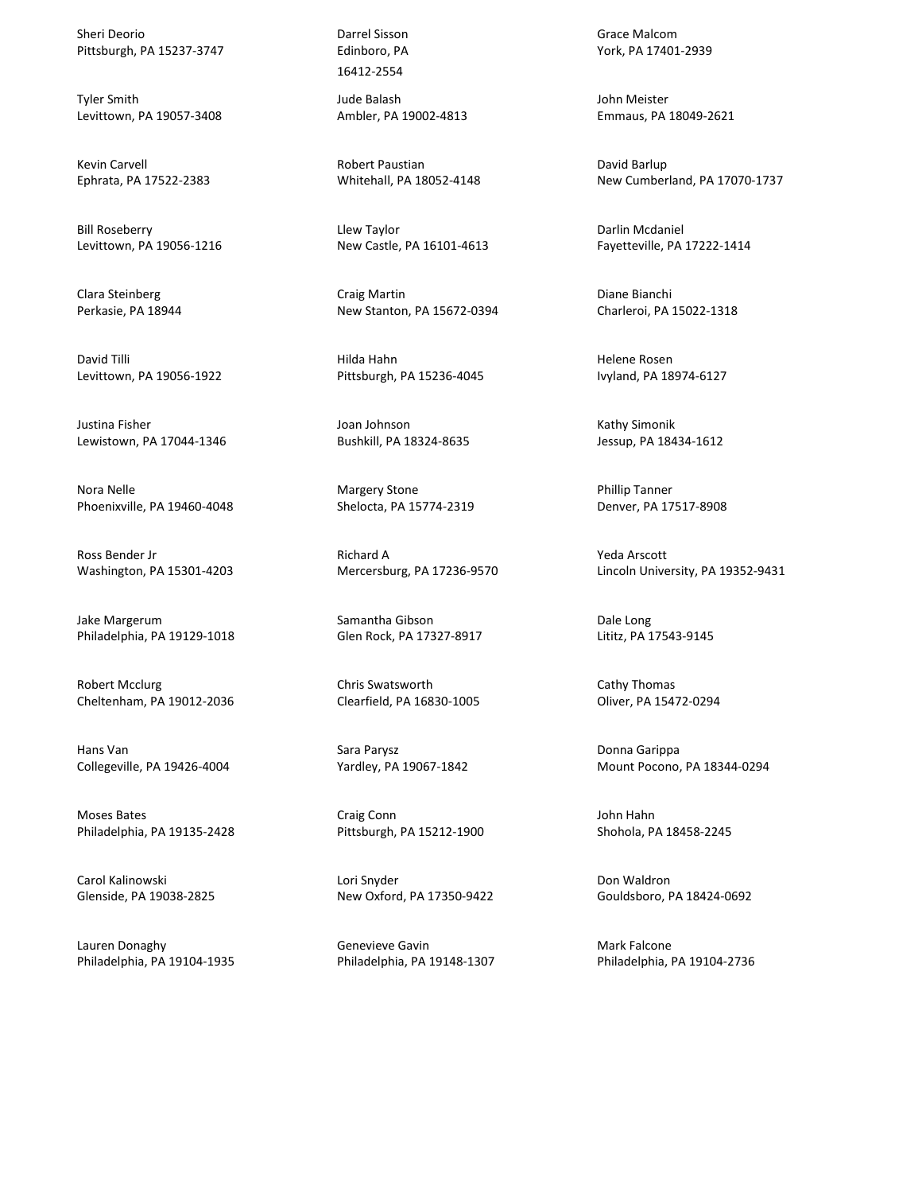Sheri Deorio
Pittsburgh, PA 15237-3747

Tyler Smith
Levittown, PA 19057-3408

Kevin Carvell
Ephrata, PA 17522-2383

Bill Roseberry
Levittown, PA 19056-1216

Clara Steinberg
Perkasie, PA 18944

David Tilli
Levittown, PA 19056-1922

Justina Fisher
Lewistown, PA 17044-1346

Nora Nelle
Phoenixville, PA 19460-4048

Ross Bender Jr
Washington, PA 15301-4203

Jake Margerum
Philadelphia, PA 19129-1018

Robert Mcclurg
Cheltenham, PA 19012-2036

Hans Van
Collegeville, PA 19426-4004

Moses Bates
Philadelphia, PA 19135-2428

Carol Kalinowski
Glenside, PA 19038-2825

Lauren Donaghy
Philadelphia, PA 19104-1935

Darrel Sisson
Edinboro, PA
16412-2554

Jude Balash
Ambler, PA 19002-4813

Robert Paustian
Whitehall, PA 18052-4148

Llew Taylor
New Castle, PA 16101-4613

Craig Martin
New Stanton, PA 15672-0394

Hilda Hahn
Pittsburgh, PA 15236-4045

Joan Johnson
Bushkill, PA 18324-8635

Margery Stone
Shelocta, PA 15774-2319

Richard A
Mercersburg, PA 17236-9570

Samantha Gibson
Glen Rock, PA 17327-8917

Chris Swatsworth
Clearfield, PA 16830-1005

Sara Parysz
Yardley, PA 19067-1842

Craig Conn
Pittsburgh, PA 15212-1900

Lori Snyder
New Oxford, PA 17350-9422

Genevieve Gavin
Philadelphia, PA 19148-1307

Grace Malcom
York, PA 17401-2939

John Meister
Emmaus, PA 18049-2621

David Barlup
New Cumberland, PA 17070-1737

Darlin Mcdaniel
Fayetteville, PA 17222-1414

Diane Bianchi
Charleroi, PA 15022-1318

Helene Rosen
Ivyland, PA 18974-6127

Kathy Simonik
Jessup, PA 18434-1612

Phillip Tanner
Denver, PA 17517-8908

Yeda Arscott
Lincoln University, PA 19352-9431

Dale Long
Lititz, PA 17543-9145

Cathy Thomas
Oliver, PA 15472-0294

Donna Garippa
Mount Pocono, PA 18344-0294

John Hahn
Shohola, PA 18458-2245

Don Waldron
Gouldsboro, PA 18424-0692

Mark Falcone
Philadelphia, PA 19104-2736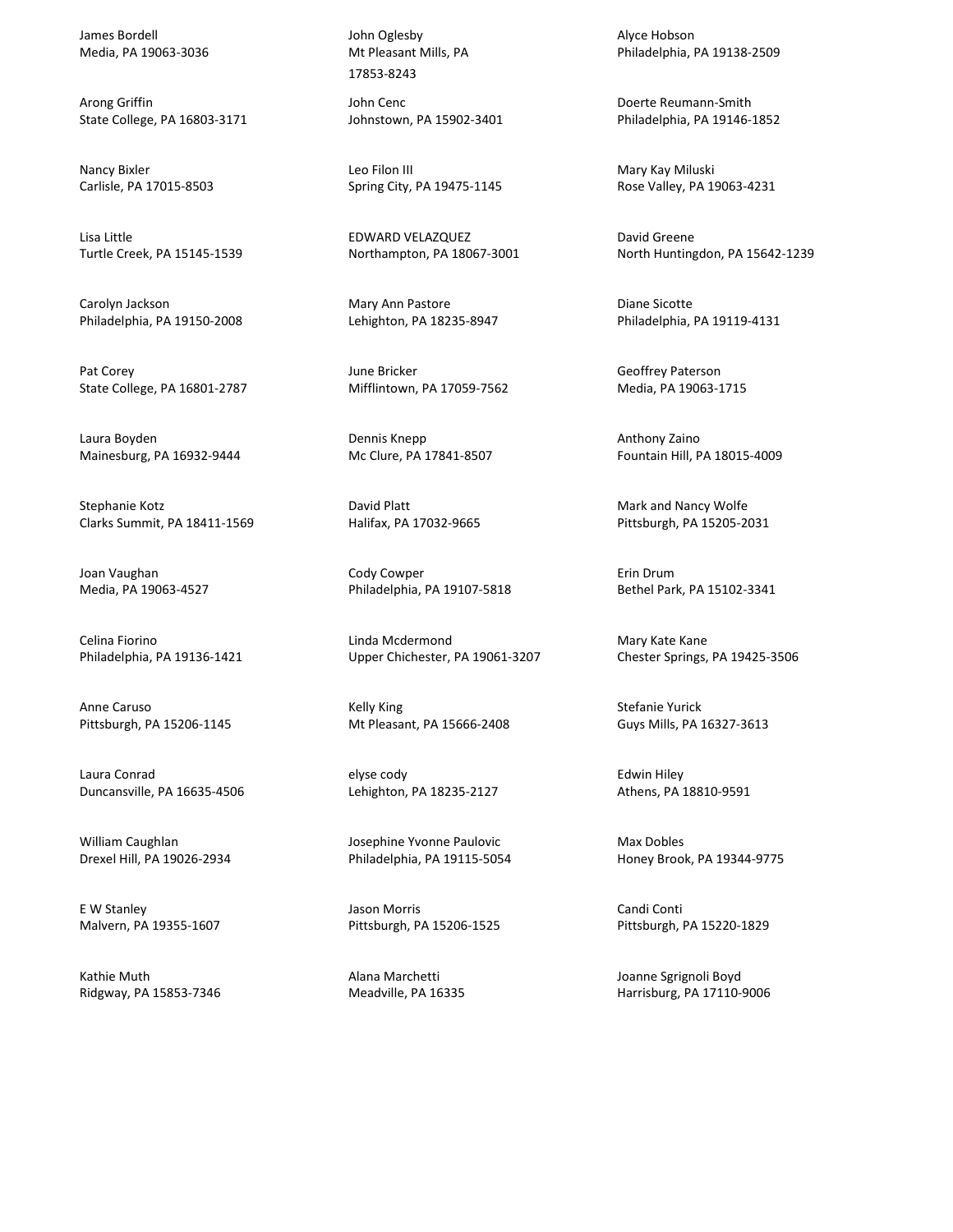James Bordell
Media, PA 19063-3036

Arong Griffin
State College, PA 16803-3171

Nancy Bixler
Carlisle, PA 17015-8503

Lisa Little
Turtle Creek, PA 15145-1539

Carolyn Jackson
Philadelphia, PA 19150-2008

Pat Corey
State College, PA 16801-2787

Laura Boyden
Mainesburg, PA 16932-9444

Stephanie Kotz
Clarks Summit, PA 18411-1569

Joan Vaughan
Media, PA 19063-4527

Celina Fiorino
Philadelphia, PA 19136-1421

Anne Caruso
Pittsburgh, PA 15206-1145

Laura Conrad
Duncansville, PA 16635-4506

William Caughlan
Drexel Hill, PA 19026-2934

E W Stanley
Malvern, PA 19355-1607

Kathie Muth
Ridgway, PA 15853-7346

John Oglesby
Mt Pleasant Mills, PA
17853-8243

John Cenc
Johnstown, PA 15902-3401

Leo Filon III
Spring City, PA 19475-1145

EDWARD VELAZQUEZ
Northampton, PA 18067-3001

Mary Ann Pastore
Lehighton, PA 18235-8947

June Bricker
Mifflintown, PA 17059-7562

Dennis Knepp
Mc Clure, PA 17841-8507

David Platt
Halifax, PA 17032-9665

Cody Cowper
Philadelphia, PA 19107-5818

Linda Mcdermond
Upper Chichester, PA 19061-3207

Kelly King
Mt Pleasant, PA 15666-2408

elyse cody
Lehighton, PA 18235-2127

Josephine Yvonne Paulovic
Philadelphia, PA 19115-5054

Jason Morris
Pittsburgh, PA 15206-1525

Alana Marchetti
Meadville, PA 16335

Alyce Hobson
Philadelphia, PA 19138-2509

Doerte Reumann-Smith
Philadelphia, PA 19146-1852

Mary Kay Miluski
Rose Valley, PA 19063-4231

David Greene
North Huntingdon, PA 15642-1239

Diane Sicotte
Philadelphia, PA 19119-4131

Geoffrey Paterson
Media, PA 19063-1715

Anthony Zaino
Fountain Hill, PA 18015-4009

Mark and Nancy Wolfe
Pittsburgh, PA 15205-2031

Erin Drum
Bethel Park, PA 15102-3341

Mary Kate Kane
Chester Springs, PA 19425-3506

Stefanie Yurick
Guys Mills, PA 16327-3613

Edwin Hiley
Athens, PA 18810-9591

Max Dobles
Honey Brook, PA 19344-9775

Candi Conti
Pittsburgh, PA 15220-1829

Joanne Sgrignoli Boyd
Harrisburg, PA 17110-9006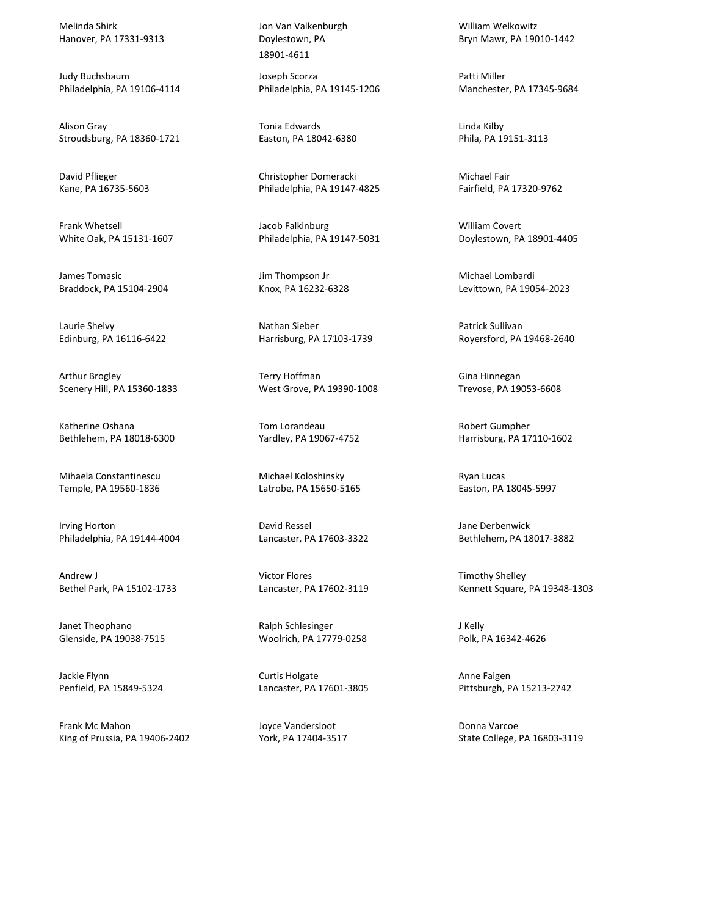Melinda Shirk
Hanover, PA 17331-9313

Judy Buchsbaum
Philadelphia, PA 19106-4114

Alison Gray
Stroudsburg, PA 18360-1721

David Pflieger
Kane, PA 16735-5603

Frank Whetsell
White Oak, PA 15131-1607

James Tomasic
Braddock, PA 15104-2904

Laurie Shelvy
Edinburg, PA 16116-6422

Arthur Brogley
Scenery Hill, PA 15360-1833

Katherine Oshana
Bethlehem, PA 18018-6300

Mihaela Constantinescu
Temple, PA 19560-1836

Irving Horton
Philadelphia, PA 19144-4004

Andrew J
Bethel Park, PA 15102-1733

Janet Theophano
Glenside, PA 19038-7515

Jackie Flynn
Penfield, PA 15849-5324

Frank Mc Mahon
King of Prussia, PA 19406-2402

Jon Van Valkenburgh
Doylestown, PA
18901-4611

Joseph Scorza
Philadelphia, PA 19145-1206

Tonia Edwards
Easton, PA 18042-6380

Christopher Domeracki
Philadelphia, PA 19147-4825

Jacob Falkinburg
Philadelphia, PA 19147-5031

Jim Thompson Jr
Knox, PA 16232-6328

Nathan Sieber
Harrisburg, PA 17103-1739

Terry Hoffman
West Grove, PA 19390-1008

Tom Lorandeau
Yardley, PA 19067-4752

Michael Koloshinsky
Latrobe, PA 15650-5165

David Ressel
Lancaster, PA 17603-3322

Victor Flores
Lancaster, PA 17602-3119

Ralph Schlesinger
Woolrich, PA 17779-0258

Curtis Holgate
Lancaster, PA 17601-3805

Joyce Vandersloot
York, PA 17404-3517

William Welkowitz
Bryn Mawr, PA 19010-1442

Patti Miller
Manchester, PA 17345-9684

Linda Kilby
Phila, PA 19151-3113

Michael Fair
Fairfield, PA 17320-9762

William Covert
Doylestown, PA 18901-4405

Michael Lombardi
Levittown, PA 19054-2023

Patrick Sullivan
Royersford, PA 19468-2640

Gina Hinnegan
Trevose, PA 19053-6608

Robert Gumpher
Harrisburg, PA 17110-1602

Ryan Lucas
Easton, PA 18045-5997

Jane Derbenwick
Bethlehem, PA 18017-3882

Timothy Shelley
Kennett Square, PA 19348-1303

J Kelly
Polk, PA 16342-4626

Anne Faigen
Pittsburgh, PA 15213-2742

Donna Varcoe
State College, PA 16803-3119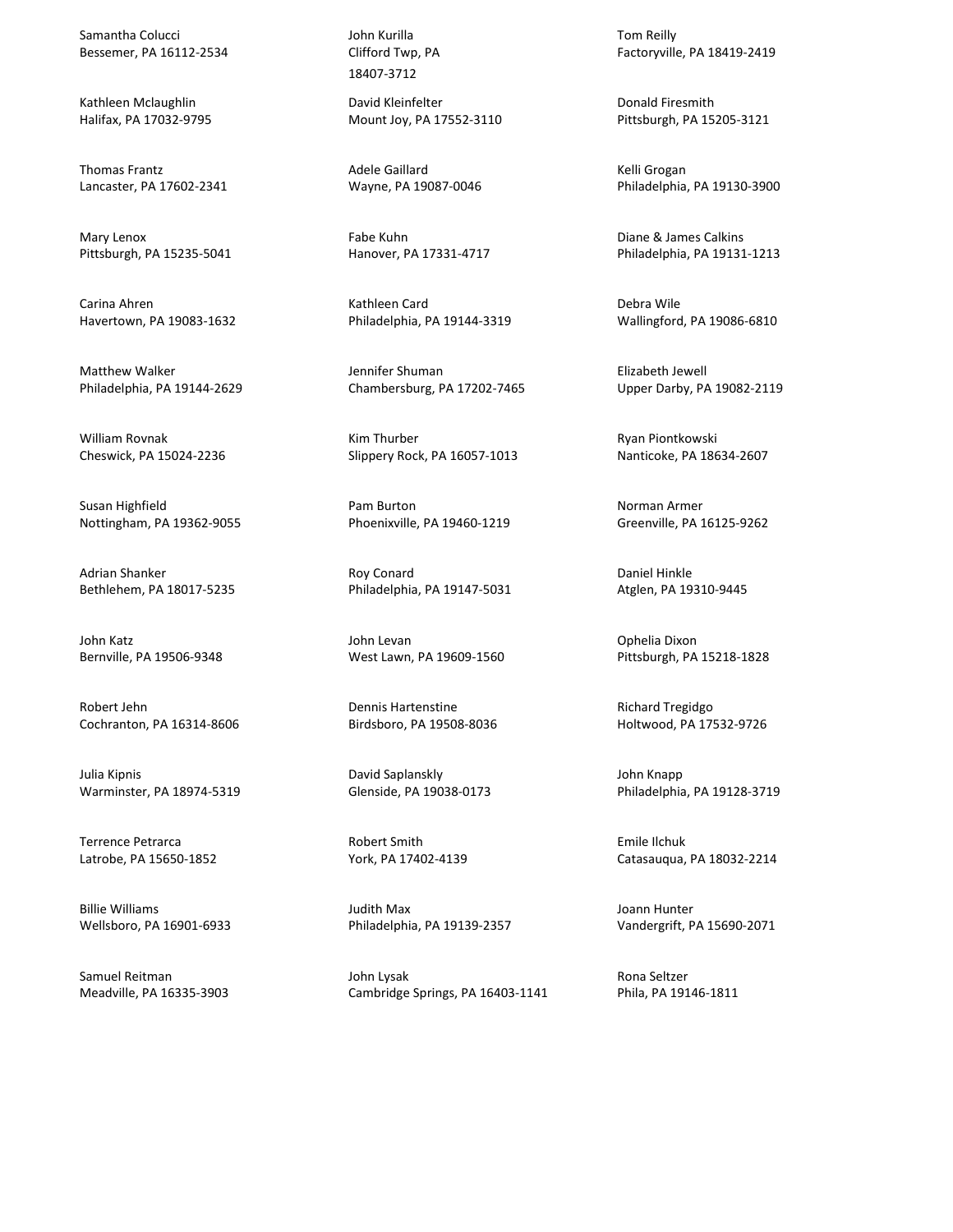Samantha Colucci
Bessemer, PA 16112-2534

Kathleen Mclaughlin
Halifax, PA 17032-9795

Thomas Frantz
Lancaster, PA 17602-2341

Mary Lenox
Pittsburgh, PA 15235-5041

Carina Ahren
Havertown, PA 19083-1632

Matthew Walker
Philadelphia, PA 19144-2629

William Rovnak
Cheswick, PA 15024-2236

Susan Highfield
Nottingham, PA 19362-9055

Adrian Shanker
Bethlehem, PA 18017-5235

John Katz
Bernville, PA 19506-9348

Robert Jehn
Cochranton, PA 16314-8606

Julia Kipnis
Warminster, PA 18974-5319

Terrence Petrarca
Latrobe, PA 15650-1852

Billie Williams
Wellsboro, PA 16901-6933

Samuel Reitman
Meadville, PA 16335-3903

John Kurilla
Clifford Twp, PA
18407-3712

David Kleinfelter
Mount Joy, PA 17552-3110

Adele Gaillard
Wayne, PA 19087-0046

Fabe Kuhn
Hanover, PA 17331-4717

Kathleen Card
Philadelphia, PA 19144-3319

Jennifer Shuman
Chambersburg, PA 17202-7465

Kim Thurber
Slippery Rock, PA 16057-1013

Pam Burton
Phoenixville, PA 19460-1219

Roy Conard
Philadelphia, PA 19147-5031

John Levan
West Lawn, PA 19609-1560

Dennis Hartenstine
Birdsboro, PA 19508-8036

David Saplanskly
Glenside, PA 19038-0173

Robert Smith
York, PA 17402-4139

Judith Max
Philadelphia, PA 19139-2357

John Lysak
Cambridge Springs, PA 16403-1141

Tom Reilly
Factoryville, PA 18419-2419

Donald Firesmith
Pittsburgh, PA 15205-3121

Kelli Grogan
Philadelphia, PA 19130-3900

Diane & James Calkins
Philadelphia, PA 19131-1213

Debra Wile
Wallingford, PA 19086-6810

Elizabeth Jewell
Upper Darby, PA 19082-2119

Ryan Piontkowski
Nanticoke, PA 18634-2607

Norman Armer
Greenville, PA 16125-9262

Daniel Hinkle
Atglen, PA 19310-9445

Ophelia Dixon
Pittsburgh, PA 15218-1828

Richard Tregidgo
Holtwood, PA 17532-9726

John Knapp
Philadelphia, PA 19128-3719

Emile Ilchuk
Catasauqua, PA 18032-2214

Joann Hunter
Vandergrift, PA 15690-2071

Rona Seltzer
Phila, PA 19146-1811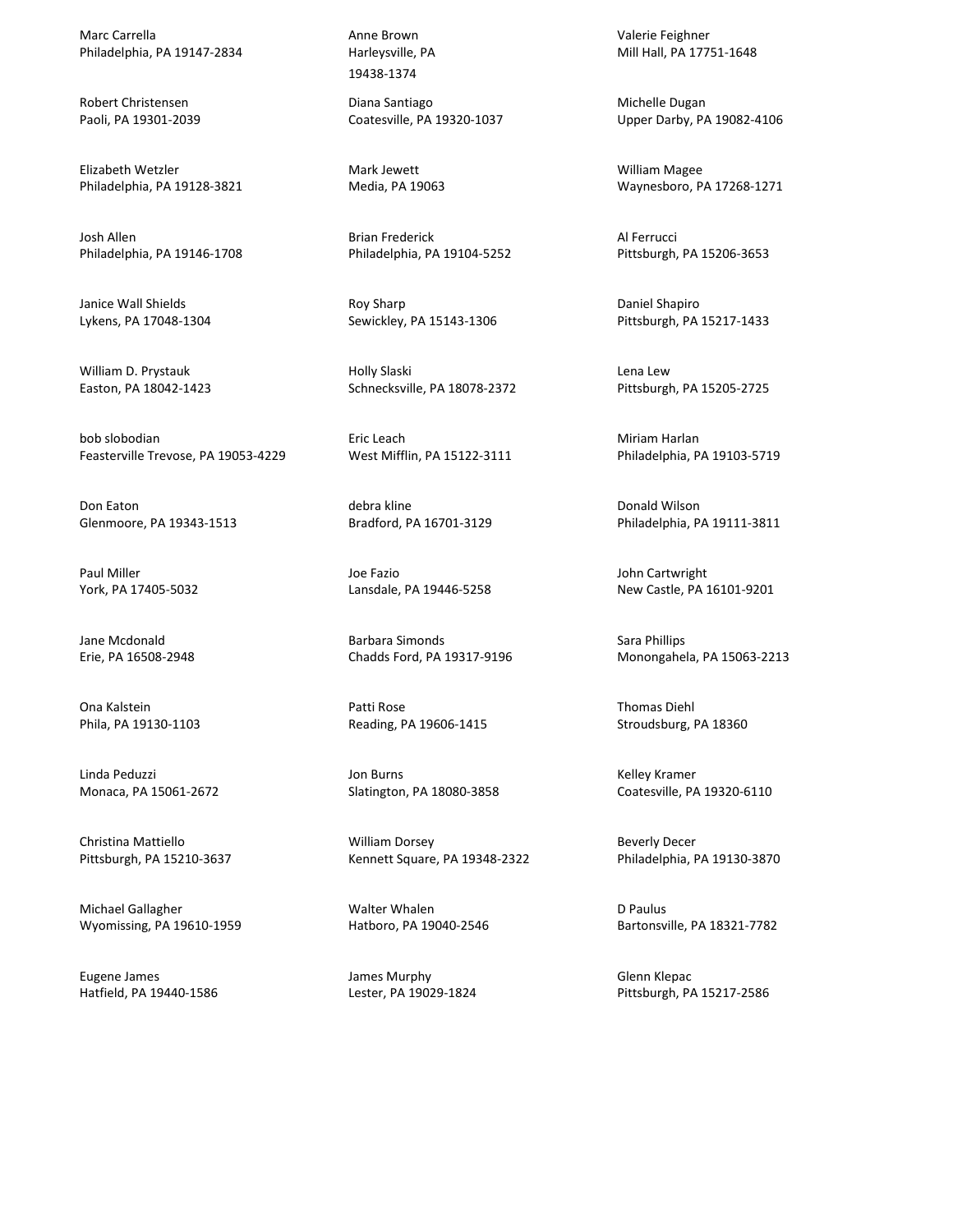Marc Carrella
Philadelphia, PA 19147-2834

Robert Christensen
Paoli, PA 19301-2039

Elizabeth Wetzler
Philadelphia, PA 19128-3821

Josh Allen
Philadelphia, PA 19146-1708

Janice Wall Shields
Lykens, PA 17048-1304

William D. Prystauk
Easton, PA 18042-1423

bob slobodian
Feasterville Trevose, PA 19053-4229

Don Eaton
Glenmoore, PA 19343-1513

Paul Miller
York, PA 17405-5032

Jane Mcdonald
Erie, PA 16508-2948

Ona Kalstein
Phila, PA 19130-1103

Linda Peduzzi
Monaca, PA 15061-2672

Christina Mattiello
Pittsburgh, PA 15210-3637

Michael Gallagher
Wyomissing, PA 19610-1959

Eugene James
Hatfield, PA 19440-1586

Anne Brown
Harleysville, PA
19438-1374

Diana Santiago
Coatesville, PA 19320-1037

Mark Jewett
Media, PA 19063

Brian Frederick
Philadelphia, PA 19104-5252

Roy Sharp
Sewickley, PA 15143-1306

Holly Slaski
Schnecksville, PA 18078-2372

Eric Leach
West Mifflin, PA 15122-3111

debra kline
Bradford, PA 16701-3129

Joe Fazio
Lansdale, PA 19446-5258

Barbara Simonds
Chadds Ford, PA 19317-9196

Patti Rose
Reading, PA 19606-1415

Jon Burns
Slatington, PA 18080-3858

William Dorsey
Kennett Square, PA 19348-2322

Walter Whalen
Hatboro, PA 19040-2546

James Murphy
Lester, PA 19029-1824

Valerie Feighner
Mill Hall, PA 17751-1648

Michelle Dugan
Upper Darby, PA 19082-4106

William Magee
Waynesboro, PA 17268-1271

Al Ferrucci
Pittsburgh, PA 15206-3653

Daniel Shapiro
Pittsburgh, PA 15217-1433

Lena Lew
Pittsburgh, PA 15205-2725

Miriam Harlan
Philadelphia, PA 19103-5719

Donald Wilson
Philadelphia, PA 19111-3811

John Cartwright
New Castle, PA 16101-9201

Sara Phillips
Monongahela, PA 15063-2213

Thomas Diehl
Stroudsburg, PA 18360

Kelley Kramer
Coatesville, PA 19320-6110

Beverly Decer
Philadelphia, PA 19130-3870

D Paulus
Bartonsville, PA 18321-7782

Glenn Klepac
Pittsburgh, PA 15217-2586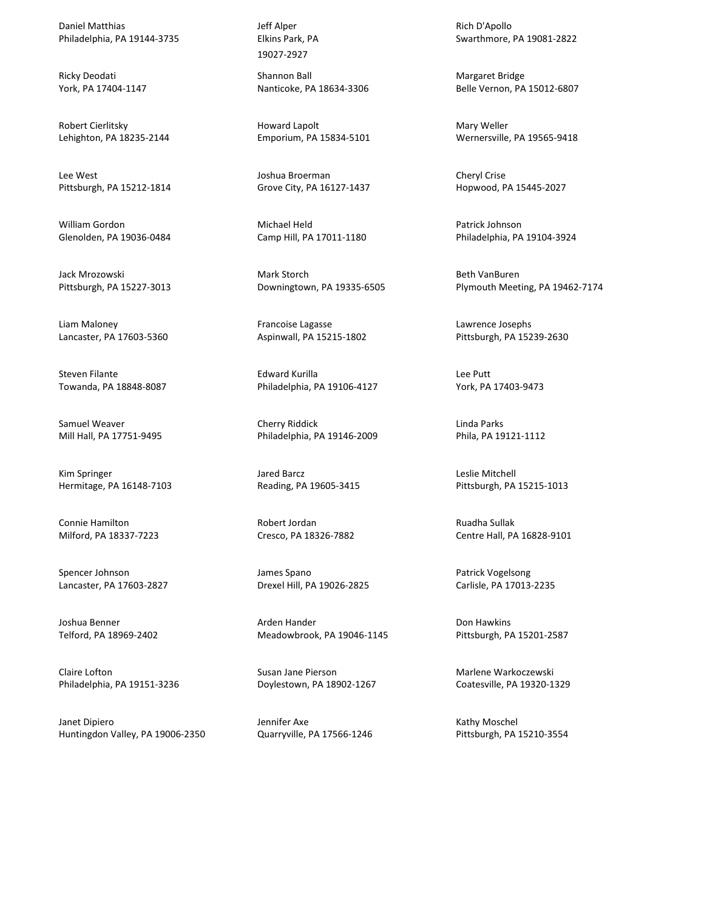Daniel Matthias
Philadelphia, PA 19144-3735

Ricky Deodati
York, PA 17404-1147

Robert Cierlitsky
Lehighton, PA 18235-2144

Lee West
Pittsburgh, PA 15212-1814

William Gordon
Glenolden, PA 19036-0484

Jack Mrozowski
Pittsburgh, PA 15227-3013

Liam Maloney
Lancaster, PA 17603-5360

Steven Filante
Towanda, PA 18848-8087

Samuel Weaver
Mill Hall, PA 17751-9495

Kim Springer
Hermitage, PA 16148-7103

Connie Hamilton
Milford, PA 18337-7223

Spencer Johnson
Lancaster, PA 17603-2827

Joshua Benner
Telford, PA 18969-2402

Claire Lofton
Philadelphia, PA 19151-3236

Janet Dipiero
Huntingdon Valley, PA 19006-2350

Jeff Alper
Elkins Park, PA
19027-2927

Shannon Ball
Nanticoke, PA 18634-3306

Howard Lapolt
Emporium, PA 15834-5101

Joshua Broerman
Grove City, PA 16127-1437

Michael Held
Camp Hill, PA 17011-1180

Mark Storch
Downingtown, PA 19335-6505

Francoise Lagasse
Aspinwall, PA 15215-1802

Edward Kurilla
Philadelphia, PA 19106-4127

Cherry Riddick
Philadelphia, PA 19146-2009

Jared Barcz
Reading, PA 19605-3415

Robert Jordan
Cresco, PA 18326-7882

James Spano
Drexel Hill, PA 19026-2825

Arden Hander
Meadowbrook, PA 19046-1145

Susan Jane Pierson
Doylestown, PA 18902-1267

Jennifer Axe
Quarryville, PA 17566-1246

Rich D'Apollo
Swarthmore, PA 19081-2822

Margaret Bridge
Belle Vernon, PA 15012-6807

Mary Weller
Wernersville, PA 19565-9418

Cheryl Crise
Hopwood, PA 15445-2027

Patrick Johnson
Philadelphia, PA 19104-3924

Beth VanBuren
Plymouth Meeting, PA 19462-7174

Lawrence Josephs
Pittsburgh, PA 15239-2630

Lee Putt
York, PA 17403-9473

Linda Parks
Phila, PA 19121-1112

Leslie Mitchell
Pittsburgh, PA 15215-1013

Ruadha Sullak
Centre Hall, PA 16828-9101

Patrick Vogelsong
Carlisle, PA 17013-2235

Don Hawkins
Pittsburgh, PA 15201-2587

Marlene Warkoczewski
Coatesville, PA 19320-1329

Kathy Moschel
Pittsburgh, PA 15210-3554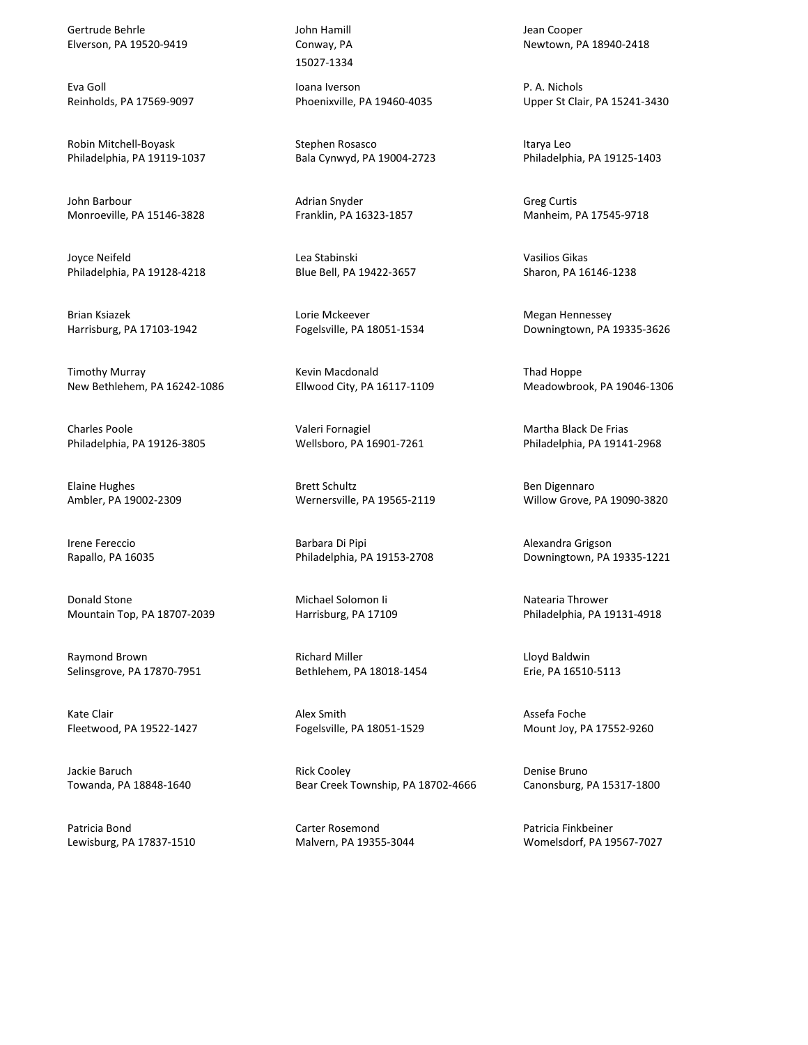Gertrude Behrle
Elverson, PA 19520-9419

Eva Goll
Reinholds, PA 17569-9097

Robin Mitchell-Boyask
Philadelphia, PA 19119-1037

John Barbour
Monroeville, PA 15146-3828

Joyce Neifeld
Philadelphia, PA 19128-4218

Brian Ksiazek
Harrisburg, PA 17103-1942

Timothy Murray
New Bethlehem, PA 16242-1086

Charles Poole
Philadelphia, PA 19126-3805

Elaine Hughes
Ambler, PA 19002-2309

Irene Fereccio
Rapallo, PA 16035

Donald Stone
Mountain Top, PA 18707-2039

Raymond Brown
Selinsgrove, PA 17870-7951

Kate Clair
Fleetwood, PA 19522-1427

Jackie Baruch
Towanda, PA 18848-1640

Patricia Bond
Lewisburg, PA 17837-1510

John Hamill
Conway, PA
15027-1334

Ioana Iverson
Phoenixville, PA 19460-4035

Stephen Rosasco
Bala Cynwyd, PA 19004-2723

Adrian Snyder
Franklin, PA 16323-1857

Lea Stabinski
Blue Bell, PA 19422-3657

Lorie Mckeever
Fogelsville, PA 18051-1534

Kevin Macdonald
Ellwood City, PA 16117-1109

Valeri Fornagiel
Wellsboro, PA 16901-7261

Brett Schultz
Wernersville, PA 19565-2119

Barbara Di Pipi
Philadelphia, PA 19153-2708

Michael Solomon Ii
Harrisburg, PA 17109

Richard Miller
Bethlehem, PA 18018-1454

Alex Smith
Fogelsville, PA 18051-1529

Rick Cooley
Bear Creek Township, PA 18702-4666

Carter Rosemond
Malvern, PA 19355-3044

Jean Cooper
Newtown, PA 18940-2418

P. A. Nichols
Upper St Clair, PA 15241-3430

Itarya Leo
Philadelphia, PA 19125-1403

Greg Curtis
Manheim, PA 17545-9718

Vasilios Gikas
Sharon, PA 16146-1238

Megan Hennessey
Downingtown, PA 19335-3626

Thad Hoppe
Meadowbrook, PA 19046-1306

Martha Black De Frias
Philadelphia, PA 19141-2968

Ben Digennaro
Willow Grove, PA 19090-3820

Alexandra Grigson
Downingtown, PA 19335-1221

Natearia Thrower
Philadelphia, PA 19131-4918

Lloyd Baldwin
Erie, PA 16510-5113

Assefa Foche
Mount Joy, PA 17552-9260

Denise Bruno
Canonsburg, PA 15317-1800

Patricia Finkbeiner
Womelsdorf, PA 19567-7027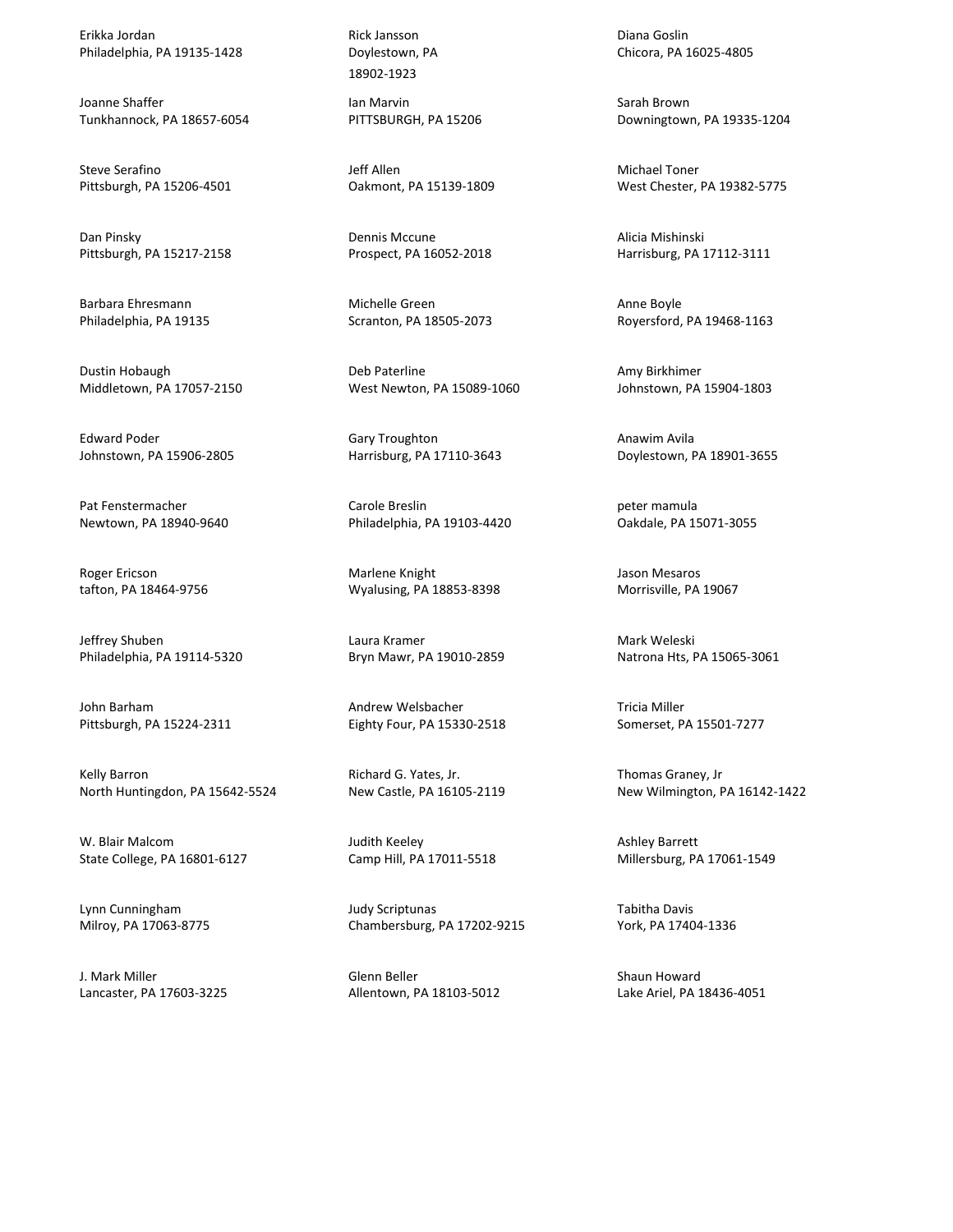Erikka Jordan
Philadelphia, PA 19135-1428

Joanne Shaffer
Tunkhannock, PA 18657-6054

Steve Serafino
Pittsburgh, PA 15206-4501

Dan Pinsky
Pittsburgh, PA 15217-2158

Barbara Ehresmann
Philadelphia, PA 19135

Dustin Hobaugh
Middletown, PA 17057-2150

Edward Poder
Johnstown, PA 15906-2805

Pat Fenstermacher
Newtown, PA 18940-9640

Roger Ericson
tafton, PA 18464-9756

Jeffrey Shuben
Philadelphia, PA 19114-5320

John Barham
Pittsburgh, PA 15224-2311

Kelly Barron
North Huntingdon, PA 15642-5524

W. Blair Malcom
State College, PA 16801-6127

Lynn Cunningham
Milroy, PA 17063-8775

J. Mark Miller
Lancaster, PA 17603-3225

Rick Jansson
Doylestown, PA
18902-1923

Ian Marvin
PITTSBURGH, PA 15206

Jeff Allen
Oakmont, PA 15139-1809

Dennis Mccune
Prospect, PA 16052-2018

Michelle Green
Scranton, PA 18505-2073

Deb Paterline
West Newton, PA 15089-1060

Gary Troughton
Harrisburg, PA 17110-3643

Carole Breslin
Philadelphia, PA 19103-4420

Marlene Knight
Wyalusing, PA 18853-8398

Laura Kramer
Bryn Mawr, PA 19010-2859

Andrew Welsbacher
Eighty Four, PA 15330-2518

Richard G. Yates, Jr.
New Castle, PA 16105-2119

Judith Keeley
Camp Hill, PA 17011-5518

Judy Scriptunas
Chambersburg, PA 17202-9215

Glenn Beller
Allentown, PA 18103-5012

Diana Goslin
Chicora, PA 16025-4805

Sarah Brown
Downingtown, PA 19335-1204

Michael Toner
West Chester, PA 19382-5775

Alicia Mishinski
Harrisburg, PA 17112-3111

Anne Boyle
Royersford, PA 19468-1163

Amy Birkhimer
Johnstown, PA 15904-1803

Anawim Avila
Doylestown, PA 18901-3655

peter mamula
Oakdale, PA 15071-3055

Jason Mesaros
Morrisville, PA 19067

Mark Weleski
Natrona Hts, PA 15065-3061

Tricia Miller
Somerset, PA 15501-7277

Thomas Graney, Jr
New Wilmington, PA 16142-1422

Ashley Barrett
Millersburg, PA 17061-1549

Tabitha Davis
York, PA 17404-1336

Shaun Howard
Lake Ariel, PA 18436-4051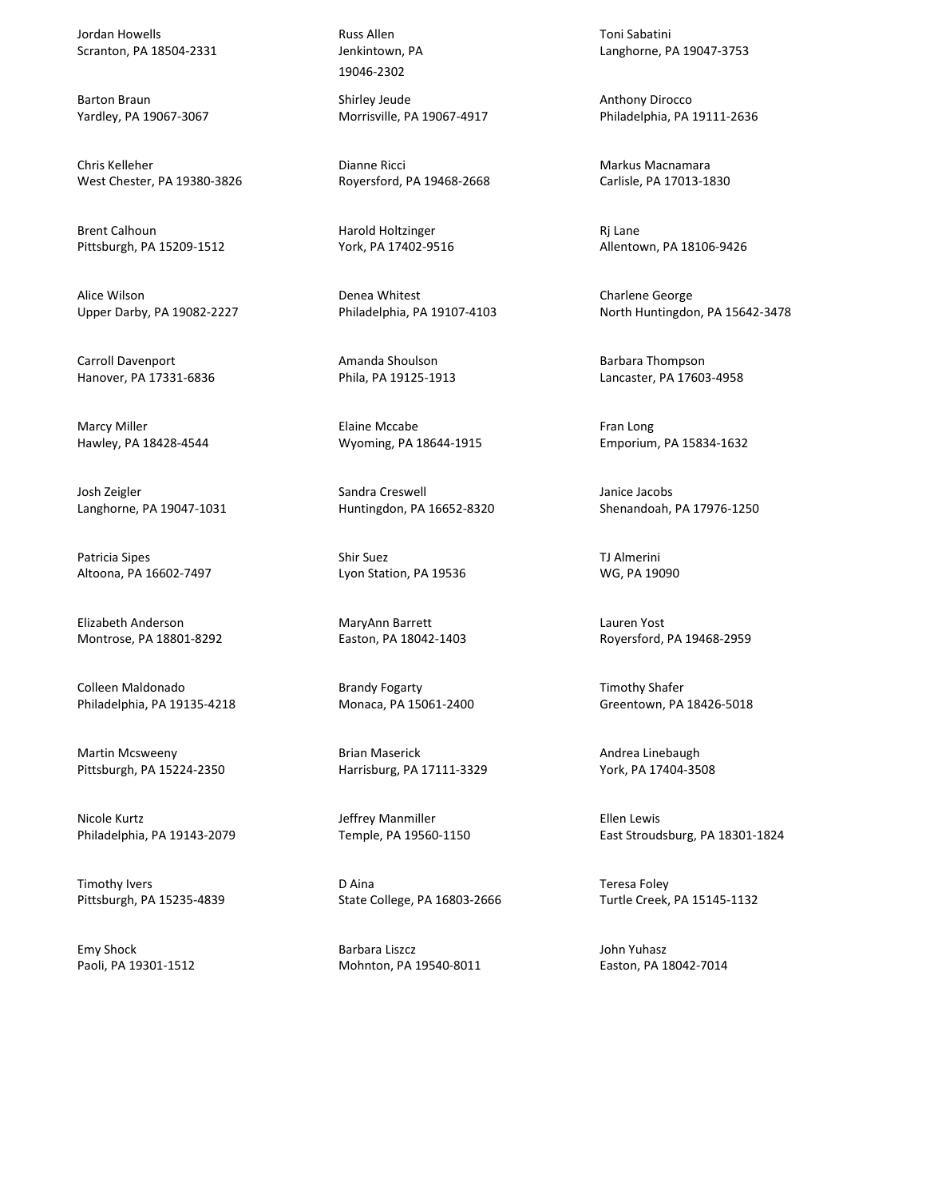Jordan Howells
Scranton, PA 18504-2331

Barton Braun
Yardley, PA 19067-3067

Chris Kelleher
West Chester, PA 19380-3826

Brent Calhoun
Pittsburgh, PA 15209-1512

Alice Wilson
Upper Darby, PA 19082-2227

Carroll Davenport
Hanover, PA 17331-6836

Marcy Miller
Hawley, PA 18428-4544

Josh Zeigler
Langhorne, PA 19047-1031

Patricia Sipes
Altoona, PA 16602-7497

Elizabeth Anderson
Montrose, PA 18801-8292

Colleen Maldonado
Philadelphia, PA 19135-4218

Martin Mcsweeny
Pittsburgh, PA 15224-2350

Nicole Kurtz
Philadelphia, PA 19143-2079

Timothy Ivers
Pittsburgh, PA 15235-4839

Emy Shock
Paoli, PA 19301-1512

Russ Allen
Jenkintown, PA
19046-2302

Shirley Jeude
Morrisville, PA 19067-4917

Dianne Ricci
Royersford, PA 19468-2668

Harold Holtzinger
York, PA 17402-9516

Denea Whitest
Philadelphia, PA 19107-4103

Amanda Shoulson
Phila, PA 19125-1913

Elaine Mccabe
Wyoming, PA 18644-1915

Sandra Creswell
Huntingdon, PA 16652-8320

Shir Suez
Lyon Station, PA 19536

MaryAnn Barrett
Easton, PA 18042-1403

Brandy Fogarty
Monaca, PA 15061-2400

Brian Maserick
Harrisburg, PA 17111-3329

Jeffrey Manmiller
Temple, PA 19560-1150

D Aina
State College, PA 16803-2666

Barbara Liszcz
Mohnton, PA 19540-8011

Toni Sabatini
Langhorne, PA 19047-3753

Anthony Dirocco
Philadelphia, PA 19111-2636

Markus Macnamara
Carlisle, PA 17013-1830

Rj Lane
Allentown, PA 18106-9426

Charlene George
North Huntingdon, PA 15642-3478

Barbara Thompson
Lancaster, PA 17603-4958

Fran Long
Emporium, PA 15834-1632

Janice Jacobs
Shenandoah, PA 17976-1250

TJ Almerini
WG, PA 19090

Lauren Yost
Royersford, PA 19468-2959

Timothy Shafer
Greentown, PA 18426-5018

Andrea Linebaugh
York, PA 17404-3508

Ellen Lewis
East Stroudsburg, PA 18301-1824

Teresa Foley
Turtle Creek, PA 15145-1132

John Yuhasz
Easton, PA 18042-7014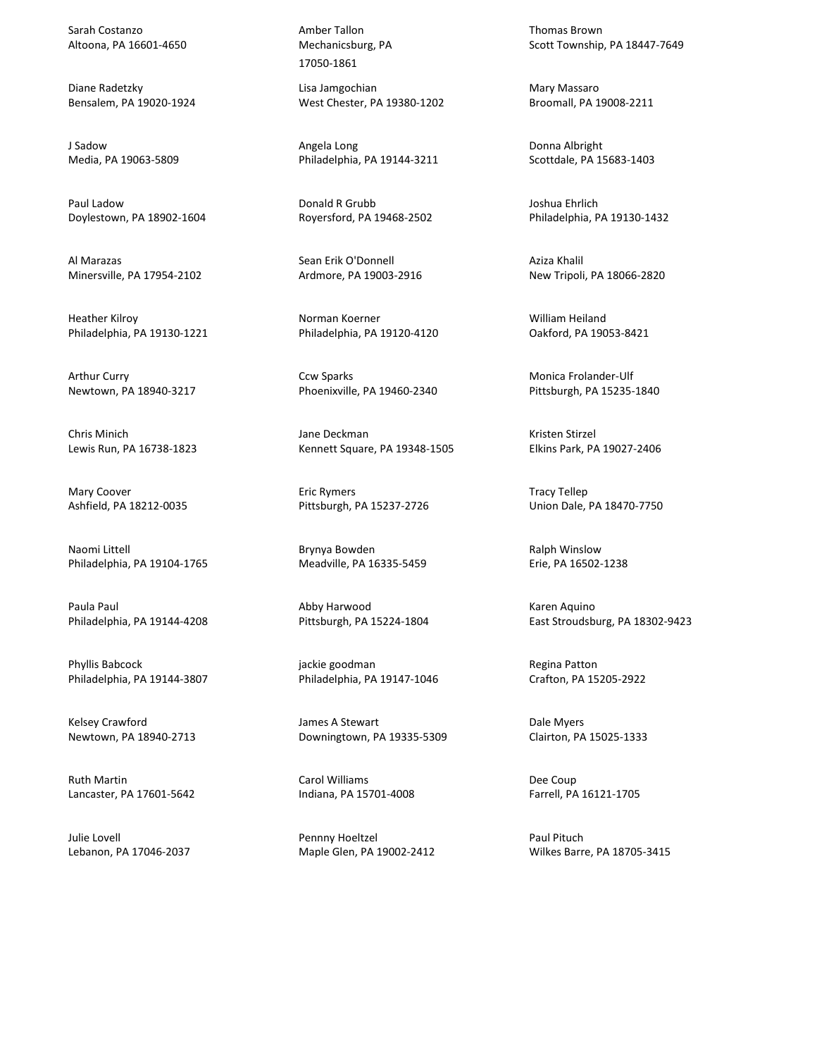Sarah Costanzo
Altoona, PA 16601-4650

Diane Radetzky
Bensalem, PA 19020-1924

J Sadow
Media, PA 19063-5809

Paul Ladow
Doylestown, PA 18902-1604

Al Marazas
Minersville, PA 17954-2102

Heather Kilroy
Philadelphia, PA 19130-1221

Arthur Curry
Newtown, PA 18940-3217

Chris Minich
Lewis Run, PA 16738-1823

Mary Coover
Ashfield, PA 18212-0035

Naomi Littell
Philadelphia, PA 19104-1765

Paula Paul
Philadelphia, PA 19144-4208

Phyllis Babcock
Philadelphia, PA 19144-3807

Kelsey Crawford
Newtown, PA 18940-2713

Ruth Martin
Lancaster, PA 17601-5642

Julie Lovell
Lebanon, PA 17046-2037

Amber Tallon
Mechanicsburg, PA
17050-1861

Lisa Jamgochian
West Chester, PA 19380-1202

Angela Long
Philadelphia, PA 19144-3211

Donald R Grubb
Royersford, PA 19468-2502

Sean Erik O'Donnell
Ardmore, PA 19003-2916

Norman Koerner
Philadelphia, PA 19120-4120

Ccw Sparks
Phoenixville, PA 19460-2340

Jane Deckman
Kennett Square, PA 19348-1505

Eric Rymers
Pittsburgh, PA 15237-2726

Brynya Bowden
Meadville, PA 16335-5459

Abby Harwood
Pittsburgh, PA 15224-1804

jackie goodman
Philadelphia, PA 19147-1046

James A Stewart
Downingtown, PA 19335-5309

Carol Williams
Indiana, PA 15701-4008

Pennny Hoeltzel
Maple Glen, PA 19002-2412

Thomas Brown
Scott Township, PA 18447-7649

Mary Massaro
Broomall, PA 19008-2211

Donna Albright
Scottdale, PA 15683-1403

Joshua Ehrlich
Philadelphia, PA 19130-1432

Aziza Khalil
New Tripoli, PA 18066-2820

William Heiland
Oakford, PA 19053-8421

Monica Frolander-Ulf
Pittsburgh, PA 15235-1840

Kristen Stirzel
Elkins Park, PA 19027-2406

Tracy Tellep
Union Dale, PA 18470-7750

Ralph Winslow
Erie, PA 16502-1238

Karen Aquino
East Stroudsburg, PA 18302-9423

Regina Patton
Crafton, PA 15205-2922

Dale Myers
Clairton, PA 15025-1333

Dee Coup
Farrell, PA 16121-1705

Paul Pituch
Wilkes Barre, PA 18705-3415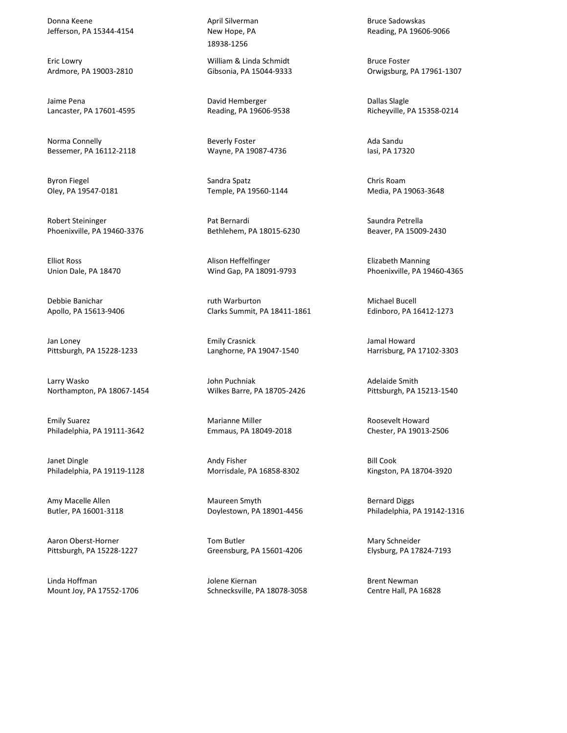Donna Keene
Jefferson, PA 15344-4154

Eric Lowry
Ardmore, PA 19003-2810

Jaime Pena
Lancaster, PA 17601-4595

Norma Connelly
Bessemer, PA 16112-2118

Byron Fiegel
Oley, PA 19547-0181

Robert Steininger
Phoenixville, PA 19460-3376

Elliot Ross
Union Dale, PA 18470

Debbie Banichar
Apollo, PA 15613-9406

Jan Loney
Pittsburgh, PA 15228-1233

Larry Wasko
Northampton, PA 18067-1454

Emily Suarez
Philadelphia, PA 19111-3642

Janet Dingle
Philadelphia, PA 19119-1128

Amy Macelle Allen
Butler, PA 16001-3118

Aaron Oberst-Horner
Pittsburgh, PA 15228-1227

Linda Hoffman
Mount Joy, PA 17552-1706

April Silverman
New Hope, PA
18938-1256

William & Linda Schmidt
Gibsonia, PA 15044-9333

David Hemberger
Reading, PA 19606-9538

Beverly Foster
Wayne, PA 19087-4736

Sandra Spatz
Temple, PA 19560-1144

Pat Bernardi
Bethlehem, PA 18015-6230

Alison Heffelfinger
Wind Gap, PA 18091-9793

ruth Warburton
Clarks Summit, PA 18411-1861

Emily Crasnick
Langhorne, PA 19047-1540

John Puchniak
Wilkes Barre, PA 18705-2426

Marianne Miller
Emmaus, PA 18049-2018

Andy Fisher
Morrisdale, PA 16858-8302

Maureen Smyth
Doylestown, PA 18901-4456

Tom Butler
Greensburg, PA 15601-4206

Jolene Kiernan
Schnecksville, PA 18078-3058

Bruce Sadowskas
Reading, PA 19606-9066

Bruce Foster
Orwigsburg, PA 17961-1307

Dallas Slagle
Richeyville, PA 15358-0214

Ada Sandu
Iasi, PA 17320

Chris Roam
Media, PA 19063-3648

Saundra Petrella
Beaver, PA 15009-2430

Elizabeth Manning
Phoenixville, PA 19460-4365

Michael Bucell
Edinboro, PA 16412-1273

Jamal Howard
Harrisburg, PA 17102-3303

Adelaide Smith
Pittsburgh, PA 15213-1540

Roosevelt Howard
Chester, PA 19013-2506

Bill Cook
Kingston, PA 18704-3920

Bernard Diggs
Philadelphia, PA 19142-1316

Mary Schneider
Elysburg, PA 17824-7193

Brent Newman
Centre Hall, PA 16828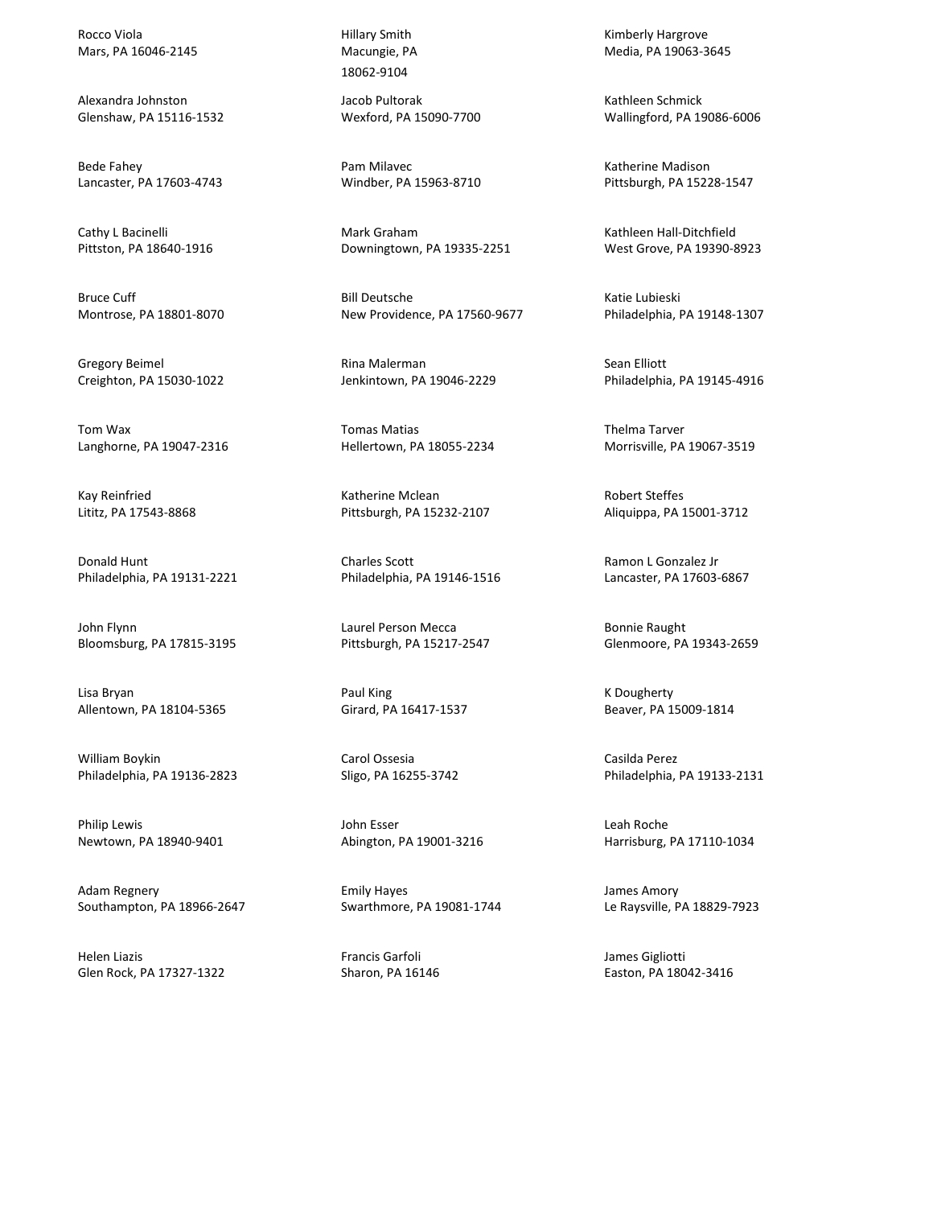Rocco Viola
Mars, PA 16046-2145

Alexandra Johnston
Glenshaw, PA 15116-1532

Bede Fahey
Lancaster, PA 17603-4743

Cathy L Bacinelli
Pittston, PA 18640-1916

Bruce Cuff
Montrose, PA 18801-8070

Gregory Beimel
Creighton, PA 15030-1022

Tom Wax
Langhorne, PA 19047-2316

Kay Reinfried
Lititz, PA 17543-8868

Donald Hunt
Philadelphia, PA 19131-2221

John Flynn
Bloomsburg, PA 17815-3195

Lisa Bryan
Allentown, PA 18104-5365

William Boykin
Philadelphia, PA 19136-2823

Philip Lewis
Newtown, PA 18940-9401

Adam Regnery
Southampton, PA 18966-2647

Helen Liazis
Glen Rock, PA 17327-1322

Hillary Smith
Macungie, PA
18062-9104

Jacob Pultorak
Wexford, PA 15090-7700

Pam Milavec
Windber, PA 15963-8710

Mark Graham
Downingtown, PA 19335-2251

Bill Deutsche
New Providence, PA 17560-9677

Rina Malerman
Jenkintown, PA 19046-2229

Tomas Matias
Hellertown, PA 18055-2234

Katherine Mclean
Pittsburgh, PA 15232-2107

Charles Scott
Philadelphia, PA 19146-1516

Laurel Person Mecca
Pittsburgh, PA 15217-2547

Paul King
Girard, PA 16417-1537

Carol Ossesia
Sligo, PA 16255-3742

John Esser
Abington, PA 19001-3216

Emily Hayes
Swarthmore, PA 19081-1744

Francis Garfoli
Sharon, PA 16146

Kimberly Hargrove
Media, PA 19063-3645

Kathleen Schmick
Wallingford, PA 19086-6006

Katherine Madison
Pittsburgh, PA 15228-1547

Kathleen Hall-Ditchfield
West Grove, PA 19390-8923

Katie Lubieski
Philadelphia, PA 19148-1307

Sean Elliott
Philadelphia, PA 19145-4916

Thelma Tarver
Morrisville, PA 19067-3519

Robert Steffes
Aliquippa, PA 15001-3712

Ramon L Gonzalez Jr
Lancaster, PA 17603-6867

Bonnie Raught
Glenmoore, PA 19343-2659

K Dougherty
Beaver, PA 15009-1814

Casilda Perez
Philadelphia, PA 19133-2131

Leah Roche
Harrisburg, PA 17110-1034

James Amory
Le Raysville, PA 18829-7923

James Gigliotti
Easton, PA 18042-3416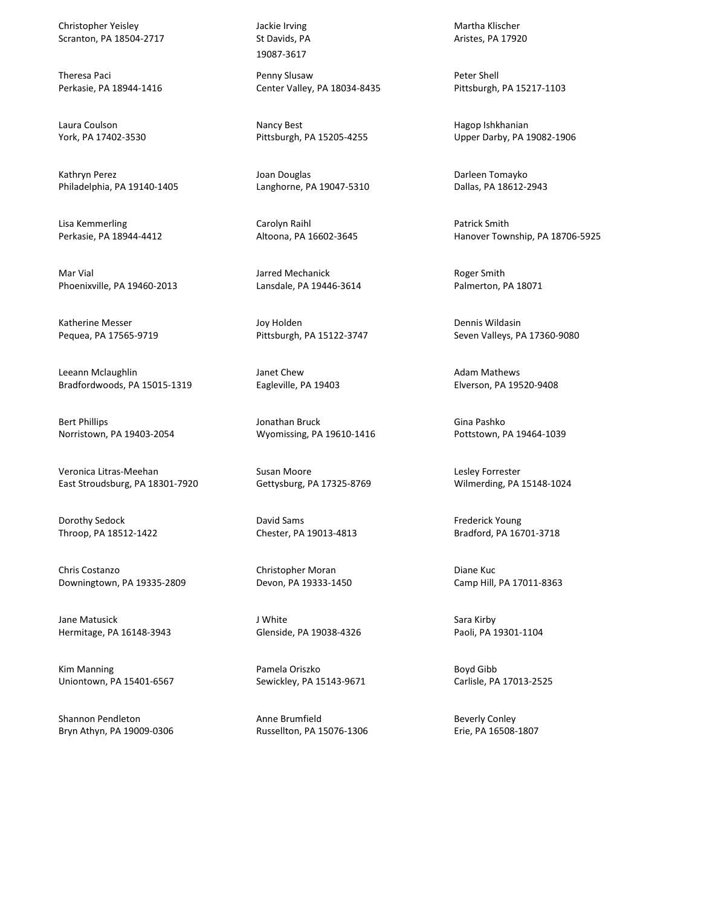Christopher Yeisley
Scranton, PA 18504-2717

Theresa Paci
Perkasie, PA 18944-1416

Laura Coulson
York, PA 17402-3530

Kathryn Perez
Philadelphia, PA 19140-1405

Lisa Kemmerling
Perkasie, PA 18944-4412

Mar Vial
Phoenixville, PA 19460-2013

Katherine Messer
Pequea, PA 17565-9719

Leeann Mclaughlin
Bradfordwoods, PA 15015-1319

Bert Phillips
Norristown, PA 19403-2054

Veronica Litras-Meehan
East Stroudsburg, PA 18301-7920

Dorothy Sedock
Throop, PA 18512-1422

Chris Costanzo
Downingtown, PA 19335-2809

Jane Matusick
Hermitage, PA 16148-3943

Kim Manning
Uniontown, PA 15401-6567

Shannon Pendleton
Bryn Athyn, PA 19009-0306

Jackie Irving
St Davids, PA
19087-3617

Penny Slusaw
Center Valley, PA 18034-8435

Nancy Best
Pittsburgh, PA 15205-4255

Joan Douglas
Langhorne, PA 19047-5310

Carolyn Raihl
Altoona, PA 16602-3645

Jarred Mechanick
Lansdale, PA 19446-3614

Joy Holden
Pittsburgh, PA 15122-3747

Janet Chew
Eagleville, PA 19403

Jonathan Bruck
Wyomissing, PA 19610-1416

Susan Moore
Gettysburg, PA 17325-8769

David Sams
Chester, PA 19013-4813

Christopher Moran
Devon, PA 19333-1450

J White
Glenside, PA 19038-4326

Pamela Oriszko
Sewickley, PA 15143-9671

Anne Brumfield
Russellton, PA 15076-1306

Martha Klischer
Aristes, PA 17920

Peter Shell
Pittsburgh, PA 15217-1103

Hagop Ishkhanian
Upper Darby, PA 19082-1906

Darleen Tomayko
Dallas, PA 18612-2943

Patrick Smith
Hanover Township, PA 18706-5925

Roger Smith
Palmerton, PA 18071

Dennis Wildasin
Seven Valleys, PA 17360-9080

Adam Mathews
Elverson, PA 19520-9408

Gina Pashko
Pottstown, PA 19464-1039

Lesley Forrester
Wilmerding, PA 15148-1024

Frederick Young
Bradford, PA 16701-3718

Diane Kuc
Camp Hill, PA 17011-8363

Sara Kirby
Paoli, PA 19301-1104

Boyd Gibb
Carlisle, PA 17013-2525

Beverly Conley
Erie, PA 16508-1807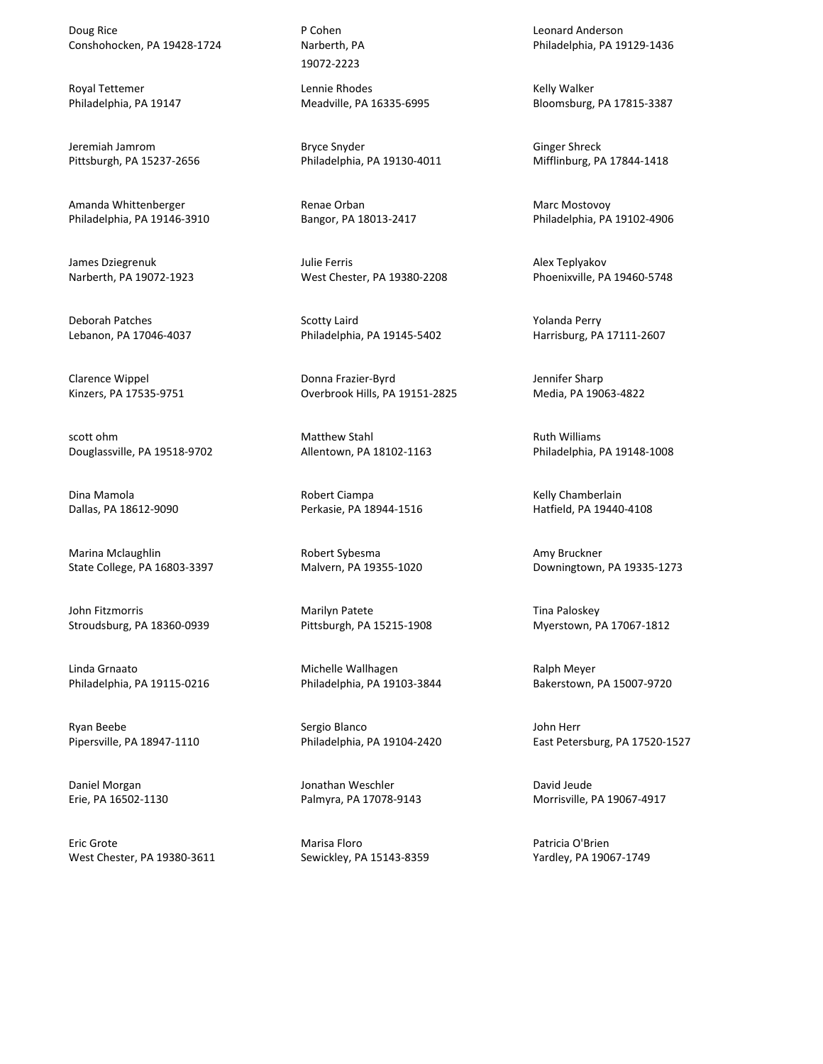Doug Rice
Conshohocken, PA 19428-1724

Royal Tettemer
Philadelphia, PA 19147

Jeremiah Jamrom
Pittsburgh, PA 15237-2656

Amanda Whittenberger
Philadelphia, PA 19146-3910

James Dziegrenuk
Narberth, PA 19072-1923

Deborah Patches
Lebanon, PA 17046-4037

Clarence Wippel
Kinzers, PA 17535-9751

scott ohm
Douglassville, PA 19518-9702

Dina Mamola
Dallas, PA 18612-9090

Marina Mclaughlin
State College, PA 16803-3397

John Fitzmorris
Stroudsburg, PA 18360-0939

Linda Grnaato
Philadelphia, PA 19115-0216

Ryan Beebe
Pipersville, PA 18947-1110

Daniel Morgan
Erie, PA 16502-1130

Eric Grote
West Chester, PA 19380-3611

P Cohen
Narberth, PA
19072-2223

Lennie Rhodes
Meadville, PA 16335-6995

Bryce Snyder
Philadelphia, PA 19130-4011

Renae Orban
Bangor, PA 18013-2417

Julie Ferris
West Chester, PA 19380-2208

Scotty Laird
Philadelphia, PA 19145-5402

Donna Frazier-Byrd
Overbrook Hills, PA 19151-2825

Matthew Stahl
Allentown, PA 18102-1163

Robert Ciampa
Perkasie, PA 18944-1516

Robert Sybesma
Malvern, PA 19355-1020

Marilyn Patete
Pittsburgh, PA 15215-1908

Michelle Wallhagen
Philadelphia, PA 19103-3844

Sergio Blanco
Philadelphia, PA 19104-2420

Jonathan Weschler
Palmyra, PA 17078-9143

Marisa Floro
Sewickley, PA 15143-8359

Leonard Anderson
Philadelphia, PA 19129-1436

Kelly Walker
Bloomsburg, PA 17815-3387

Ginger Shreck
Mifflinburg, PA 17844-1418

Marc Mostovoy
Philadelphia, PA 19102-4906

Alex Teplyakov
Phoenixville, PA 19460-5748

Yolanda Perry
Harrisburg, PA 17111-2607

Jennifer Sharp
Media, PA 19063-4822

Ruth Williams
Philadelphia, PA 19148-1008

Kelly Chamberlain
Hatfield, PA 19440-4108

Amy Bruckner
Downingtown, PA 19335-1273

Tina Paloskey
Myerstown, PA 17067-1812

Ralph Meyer
Bakerstown, PA 15007-9720

John Herr
East Petersburg, PA 17520-1527

David Jeude
Morrisville, PA 19067-4917

Patricia O'Brien
Yardley, PA 19067-1749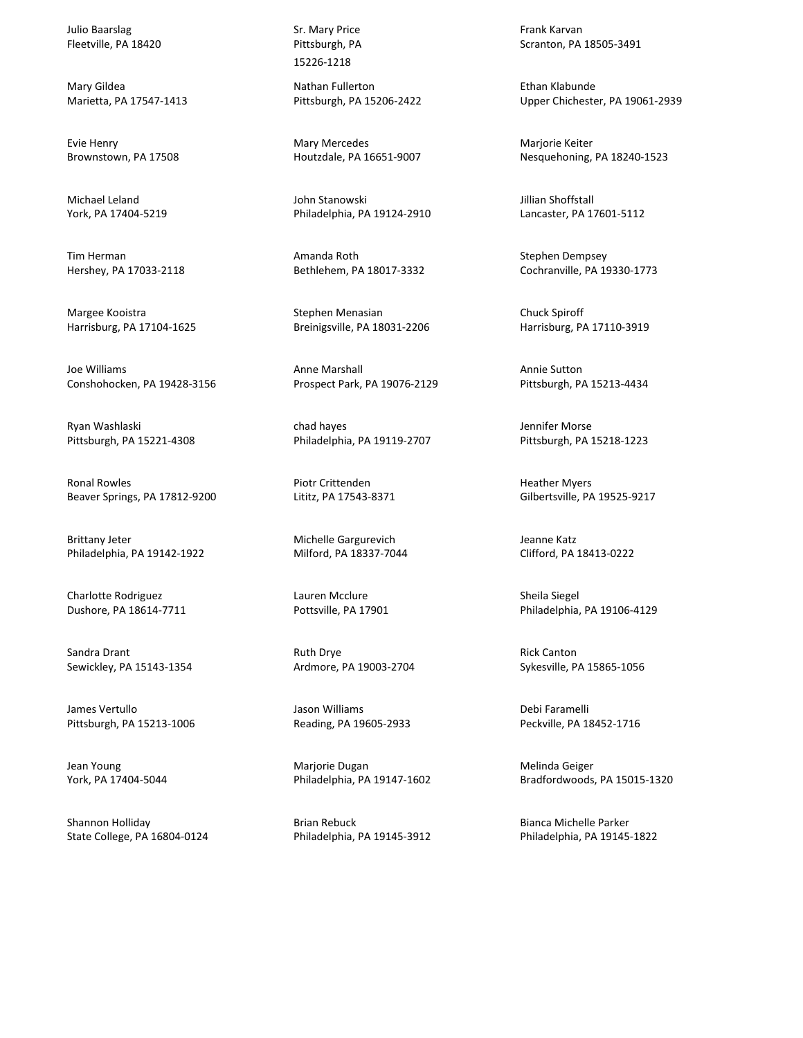Julio Baarslag
Fleetville, PA 18420

Mary Gildea
Marietta, PA 17547-1413

Evie Henry
Brownstown, PA 17508

Michael Leland
York, PA 17404-5219

Tim Herman
Hershey, PA 17033-2118

Margee Kooistra
Harrisburg, PA 17104-1625

Joe Williams
Conshohocken, PA 19428-3156

Ryan Washlaski
Pittsburgh, PA 15221-4308

Ronal Rowles
Beaver Springs, PA 17812-9200

Brittany Jeter
Philadelphia, PA 19142-1922

Charlotte Rodriguez
Dushore, PA 18614-7711

Sandra Drant
Sewickley, PA 15143-1354

James Vertullo
Pittsburgh, PA 15213-1006

Jean Young
York, PA 17404-5044

Shannon Holliday
State College, PA 16804-0124

Sr. Mary Price
Pittsburgh, PA
15226-1218

Nathan Fullerton
Pittsburgh, PA 15206-2422

Mary Mercedes
Houtzdale, PA 16651-9007

John Stanowski
Philadelphia, PA 19124-2910

Amanda Roth
Bethlehem, PA 18017-3332

Stephen Menasian
Breinigsville, PA 18031-2206

Anne Marshall
Prospect Park, PA 19076-2129

chad hayes
Philadelphia, PA 19119-2707

Piotr Crittenden
Lititz, PA 17543-8371

Michelle Gargurevich
Milford, PA 18337-7044

Lauren Mcclure
Pottsville, PA 17901

Ruth Drye
Ardmore, PA 19003-2704

Jason Williams
Reading, PA 19605-2933

Marjorie Dugan
Philadelphia, PA 19147-1602

Brian Rebuck
Philadelphia, PA 19145-3912

Frank Karvan
Scranton, PA 18505-3491

Ethan Klabunde
Upper Chichester, PA 19061-2939

Marjorie Keiter
Nesquehoning, PA 18240-1523

Jillian Shoffstall
Lancaster, PA 17601-5112

Stephen Dempsey
Cochranville, PA 19330-1773

Chuck Spiroff
Harrisburg, PA 17110-3919

Annie Sutton
Pittsburgh, PA 15213-4434

Jennifer Morse
Pittsburgh, PA 15218-1223

Heather Myers
Gilbertsville, PA 19525-9217

Jeanne Katz
Clifford, PA 18413-0222

Sheila Siegel
Philadelphia, PA 19106-4129

Rick Canton
Sykesville, PA 15865-1056

Debi Faramelli
Peckville, PA 18452-1716

Melinda Geiger
Bradfordwoods, PA 15015-1320

Bianca Michelle Parker
Philadelphia, PA 19145-1822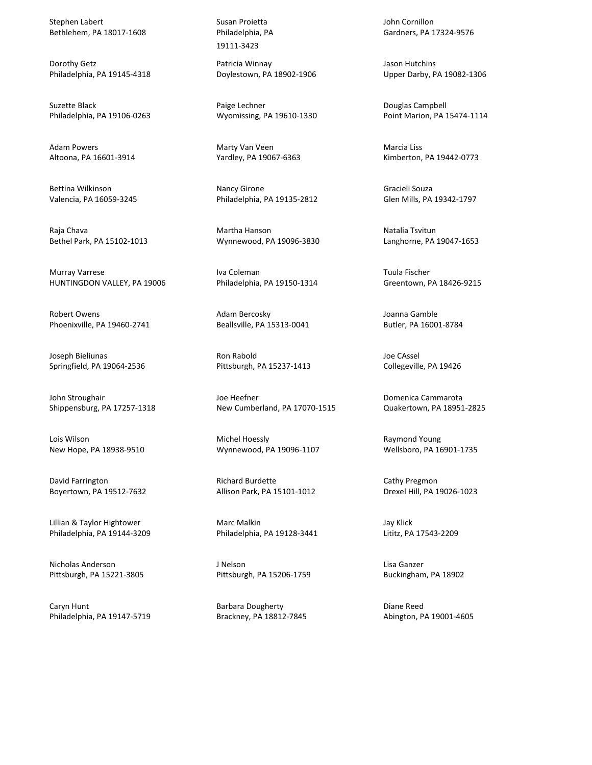Stephen Labert
Bethlehem, PA 18017-1608

Dorothy Getz
Philadelphia, PA 19145-4318

Suzette Black
Philadelphia, PA 19106-0263

Adam Powers
Altoona, PA 16601-3914

Bettina Wilkinson
Valencia, PA 16059-3245

Raja Chava
Bethel Park, PA 15102-1013

Murray Varrese
HUNTINGDON VALLEY, PA 19006

Robert Owens
Phoenixville, PA 19460-2741

Joseph Bieliunas
Springfield, PA 19064-2536

John Stroughair
Shippensburg, PA 17257-1318

Lois Wilson
New Hope, PA 18938-9510

David Farrington
Boyertown, PA 19512-7632

Lillian & Taylor Hightower
Philadelphia, PA 19144-3209

Nicholas Anderson
Pittsburgh, PA 15221-3805

Caryn Hunt
Philadelphia, PA 19147-5719

Susan Proietta
Philadelphia, PA
19111-3423

Patricia Winnay
Doylestown, PA 18902-1906

Paige Lechner
Wyomissing, PA 19610-1330

Marty Van Veen
Yardley, PA 19067-6363

Nancy Girone
Philadelphia, PA 19135-2812

Martha Hanson
Wynnewood, PA 19096-3830

Iva Coleman
Philadelphia, PA 19150-1314

Adam Bercosky
Beallsville, PA 15313-0041

Ron Rabold
Pittsburgh, PA 15237-1413

Joe Heefner
New Cumberland, PA 17070-1515

Michel Hoessly
Wynnewood, PA 19096-1107

Richard Burdette
Allison Park, PA 15101-1012

Marc Malkin
Philadelphia, PA 19128-3441

J Nelson
Pittsburgh, PA 15206-1759

Barbara Dougherty
Brackney, PA 18812-7845

John Cornillon
Gardners, PA 17324-9576

Jason Hutchins
Upper Darby, PA 19082-1306

Douglas Campbell
Point Marion, PA 15474-1114

Marcia Liss
Kimberton, PA 19442-0773

Gracieli Souza
Glen Mills, PA 19342-1797

Natalia Tsvitun
Langhorne, PA 19047-1653

Tuula Fischer
Greentown, PA 18426-9215

Joanna Gamble
Butler, PA 16001-8784

Joe CAssel
Collegeville, PA 19426

Domenica Cammarota
Quakertown, PA 18951-2825

Raymond Young
Wellsboro, PA 16901-1735

Cathy Pregmon
Drexel Hill, PA 19026-1023

Jay Klick
Lititz, PA 17543-2209

Lisa Ganzer
Buckingham, PA 18902

Diane Reed
Abington, PA 19001-4605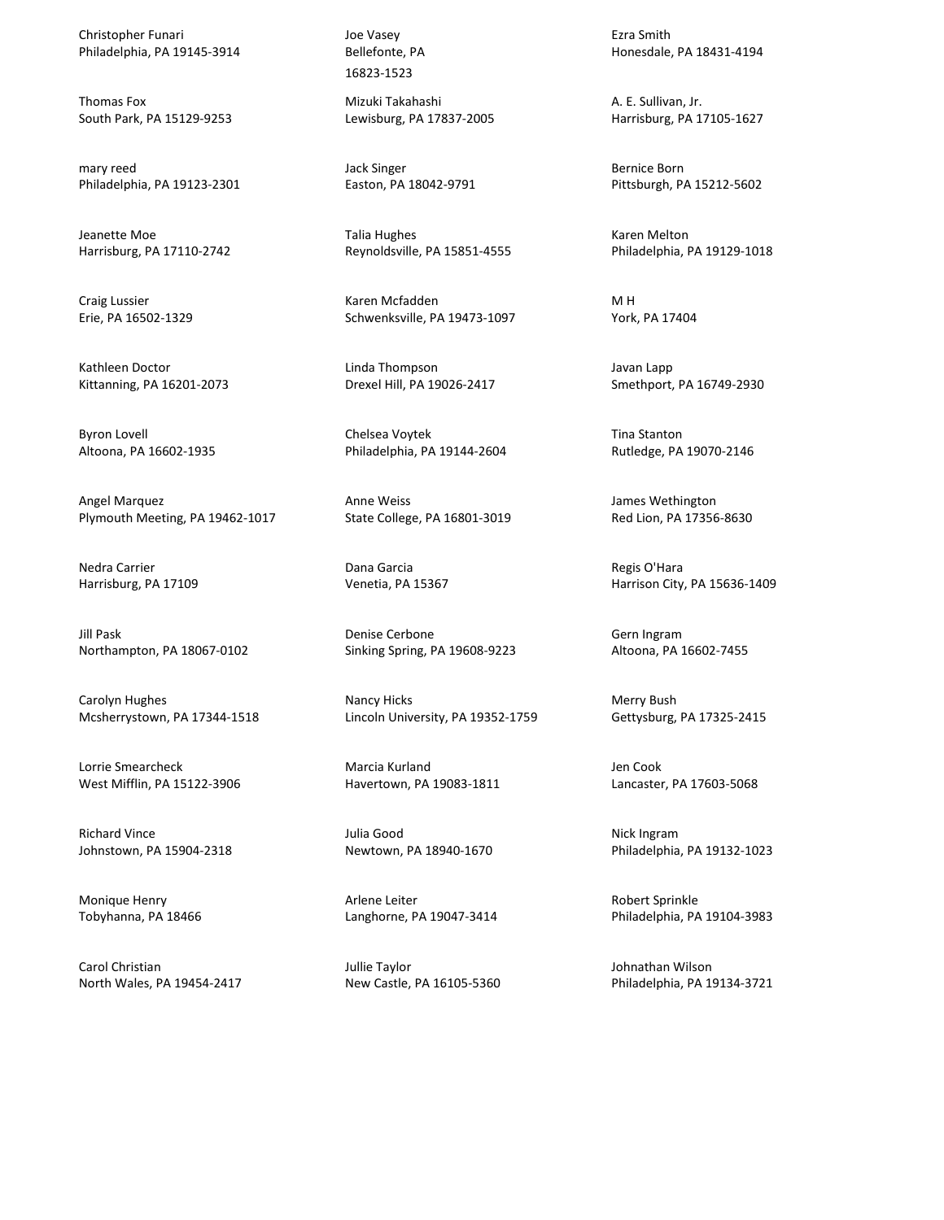Christopher Funari
Philadelphia, PA 19145-3914

Thomas Fox
South Park, PA 15129-9253

mary reed
Philadelphia, PA 19123-2301

Jeanette Moe
Harrisburg, PA 17110-2742

Craig Lussier
Erie, PA 16502-1329

Kathleen Doctor
Kittanning, PA 16201-2073

Byron Lovell
Altoona, PA 16602-1935

Angel Marquez
Plymouth Meeting, PA 19462-1017

Nedra Carrier
Harrisburg, PA 17109

Jill Pask
Northampton, PA 18067-0102

Carolyn Hughes
Mcsherrystown, PA 17344-1518

Lorrie Smearcheck
West Mifflin, PA 15122-3906

Richard Vince
Johnstown, PA 15904-2318

Monique Henry
Tobyhanna, PA 18466

Carol Christian
North Wales, PA 19454-2417

Joe Vasey
Bellefonte, PA
16823-1523

Mizuki Takahashi
Lewisburg, PA 17837-2005

Jack Singer
Easton, PA 18042-9791

Talia Hughes
Reynoldsville, PA 15851-4555

Karen Mcfadden
Schwenksville, PA 19473-1097

Linda Thompson
Drexel Hill, PA 19026-2417

Chelsea Voytek
Philadelphia, PA 19144-2604

Anne Weiss
State College, PA 16801-3019

Dana Garcia
Venetia, PA 15367

Denise Cerbone
Sinking Spring, PA 19608-9223

Nancy Hicks
Lincoln University, PA 19352-1759

Marcia Kurland
Havertown, PA 19083-1811

Julia Good
Newtown, PA 18940-1670

Arlene Leiter
Langhorne, PA 19047-3414

Jullie Taylor
New Castle, PA 16105-5360

Ezra Smith
Honesdale, PA 18431-4194

A. E. Sullivan, Jr.
Harrisburg, PA 17105-1627

Bernice Born
Pittsburgh, PA 15212-5602

Karen Melton
Philadelphia, PA 19129-1018

M H
York, PA 17404

Javan Lapp
Smethport, PA 16749-2930

Tina Stanton
Rutledge, PA 19070-2146

James Wethington
Red Lion, PA 17356-8630

Regis O'Hara
Harrison City, PA 15636-1409

Gern Ingram
Altoona, PA 16602-7455

Merry Bush
Gettysburg, PA 17325-2415

Jen Cook
Lancaster, PA 17603-5068

Nick Ingram
Philadelphia, PA 19132-1023

Robert Sprinkle
Philadelphia, PA 19104-3983

Johnathan Wilson
Philadelphia, PA 19134-3721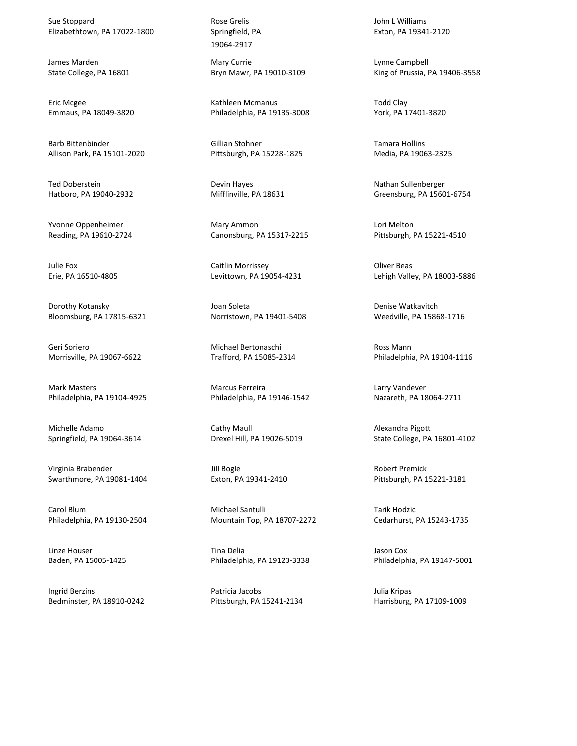Sue Stoppard
Elizabethtown, PA 17022-1800

James Marden
State College, PA 16801

Eric Mcgee
Emmaus, PA 18049-3820

Barb Bittenbinder
Allison Park, PA 15101-2020

Ted Doberstein
Hatboro, PA 19040-2932

Yvonne Oppenheimer
Reading, PA 19610-2724

Julie Fox
Erie, PA 16510-4805

Dorothy Kotansky
Bloomsburg, PA 17815-6321

Geri Soriero
Morrisville, PA 19067-6622

Mark Masters
Philadelphia, PA 19104-4925

Michelle Adamo
Springfield, PA 19064-3614

Virginia Brabender
Swarthmore, PA 19081-1404

Carol Blum
Philadelphia, PA 19130-2504

Linze Houser
Baden, PA 15005-1425

Ingrid Berzins
Bedminster, PA 18910-0242

Rose Grelis
Springfield, PA
19064-2917

Mary Currie
Bryn Mawr, PA 19010-3109

Kathleen Mcmanus
Philadelphia, PA 19135-3008

Gillian Stohner
Pittsburgh, PA 15228-1825

Devin Hayes
Mifflinville, PA 18631

Mary Ammon
Canonsburg, PA 15317-2215

Caitlin Morrissey
Levittown, PA 19054-4231

Joan Soleta
Norristown, PA 19401-5408

Michael Bertonaschi
Trafford, PA 15085-2314

Marcus Ferreira
Philadelphia, PA 19146-1542

Cathy Maull
Drexel Hill, PA 19026-5019

Jill Bogle
Exton, PA 19341-2410

Michael Santulli
Mountain Top, PA 18707-2272

Tina Delia
Philadelphia, PA 19123-3338

Patricia Jacobs
Pittsburgh, PA 15241-2134

John L Williams
Exton, PA 19341-2120

Lynne Campbell
King of Prussia, PA 19406-3558

Todd Clay
York, PA 17401-3820

Tamara Hollins
Media, PA 19063-2325

Nathan Sullenberger
Greensburg, PA 15601-6754

Lori Melton
Pittsburgh, PA 15221-4510

Oliver Beas
Lehigh Valley, PA 18003-5886

Denise Watkavitch
Weedville, PA 15868-1716

Ross Mann
Philadelphia, PA 19104-1116

Larry Vandever
Nazareth, PA 18064-2711

Alexandra Pigott
State College, PA 16801-4102

Robert Premick
Pittsburgh, PA 15221-3181

Tarik Hodzic
Cedarhurst, PA 15243-1735

Jason Cox
Philadelphia, PA 19147-5001

Julia Kripas
Harrisburg, PA 17109-1009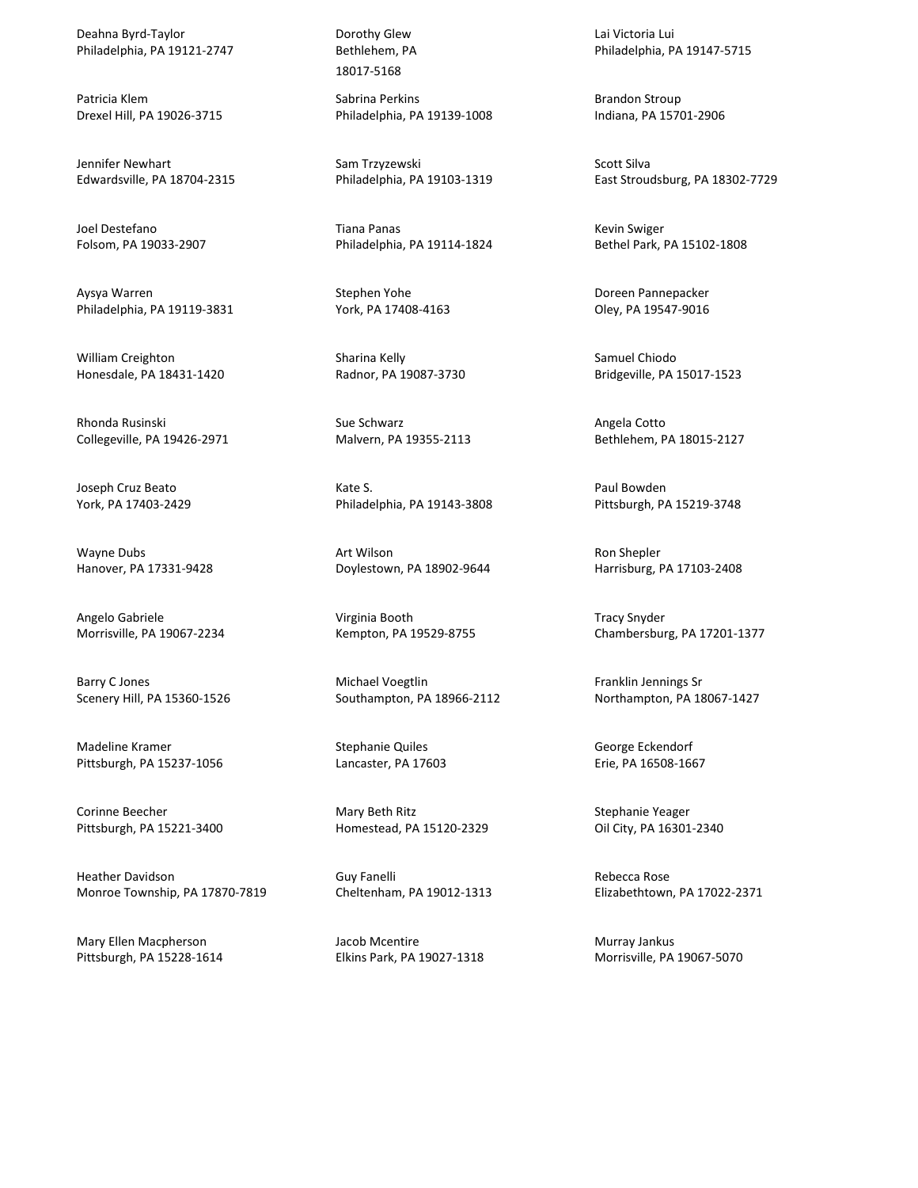Deahna Byrd-Taylor
Philadelphia, PA 19121-2747

Patricia Klem
Drexel Hill, PA 19026-3715

Jennifer Newhart
Edwardsville, PA 18704-2315

Joel Destefano
Folsom, PA 19033-2907

Aysya Warren
Philadelphia, PA 19119-3831

William Creighton
Honesdale, PA 18431-1420

Rhonda Rusinski
Collegeville, PA 19426-2971

Joseph Cruz Beato
York, PA 17403-2429

Wayne Dubs
Hanover, PA 17331-9428

Angelo Gabriele
Morrisville, PA 19067-2234

Barry C Jones
Scenery Hill, PA 15360-1526

Madeline Kramer
Pittsburgh, PA 15237-1056

Corinne Beecher
Pittsburgh, PA 15221-3400

Heather Davidson
Monroe Township, PA 17870-7819

Mary Ellen Macpherson
Pittsburgh, PA 15228-1614

Dorothy Glew
Bethlehem, PA
18017-5168

Sabrina Perkins
Philadelphia, PA 19139-1008

Sam Trzyzewski
Philadelphia, PA 19103-1319

Tiana Panas
Philadelphia, PA 19114-1824

Stephen Yohe
York, PA 17408-4163

Sharina Kelly
Radnor, PA 19087-3730

Sue Schwarz
Malvern, PA 19355-2113

Kate S.
Philadelphia, PA 19143-3808

Art Wilson
Doylestown, PA 18902-9644

Virginia Booth
Kempton, PA 19529-8755

Michael Voegtlin
Southampton, PA 18966-2112

Stephanie Quiles
Lancaster, PA 17603

Mary Beth Ritz
Homestead, PA 15120-2329

Guy Fanelli
Cheltenham, PA 19012-1313

Jacob Mcentire
Elkins Park, PA 19027-1318

Lai Victoria Lui
Philadelphia, PA 19147-5715

Brandon Stroup
Indiana, PA 15701-2906

Scott Silva
East Stroudsburg, PA 18302-7729

Kevin Swiger
Bethel Park, PA 15102-1808

Doreen Pannepacker
Oley, PA 19547-9016

Samuel Chiodo
Bridgeville, PA 15017-1523

Angela Cotto
Bethlehem, PA 18015-2127

Paul Bowden
Pittsburgh, PA 15219-3748

Ron Shepler
Harrisburg, PA 17103-2408

Tracy Snyder
Chambersburg, PA 17201-1377

Franklin Jennings Sr
Northampton, PA 18067-1427

George Eckendorf
Erie, PA 16508-1667

Stephanie Yeager
Oil City, PA 16301-2340

Rebecca Rose
Elizabethtown, PA 17022-2371

Murray Jankus
Morrisville, PA 19067-5070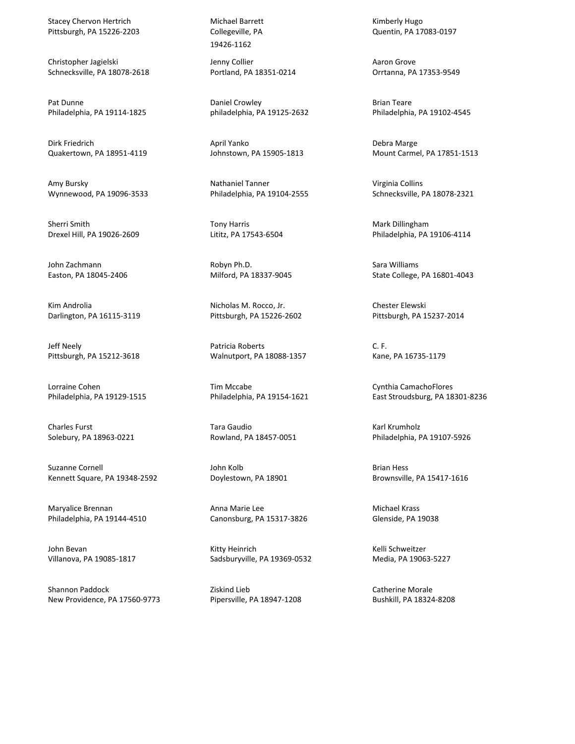Stacey Chervon Hertrich
Pittsburgh, PA 15226-2203

Christopher Jagielski
Schnecksville, PA 18078-2618

Pat Dunne
Philadelphia, PA 19114-1825

Dirk Friedrich
Quakertown, PA 18951-4119

Amy Bursky
Wynnewood, PA 19096-3533

Sherri Smith
Drexel Hill, PA 19026-2609

John Zachmann
Easton, PA 18045-2406

Kim Androlia
Darlington, PA 16115-3119

Jeff Neely
Pittsburgh, PA 15212-3618

Lorraine Cohen
Philadelphia, PA 19129-1515

Charles Furst
Solebury, PA 18963-0221

Suzanne Cornell
Kennett Square, PA 19348-2592

Maryalice Brennan
Philadelphia, PA 19144-4510

John Bevan
Villanova, PA 19085-1817

Shannon Paddock
New Providence, PA 17560-9773

Michael Barrett
Collegeville, PA
19426-1162

Jenny Collier
Portland, PA 18351-0214

Daniel Crowley
philadelphia, PA 19125-2632

April Yanko
Johnstown, PA 15905-1813

Nathaniel Tanner
Philadelphia, PA 19104-2555

Tony Harris
Lititz, PA 17543-6504

Robyn Ph.D.
Milford, PA 18337-9045

Nicholas M. Rocco, Jr.
Pittsburgh, PA 15226-2602

Patricia Roberts
Walnutport, PA 18088-1357

Tim Mccabe
Philadelphia, PA 19154-1621

Tara Gaudio
Rowland, PA 18457-0051

John Kolb
Doylestown, PA 18901

Anna Marie Lee
Canonsburg, PA 15317-3826

Kitty Heinrich
Sadsburyville, PA 19369-0532

Ziskind Lieb
Pipersville, PA 18947-1208

Kimberly Hugo
Quentin, PA 17083-0197

Aaron Grove
Orrtanna, PA 17353-9549

Brian Teare
Philadelphia, PA 19102-4545

Debra Marge
Mount Carmel, PA 17851-1513

Virginia Collins
Schnecksville, PA 18078-2321

Mark Dillingham
Philadelphia, PA 19106-4114

Sara Williams
State College, PA 16801-4043

Chester Elewski
Pittsburgh, PA 15237-2014

C. F.
Kane, PA 16735-1179

Cynthia CamachoFlores
East Stroudsburg, PA 18301-8236

Karl Krumholz
Philadelphia, PA 19107-5926

Brian Hess
Brownsville, PA 15417-1616

Michael Krass
Glenside, PA 19038

Kelli Schweitzer
Media, PA 19063-5227

Catherine Morale
Bushkill, PA 18324-8208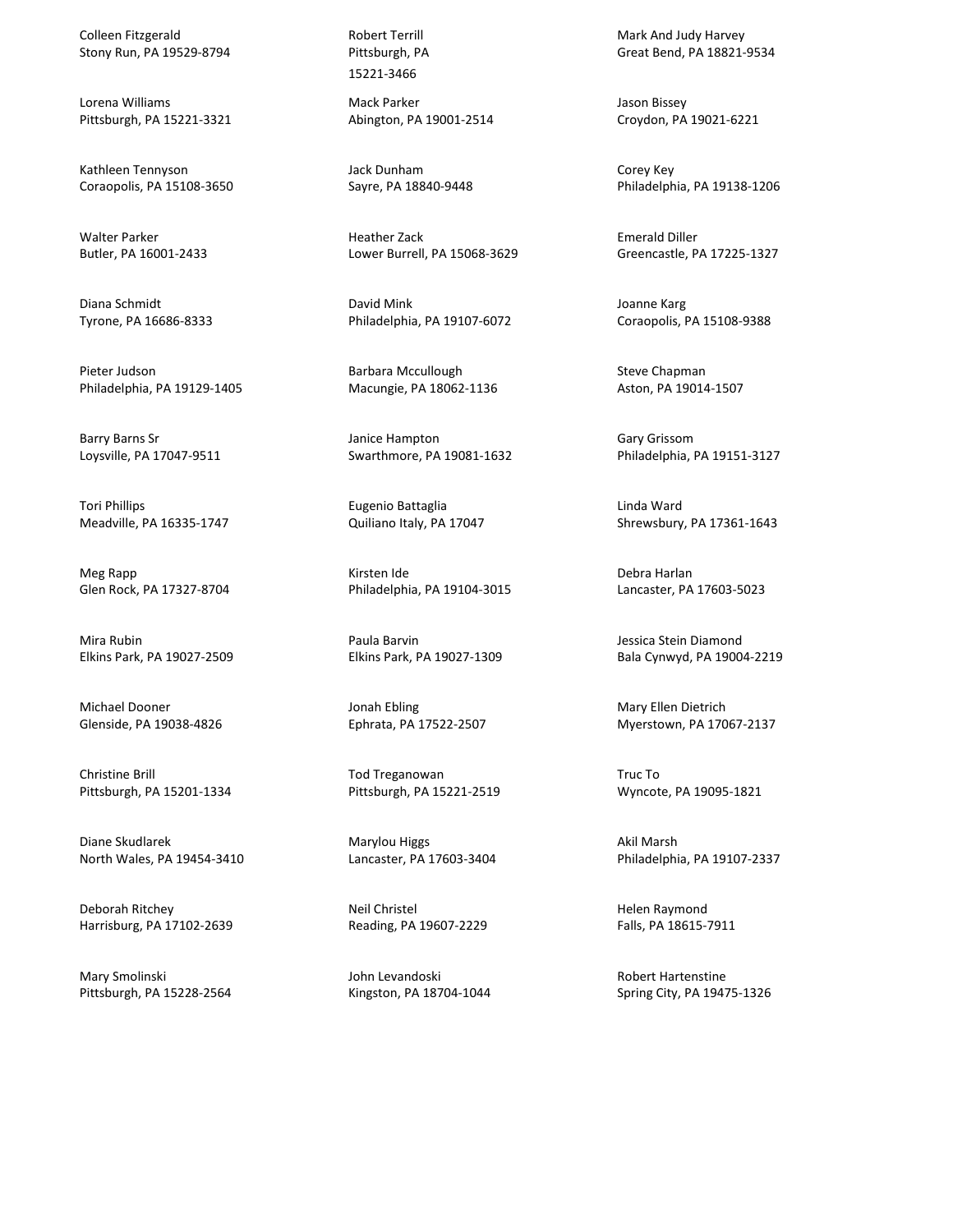Colleen Fitzgerald
Stony Run, PA 19529-8794

Lorena Williams
Pittsburgh, PA 15221-3321

Kathleen Tennyson
Coraopolis, PA 15108-3650

Walter Parker
Butler, PA 16001-2433

Diana Schmidt
Tyrone, PA 16686-8333

Pieter Judson
Philadelphia, PA 19129-1405

Barry Barns Sr
Loysville, PA 17047-9511

Tori Phillips
Meadville, PA 16335-1747

Meg Rapp
Glen Rock, PA 17327-8704

Mira Rubin
Elkins Park, PA 19027-2509

Michael Dooner
Glenside, PA 19038-4826

Christine Brill
Pittsburgh, PA 15201-1334

Diane Skudlarek
North Wales, PA 19454-3410

Deborah Ritchey
Harrisburg, PA 17102-2639

Mary Smolinski
Pittsburgh, PA 15228-2564

Robert Terrill
Pittsburgh, PA
15221-3466

Mack Parker
Abington, PA 19001-2514

Jack Dunham
Sayre, PA 18840-9448

Heather Zack
Lower Burrell, PA 15068-3629

David Mink
Philadelphia, PA 19107-6072

Barbara Mccullough
Macungie, PA 18062-1136

Janice Hampton
Swarthmore, PA 19081-1632

Eugenio Battaglia
Quiliano Italy, PA 17047

Kirsten Ide
Philadelphia, PA 19104-3015

Paula Barvin
Elkins Park, PA 19027-1309

Jonah Ebling
Ephrata, PA 17522-2507

Tod Treganowan
Pittsburgh, PA 15221-2519

Marylou Higgs
Lancaster, PA 17603-3404

Neil Christel
Reading, PA 19607-2229

John Levandoski
Kingston, PA 18704-1044

Mark And Judy Harvey
Great Bend, PA 18821-9534

Jason Bissey
Croydon, PA 19021-6221

Corey Key
Philadelphia, PA 19138-1206

Emerald Diller
Greencastle, PA 17225-1327

Joanne Karg
Coraopolis, PA 15108-9388

Steve Chapman
Aston, PA 19014-1507

Gary Grissom
Philadelphia, PA 19151-3127

Linda Ward
Shrewsbury, PA 17361-1643

Debra Harlan
Lancaster, PA 17603-5023

Jessica Stein Diamond
Bala Cynwyd, PA 19004-2219

Mary Ellen Dietrich
Myerstown, PA 17067-2137

Truc To
Wyncote, PA 19095-1821

Akil Marsh
Philadelphia, PA 19107-2337

Helen Raymond
Falls, PA 18615-7911

Robert Hartenstine
Spring City, PA 19475-1326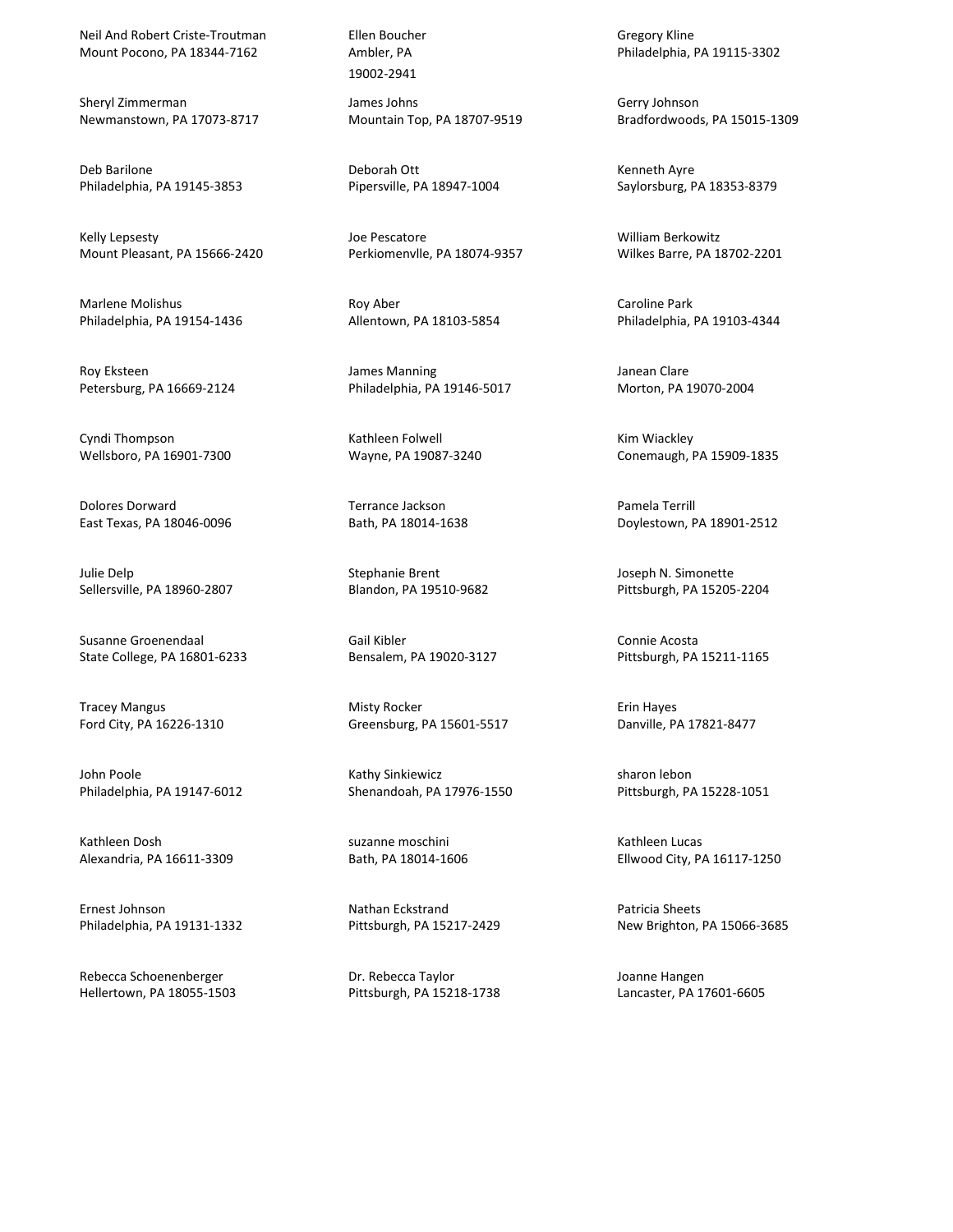Neil And Robert Criste-Troutman
Mount Pocono, PA 18344-7162

Sheryl Zimmerman
Newmanstown, PA 17073-8717

Deb Barilone
Philadelphia, PA 19145-3853

Kelly Lepsesty
Mount Pleasant, PA 15666-2420

Marlene Molishus
Philadelphia, PA 19154-1436

Roy Eksteen
Petersburg, PA 16669-2124

Cyndi Thompson
Wellsboro, PA 16901-7300

Dolores Dorward
East Texas, PA 18046-0096

Julie Delp
Sellersville, PA 18960-2807

Susanne Groenendaal
State College, PA 16801-6233

Tracey Mangus
Ford City, PA 16226-1310

John Poole
Philadelphia, PA 19147-6012

Kathleen Dosh
Alexandria, PA 16611-3309

Ernest Johnson
Philadelphia, PA 19131-1332

Rebecca Schoenenberger
Hellertown, PA 18055-1503

Ellen Boucher
Ambler, PA
19002-2941

James Johns
Mountain Top, PA 18707-9519

Deborah Ott
Pipersville, PA 18947-1004

Joe Pescatore
Perkiomenvlle, PA 18074-9357

Roy Aber
Allentown, PA 18103-5854

James Manning
Philadelphia, PA 19146-5017

Kathleen Folwell
Wayne, PA 19087-3240

Terrance Jackson
Bath, PA 18014-1638

Stephanie Brent
Blandon, PA 19510-9682

Gail Kibler
Bensalem, PA 19020-3127

Misty Rocker
Greensburg, PA 15601-5517

Kathy Sinkiewicz
Shenandoah, PA 17976-1550

suzanne moschini
Bath, PA 18014-1606

Nathan Eckstrand
Pittsburgh, PA 15217-2429

Dr. Rebecca Taylor
Pittsburgh, PA 15218-1738

Gregory Kline
Philadelphia, PA 19115-3302

Gerry Johnson
Bradfordwoods, PA 15015-1309

Kenneth Ayre
Saylorsburg, PA 18353-8379

William Berkowitz
Wilkes Barre, PA 18702-2201

Caroline Park
Philadelphia, PA 19103-4344

Janean Clare
Morton, PA 19070-2004

Kim Wiackley
Conemaugh, PA 15909-1835

Pamela Terrill
Doylestown, PA 18901-2512

Joseph N. Simonette
Pittsburgh, PA 15205-2204

Connie Acosta
Pittsburgh, PA 15211-1165

Erin Hayes
Danville, PA 17821-8477

sharon lebon
Pittsburgh, PA 15228-1051

Kathleen Lucas
Ellwood City, PA 16117-1250

Patricia Sheets
New Brighton, PA 15066-3685

Joanne Hangen
Lancaster, PA 17601-6605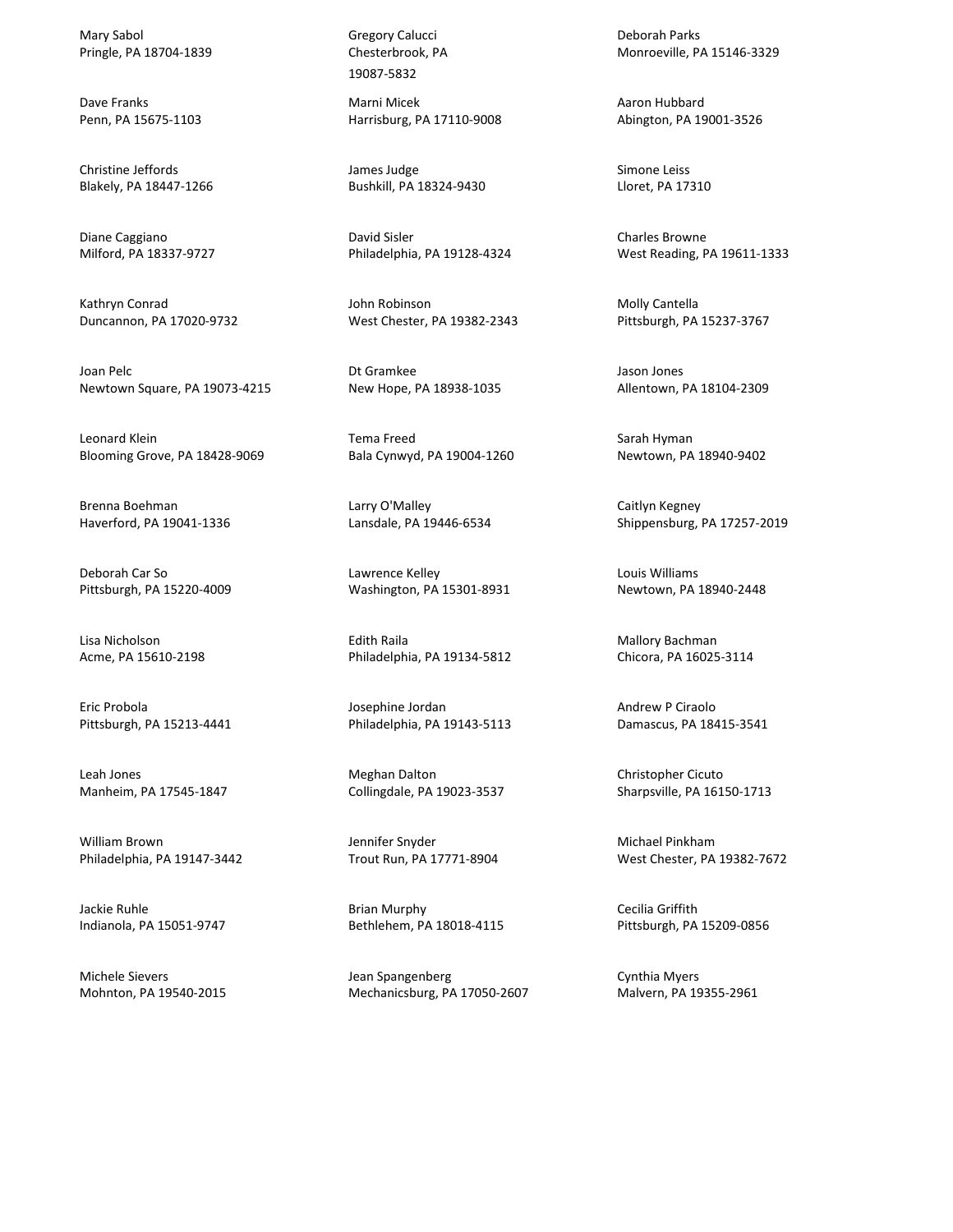Mary Sabol
Pringle, PA 18704-1839

Dave Franks
Penn, PA 15675-1103

Christine Jeffords
Blakely, PA 18447-1266

Diane Caggiano
Milford, PA 18337-9727

Kathryn Conrad
Duncannon, PA 17020-9732

Joan Pelc
Newtown Square, PA 19073-4215

Leonard Klein
Blooming Grove, PA 18428-9069

Brenna Boehman
Haverford, PA 19041-1336

Deborah Car So
Pittsburgh, PA 15220-4009

Lisa Nicholson
Acme, PA 15610-2198

Eric Probola
Pittsburgh, PA 15213-4441

Leah Jones
Manheim, PA 17545-1847

William Brown
Philadelphia, PA 19147-3442

Jackie Ruhle
Indianola, PA 15051-9747

Michele Sievers
Mohnton, PA 19540-2015

Gregory Calucci
Chesterbrook, PA
19087-5832

Marni Micek
Harrisburg, PA 17110-9008

James Judge
Bushkill, PA 18324-9430

David Sisler
Philadelphia, PA 19128-4324

John Robinson
West Chester, PA 19382-2343

Dt Gramkee
New Hope, PA 18938-1035

Tema Freed
Bala Cynwyd, PA 19004-1260

Larry O'Malley
Lansdale, PA 19446-6534

Lawrence Kelley
Washington, PA 15301-8931

Edith Raila
Philadelphia, PA 19134-5812

Josephine Jordan
Philadelphia, PA 19143-5113

Meghan Dalton
Collingdale, PA 19023-3537

Jennifer Snyder
Trout Run, PA 17771-8904

Brian Murphy
Bethlehem, PA 18018-4115

Jean Spangenberg
Mechanicsburg, PA 17050-2607

Deborah Parks
Monroeville, PA 15146-3329

Aaron Hubbard
Abington, PA 19001-3526

Simone Leiss
Lloret, PA 17310

Charles Browne
West Reading, PA 19611-1333

Molly Cantella
Pittsburgh, PA 15237-3767

Jason Jones
Allentown, PA 18104-2309

Sarah Hyman
Newtown, PA 18940-9402

Caitlyn Kegney
Shippensburg, PA 17257-2019

Louis Williams
Newtown, PA 18940-2448

Mallory Bachman
Chicora, PA 16025-3114

Andrew P Ciraolo
Damascus, PA 18415-3541

Christopher Cicuto
Sharpsville, PA 16150-1713

Michael Pinkham
West Chester, PA 19382-7672

Cecilia Griffith
Pittsburgh, PA 15209-0856

Cynthia Myers
Malvern, PA 19355-2961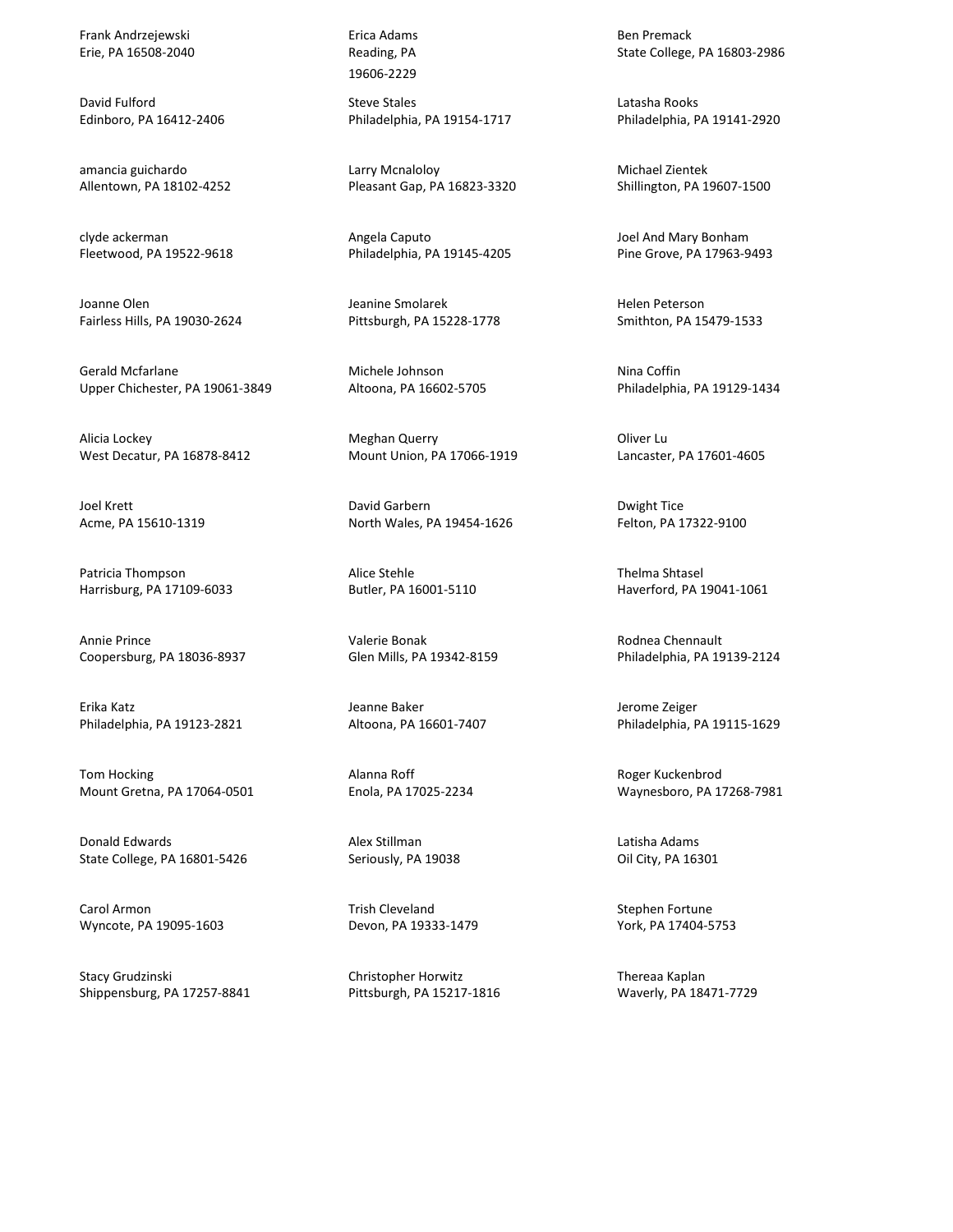Frank Andrzejewski
Erie, PA 16508-2040

David Fulford
Edinboro, PA 16412-2406

amancia guichardo
Allentown, PA 18102-4252

clyde ackerman
Fleetwood, PA 19522-9618

Joanne Olen
Fairless Hills, PA 19030-2624

Gerald Mcfarlane
Upper Chichester, PA 19061-3849

Alicia Lockey
West Decatur, PA 16878-8412

Joel Krett
Acme, PA 15610-1319

Patricia Thompson
Harrisburg, PA 17109-6033

Annie Prince
Coopersburg, PA 18036-8937

Erika Katz
Philadelphia, PA 19123-2821

Tom Hocking
Mount Gretna, PA 17064-0501

Donald Edwards
State College, PA 16801-5426

Carol Armon
Wyncote, PA 19095-1603

Stacy Grudzinski
Shippensburg, PA 17257-8841

Erica Adams
Reading, PA
19606-2229

Steve Stales
Philadelphia, PA 19154-1717

Larry Mcnaloloy
Pleasant Gap, PA 16823-3320

Angela Caputo
Philadelphia, PA 19145-4205

Jeanine Smolarek
Pittsburgh, PA 15228-1778

Michele Johnson
Altoona, PA 16602-5705

Meghan Querry
Mount Union, PA 17066-1919

David Garbern
North Wales, PA 19454-1626

Alice Stehle
Butler, PA 16001-5110

Valerie Bonak
Glen Mills, PA 19342-8159

Jeanne Baker
Altoona, PA 16601-7407

Alanna Roff
Enola, PA 17025-2234

Alex Stillman
Seriously, PA 19038

Trish Cleveland
Devon, PA 19333-1479

Christopher Horwitz
Pittsburgh, PA 15217-1816

Ben Premack
State College, PA 16803-2986

Latasha Rooks
Philadelphia, PA 19141-2920

Michael Zientek
Shillington, PA 19607-1500

Joel And Mary Bonham
Pine Grove, PA 17963-9493

Helen Peterson
Smithton, PA 15479-1533

Nina Coffin
Philadelphia, PA 19129-1434

Oliver Lu
Lancaster, PA 17601-4605

Dwight Tice
Felton, PA 17322-9100

Thelma Shtasel
Haverford, PA 19041-1061

Rodnea Chennault
Philadelphia, PA 19139-2124

Jerome Zeiger
Philadelphia, PA 19115-1629

Roger Kuckenbrod
Waynesboro, PA 17268-7981

Latisha Adams
Oil City, PA 16301

Stephen Fortune
York, PA 17404-5753

Thereaa Kaplan
Waverly, PA 18471-7729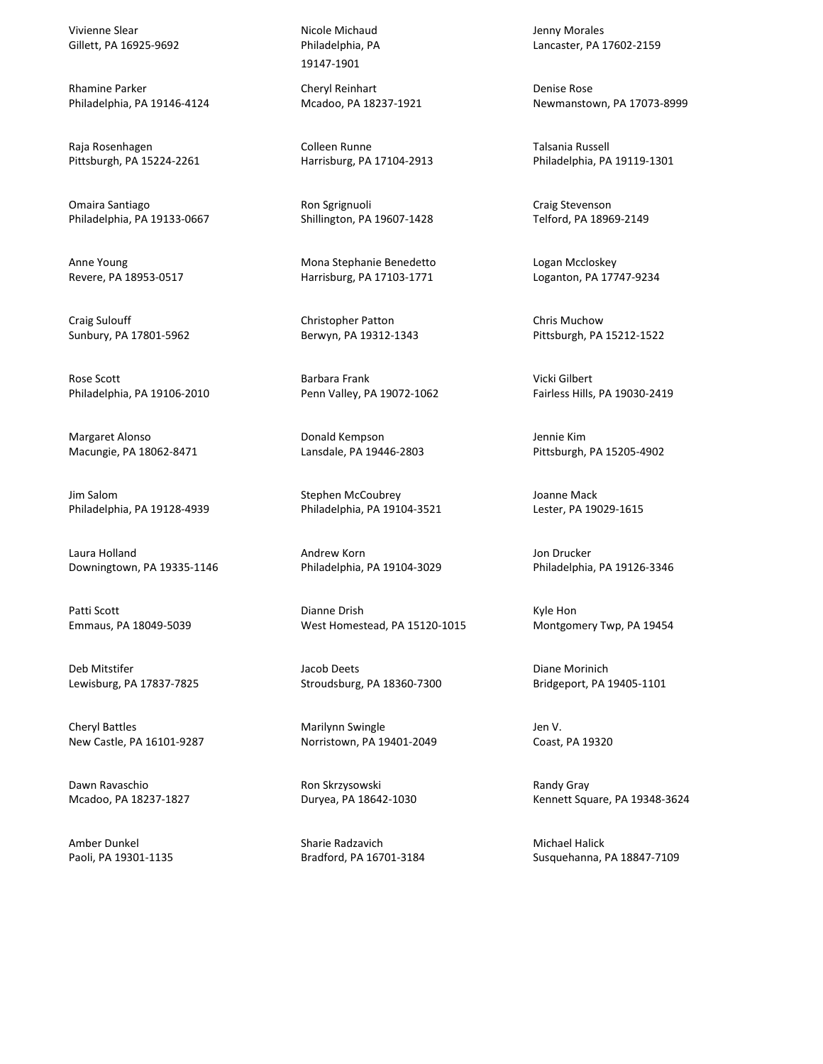Vivienne Slear
Gillett, PA 16925-9692

Rhamine Parker
Philadelphia, PA 19146-4124

Raja Rosenhagen
Pittsburgh, PA 15224-2261

Omaira Santiago
Philadelphia, PA 19133-0667

Anne Young
Revere, PA 18953-0517

Craig Sulouff
Sunbury, PA 17801-5962

Rose Scott
Philadelphia, PA 19106-2010

Margaret Alonso
Macungie, PA 18062-8471

Jim Salom
Philadelphia, PA 19128-4939

Laura Holland
Downingtown, PA 19335-1146

Patti Scott
Emmaus, PA 18049-5039

Deb Mitstifer
Lewisburg, PA 17837-7825

Cheryl Battles
New Castle, PA 16101-9287

Dawn Ravaschio
Mcadoo, PA 18237-1827

Amber Dunkel
Paoli, PA 19301-1135

Nicole Michaud
Philadelphia, PA
19147-1901

Cheryl Reinhart
Mcadoo, PA 18237-1921

Colleen Runne
Harrisburg, PA 17104-2913

Ron Sgrignuoli
Shillington, PA 19607-1428

Mona Stephanie Benedetto
Harrisburg, PA 17103-1771

Christopher Patton
Berwyn, PA 19312-1343

Barbara Frank
Penn Valley, PA 19072-1062

Donald Kempson
Lansdale, PA 19446-2803

Stephen McCoubrey
Philadelphia, PA 19104-3521

Andrew Korn
Philadelphia, PA 19104-3029

Dianne Drish
West Homestead, PA 15120-1015

Jacob Deets
Stroudsburg, PA 18360-7300

Marilynn Swingle
Norristown, PA 19401-2049

Ron Skrzysowski
Duryea, PA 18642-1030

Sharie Radzavich
Bradford, PA 16701-3184

Jenny Morales
Lancaster, PA 17602-2159

Denise Rose
Newmanstown, PA 17073-8999

Talsania Russell
Philadelphia, PA 19119-1301

Craig Stevenson
Telford, PA 18969-2149

Logan Mccloskey
Loganton, PA 17747-9234

Chris Muchow
Pittsburgh, PA 15212-1522

Vicki Gilbert
Fairless Hills, PA 19030-2419

Jennie Kim
Pittsburgh, PA 15205-4902

Joanne Mack
Lester, PA 19029-1615

Jon Drucker
Philadelphia, PA 19126-3346

Kyle Hon
Montgomery Twp, PA 19454

Diane Morinich
Bridgeport, PA 19405-1101

Jen V.
Coast, PA 19320

Randy Gray
Kennett Square, PA 19348-3624

Michael Halick
Susquehanna, PA 18847-7109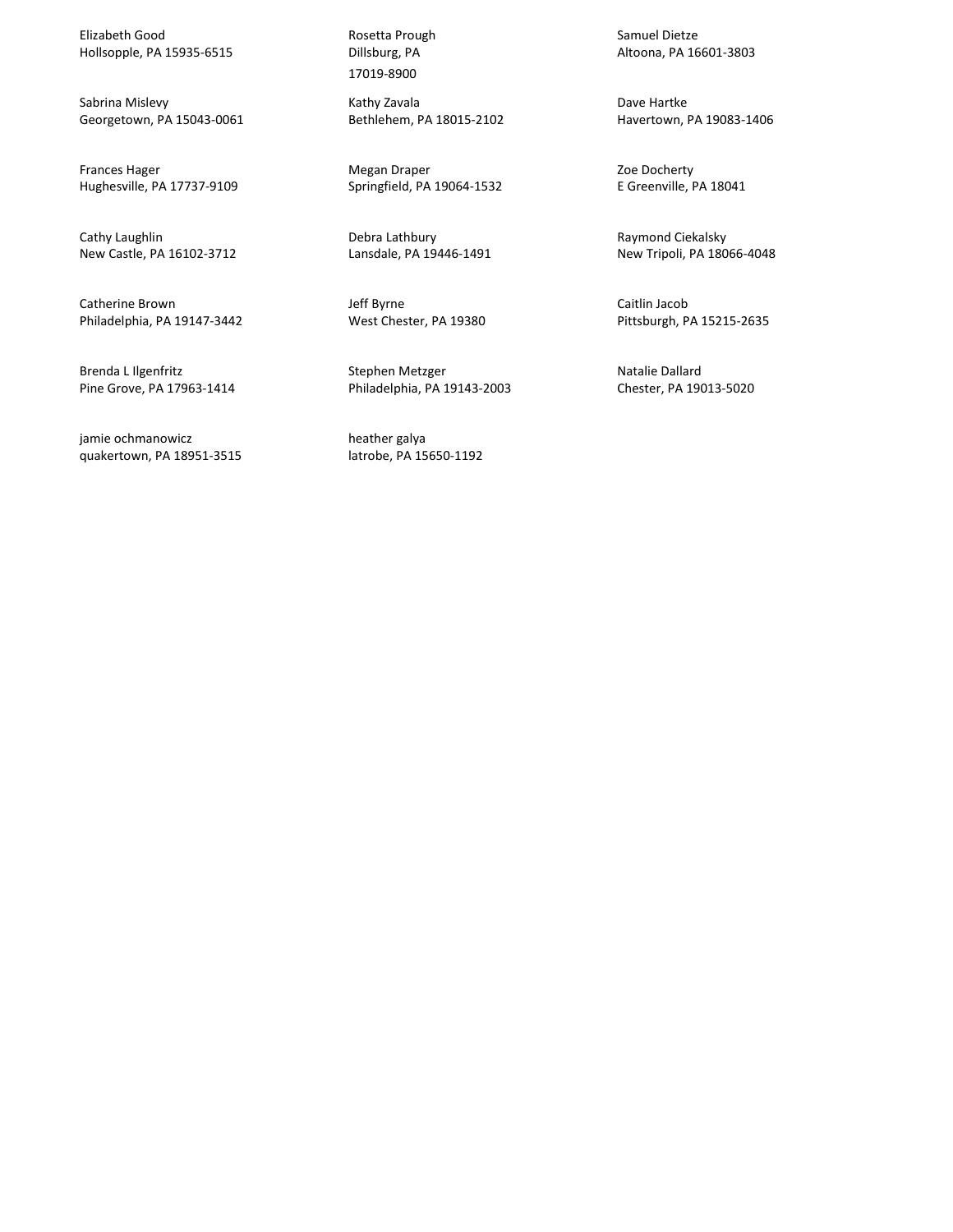Elizabeth Good
Hollsopple, PA 15935-6515

Sabrina Mislevy
Georgetown, PA 15043-0061

Frances Hager
Hughesville, PA 17737-9109

Cathy Laughlin
New Castle, PA 16102-3712

Catherine Brown
Philadelphia, PA 19147-3442

Brenda L Ilgenfritz
Pine Grove, PA 17963-1414

jamie ochmanowicz
quakertown, PA 18951-3515

Rosetta Prough
Dillsburg, PA
17019-8900

Kathy Zavala
Bethlehem, PA 18015-2102

Megan Draper
Springfield, PA 19064-1532

Debra Lathbury
Lansdale, PA 19446-1491

Jeff Byrne
West Chester, PA 19380

Stephen Metzger
Philadelphia, PA 19143-2003

heather galya
latrobe, PA 15650-1192

Samuel Dietze
Altoona, PA 16601-3803

Dave Hartke
Havertown, PA 19083-1406

Zoe Docherty
E Greenville, PA 18041

Raymond Ciekalsky
New Tripoli, PA 18066-4048

Caitlin Jacob
Pittsburgh, PA 15215-2635

Natalie Dallard
Chester, PA 19013-5020